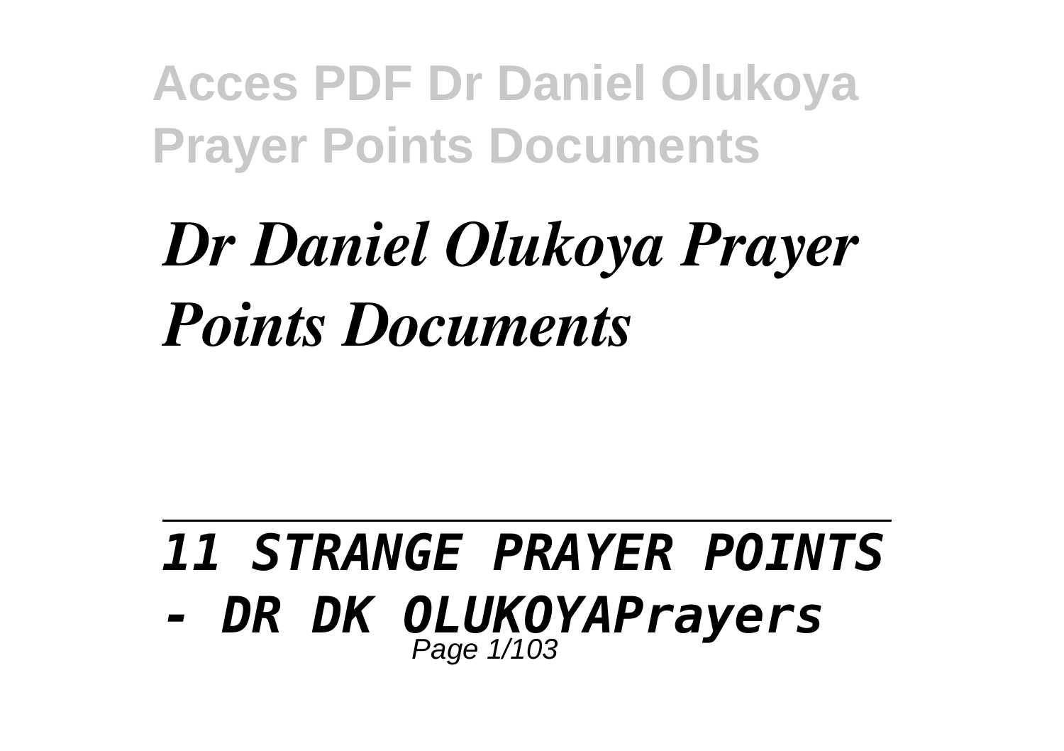# *Dr Daniel Olukoya Prayer Points Documents*

---

***11 STRANGE PRAYER POINTS - DR DK OLUKOYAPrayers***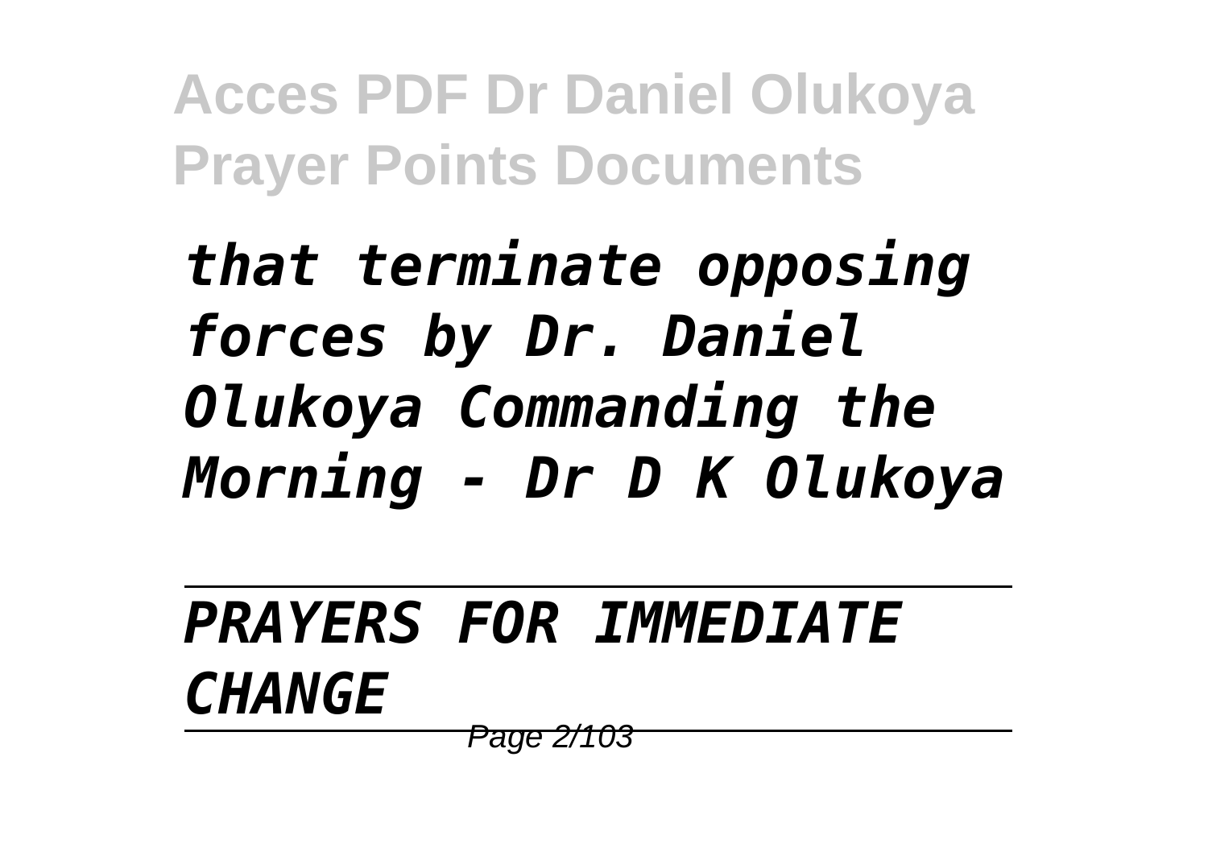*that terminate opposing forces by Dr. Daniel Olukoya Commanding the Morning - Dr D K Olukoya*

---

*PRAYERS FOR IMMEDIATE CHANGE*

---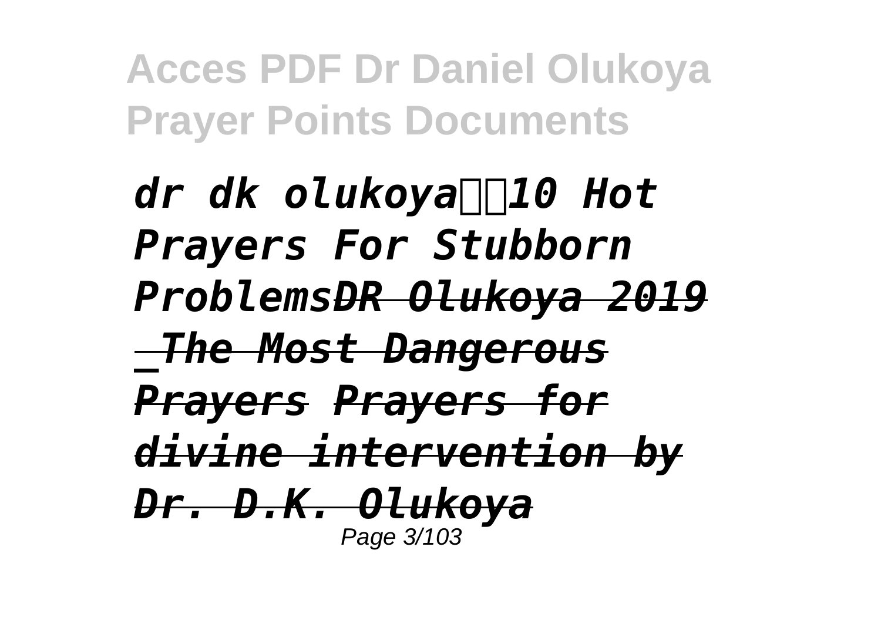*dr dk olukoya 10 Hot Prayers For Stubborn Problems~~DR Olukoya 2019 _The Most Dangerous Prayers~~ ~~Prayers for divine intervention by Dr. D.K. Olukoya~~*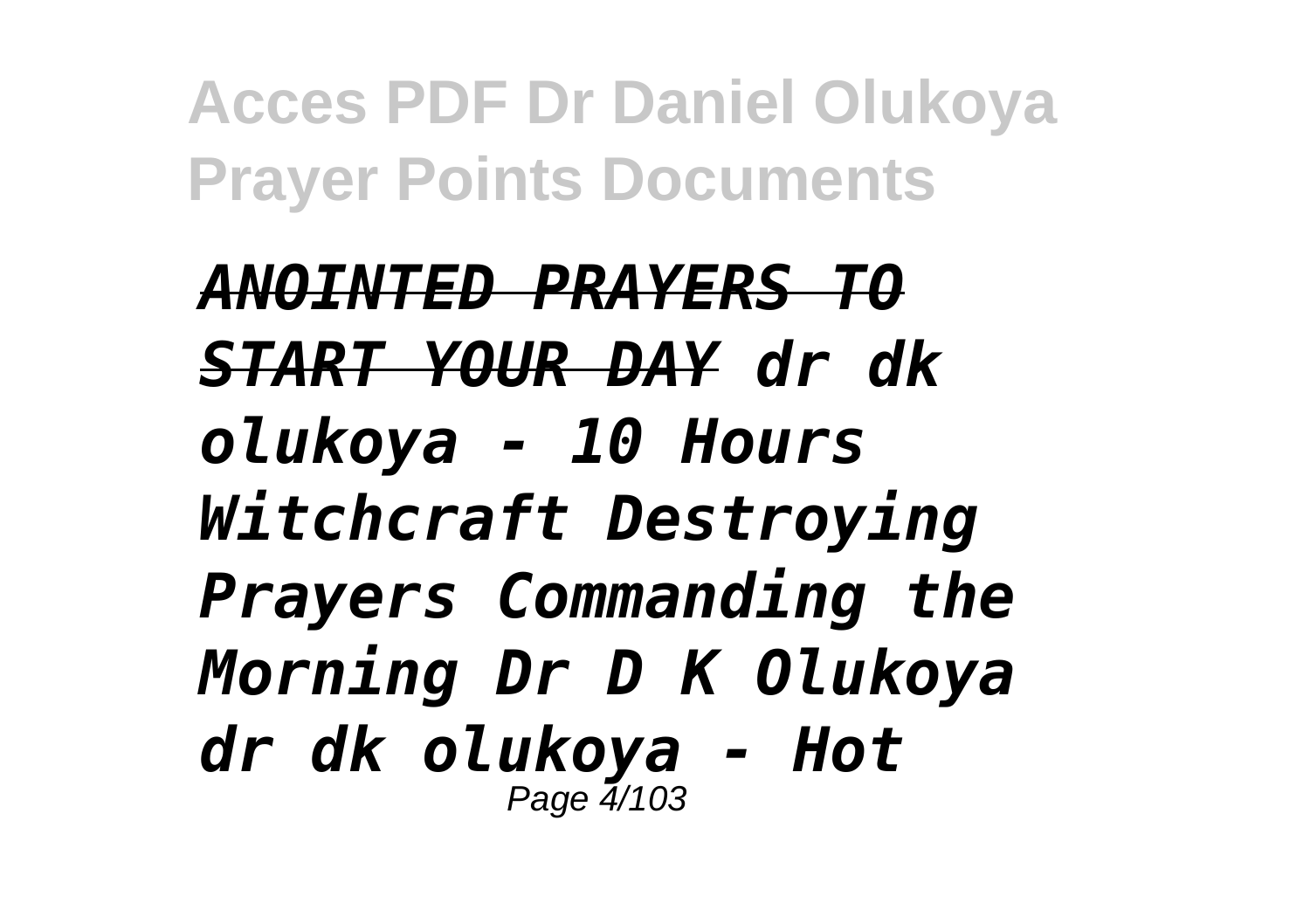*ANOINTED PRAYERS TO START YOUR DAY dr dk olukoya - 10 Hours Witchcraft Destroying Prayers Commanding the Morning Dr D K Olukoya dr dk olukoya - Hot*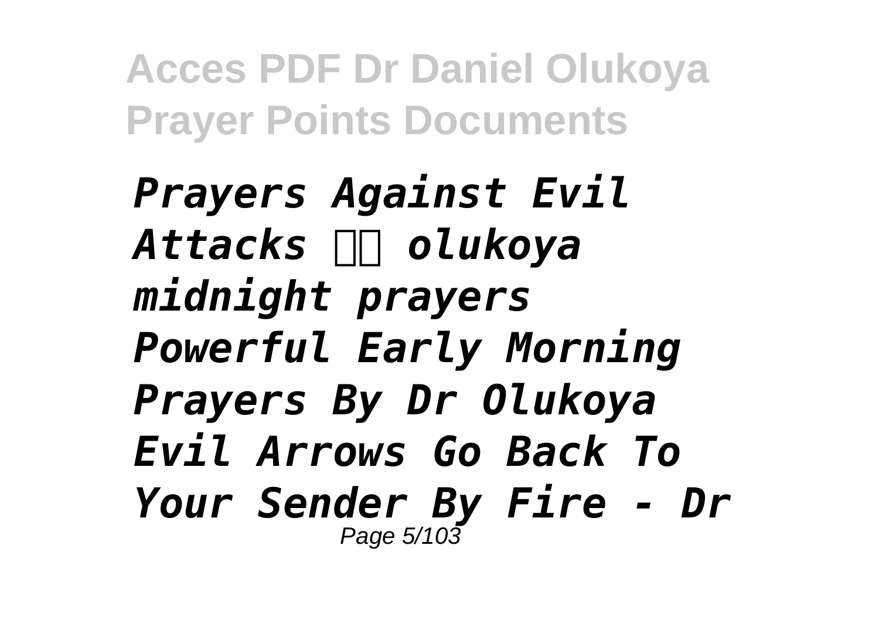*Prayers Against Evil Attacks  olukoya midnight prayers Powerful Early Morning Prayers By Dr Olukoya Evil Arrows Go Back To Your Sender By Fire - Dr*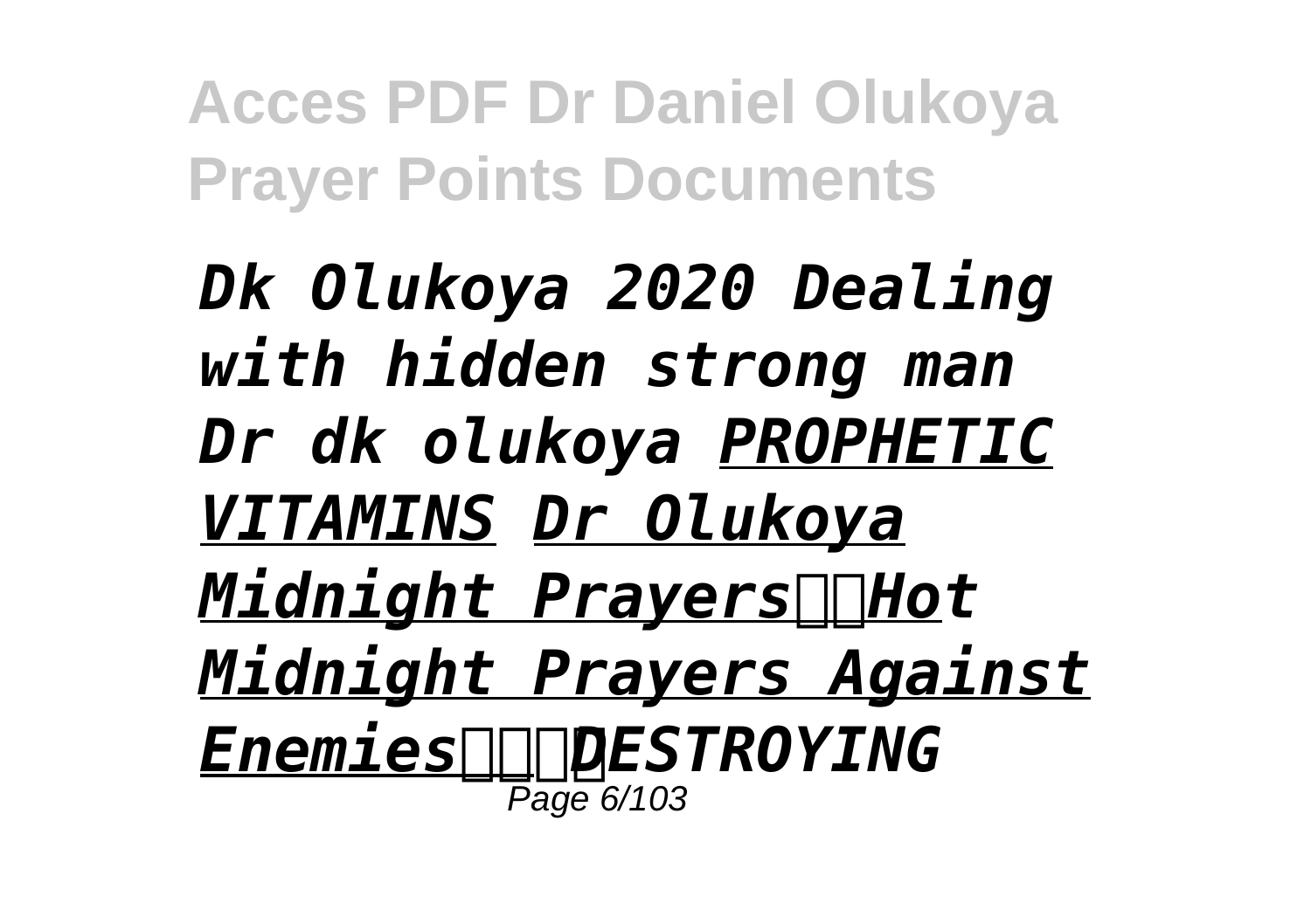*Dk Olukoya 2020 Dealing with hidden strong man Dr dk olukoya* *PROPHETIC VITAMINS* *Dr Olukoya Midnight Prayers*Hot Midnight Prayers Against Enemies *DESTROYING*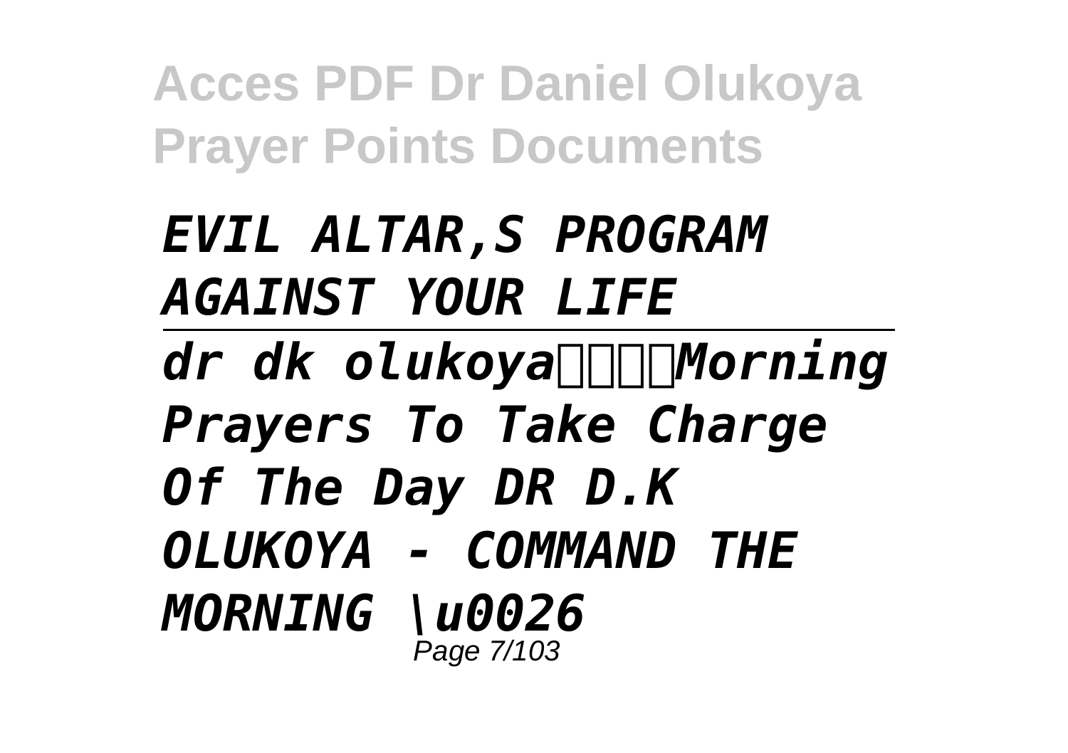***EVIL ALTAR,S PROGRAM AGAINST YOUR LIFE***

---

***dr dk olukoya□□□□Morning Prayers To Take Charge Of The Day DR D.K OLUKOYA - COMMAND THE MORNING \u0026***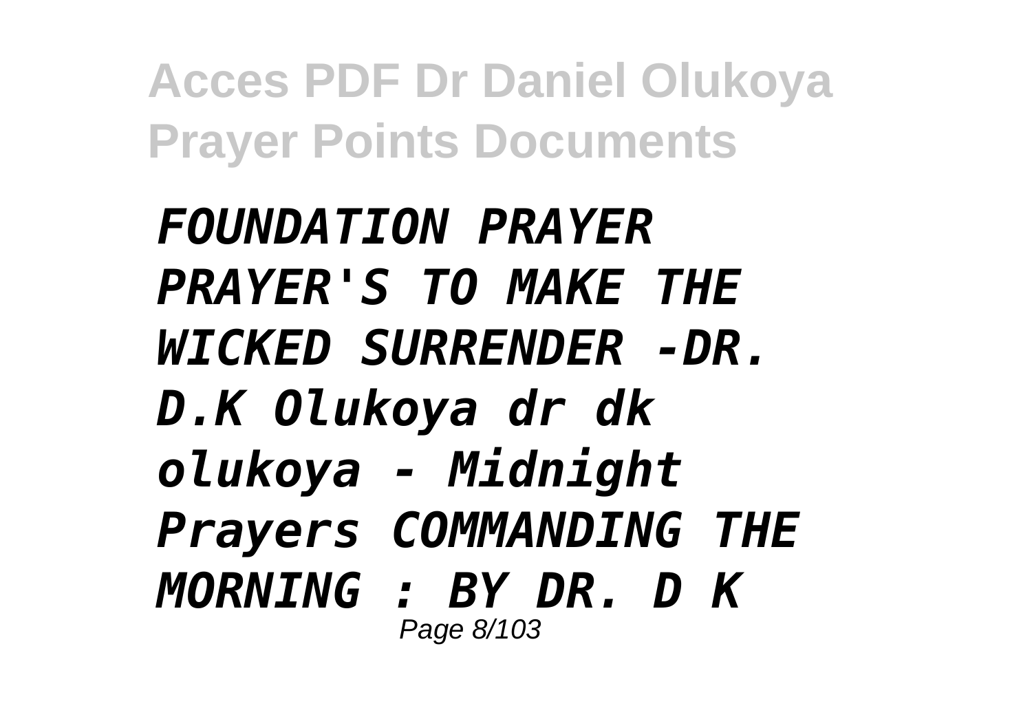***FOUNDATION PRAYER PRAYER'S TO MAKE THE WICKED SURRENDER -DR. D.K Olukoya dr dk olukoya - Midnight Prayers COMMANDING THE MORNING : BY DR. D K***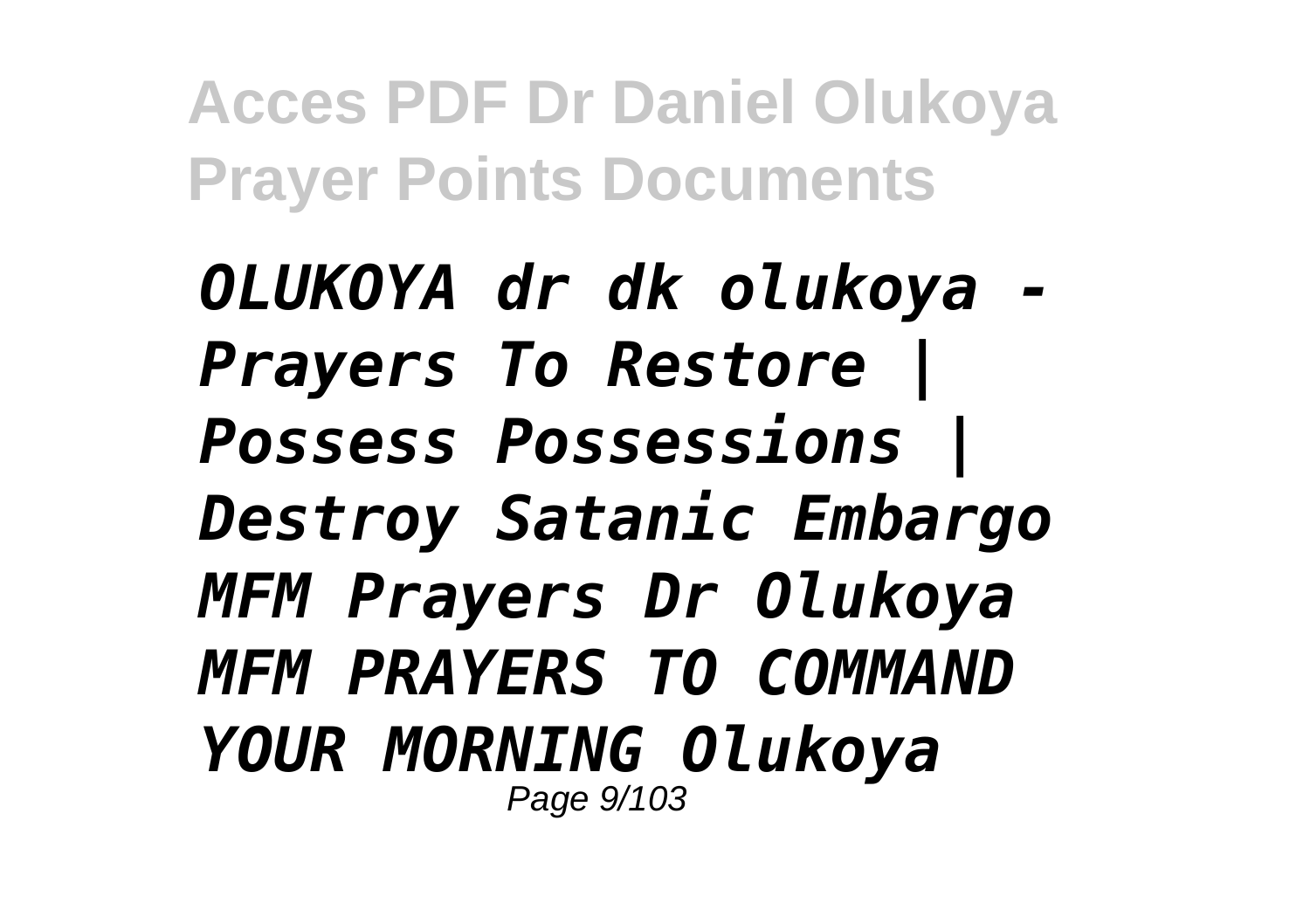*OLUKOYA dr dk olukoya - Prayers To Restore | Possess Possessions | Destroy Satanic Embargo MFM Prayers Dr Olukoya MFM PRAYERS TO COMMAND YOUR MORNING Olukoya*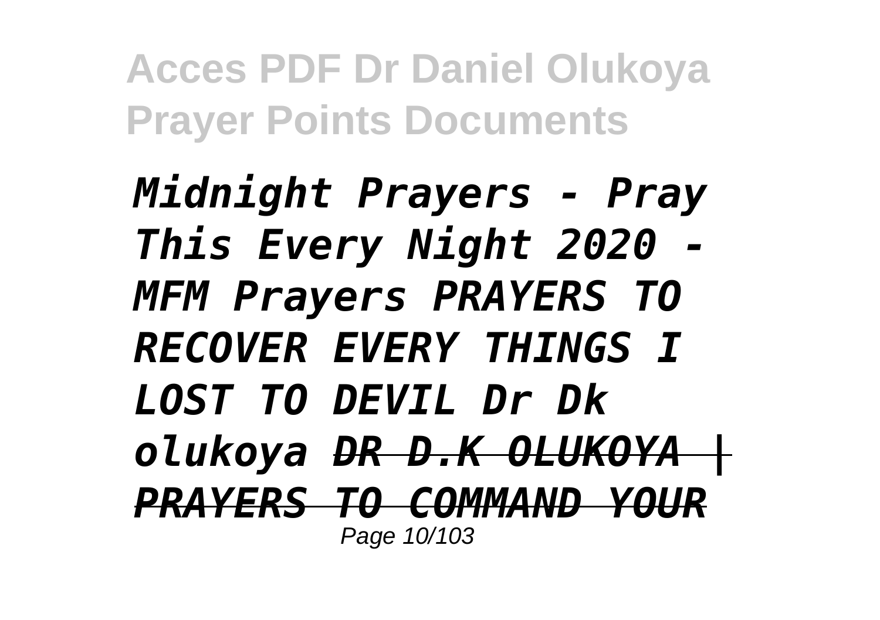*Midnight Prayers - Pray This Every Night 2020 - MFM Prayers PRAYERS TO RECOVER EVERY THINGS I LOST TO DEVIL Dr Dk olukoya ~~DR D.K OLUKOYA | PRAYERS TO COMMAND YOUR~~*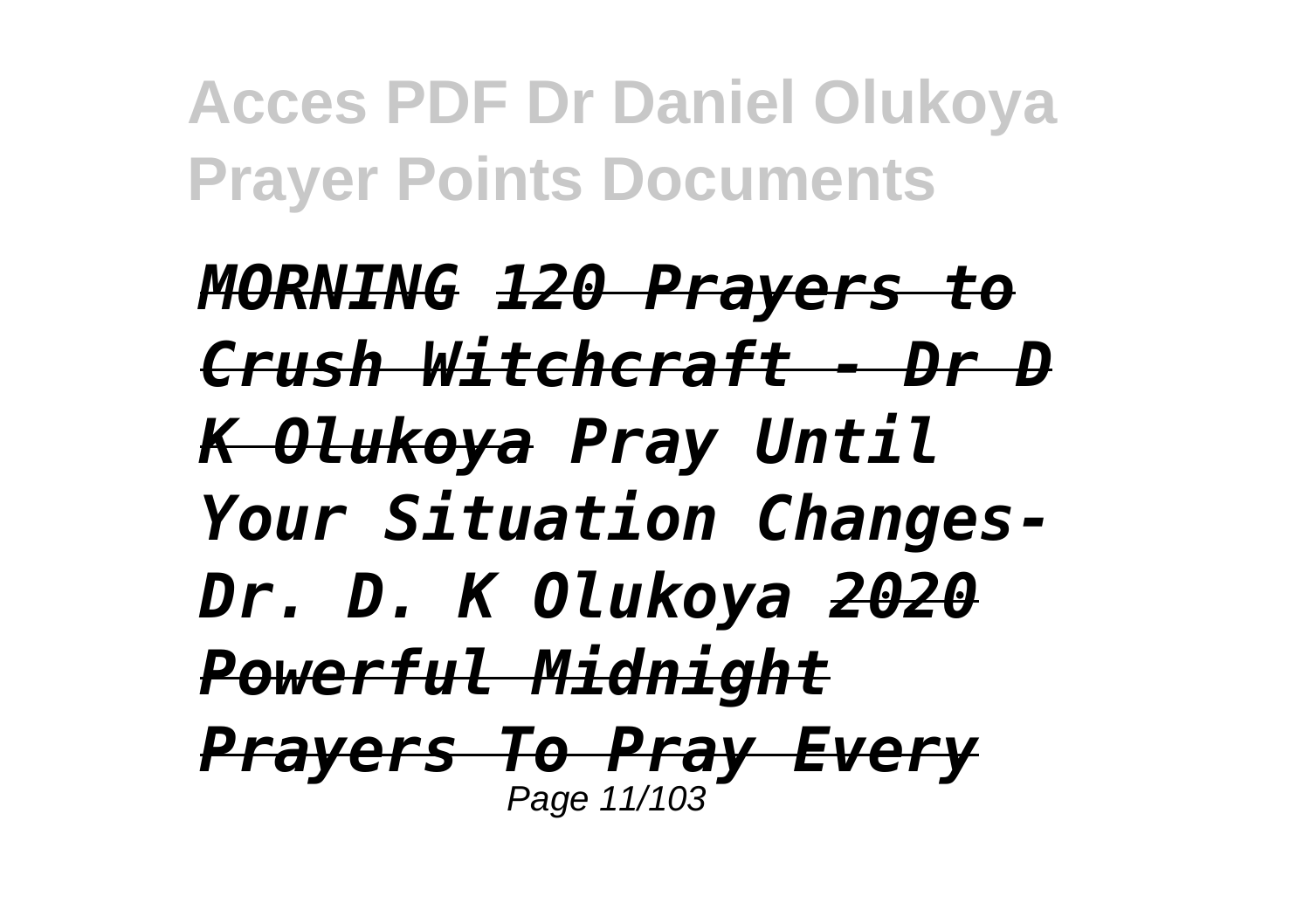*MORNING 120 Prayers to Crush Witchcraft - Dr D K Olukoya Pray Until Your Situation Changes- Dr. D. K Olukoya 2020 Powerful Midnight Prayers To Pray Every*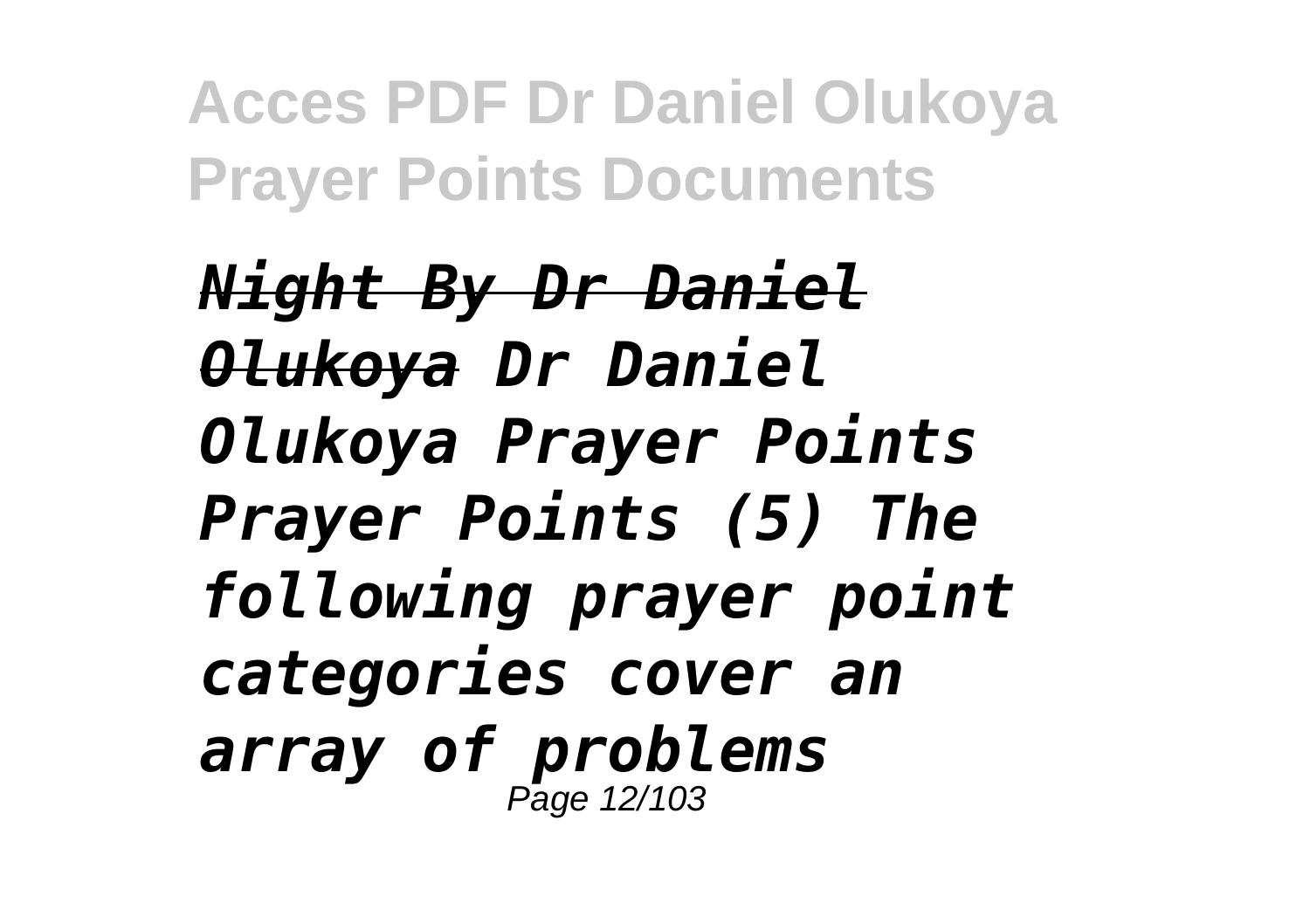***~~Night By Dr Daniel Olukoya~~ Dr Daniel Olukoya Prayer Points Prayer Points (5) The following prayer point categories cover an array of problems***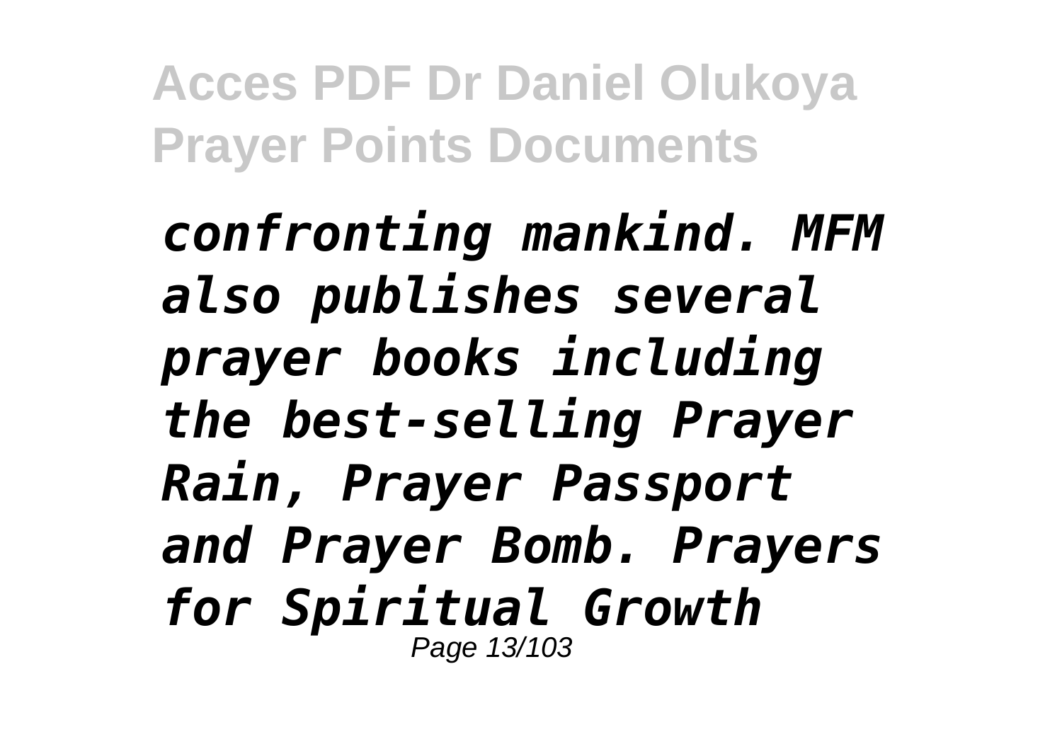*confronting mankind. MFM also publishes several prayer books including the best-selling Prayer Rain, Prayer Passport and Prayer Bomb. Prayers for Spiritual Growth*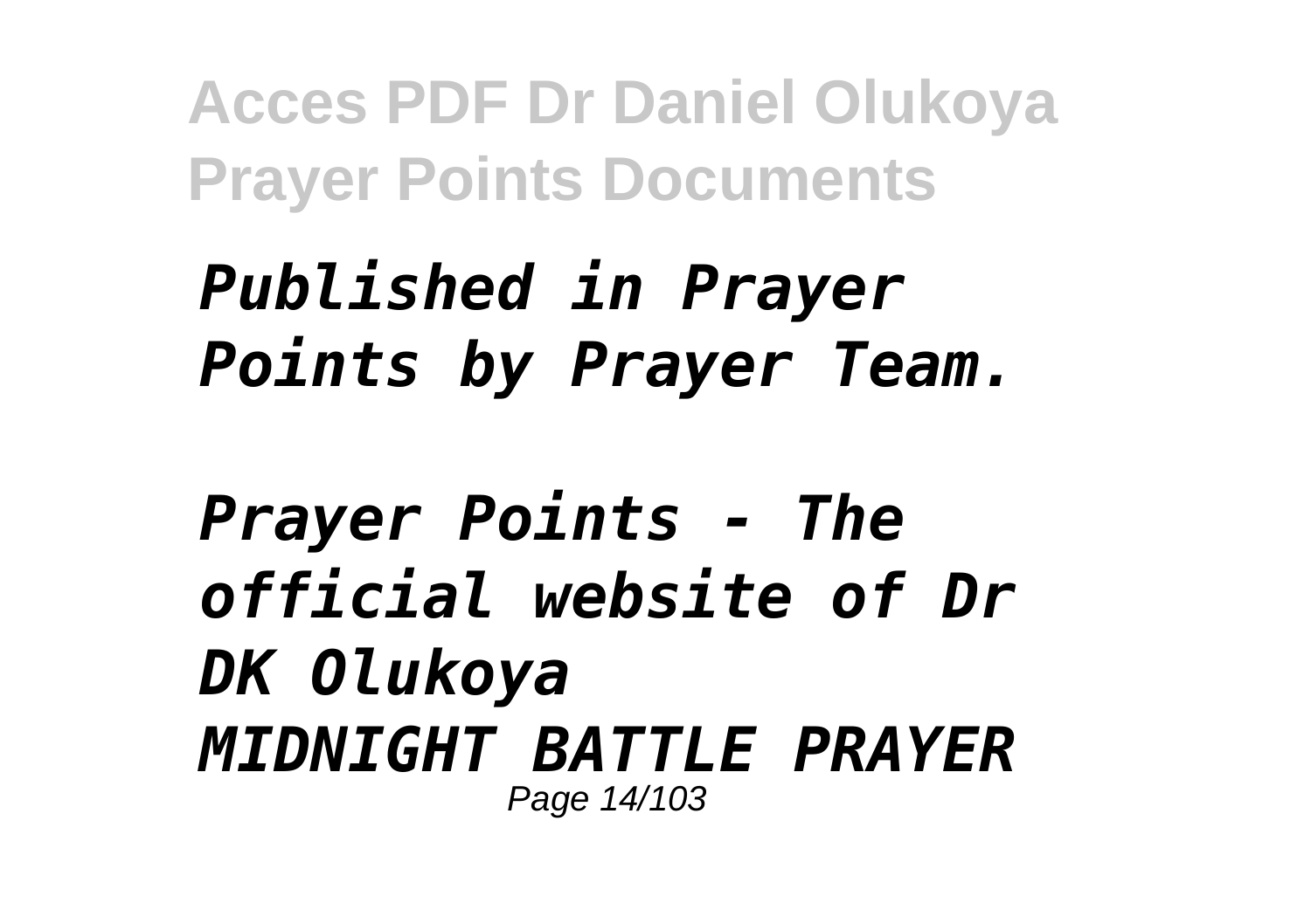*Published in Prayer Points by Prayer Team.*

*Prayer Points - The official website of Dr DK Olukoya*

***MIDNIGHT BATTLE PRAYER***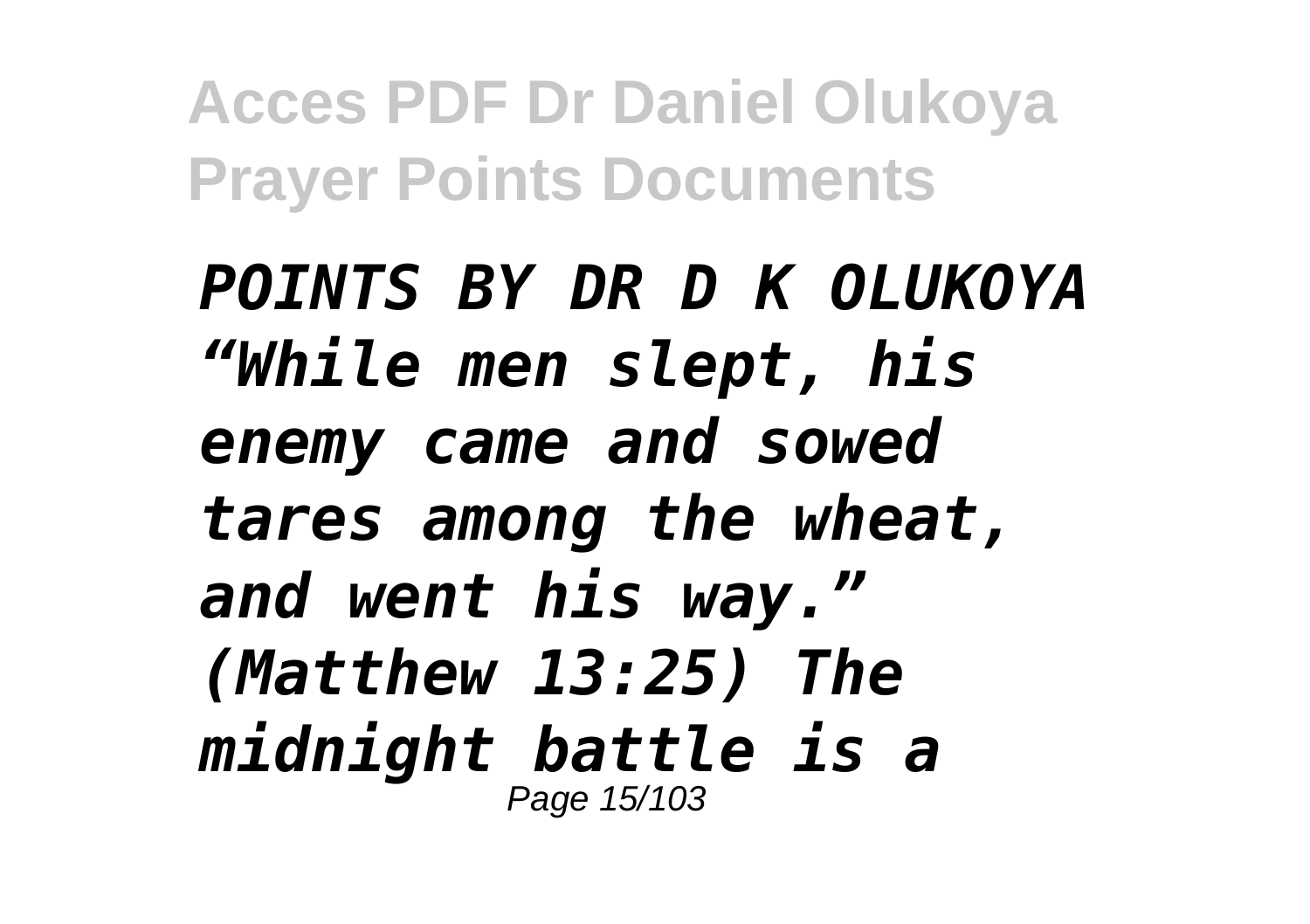*POINTS BY DR D K OLUKOYA "While men slept, his enemy came and sowed tares among the wheat, and went his way." (Matthew 13:25) The midnight battle is a*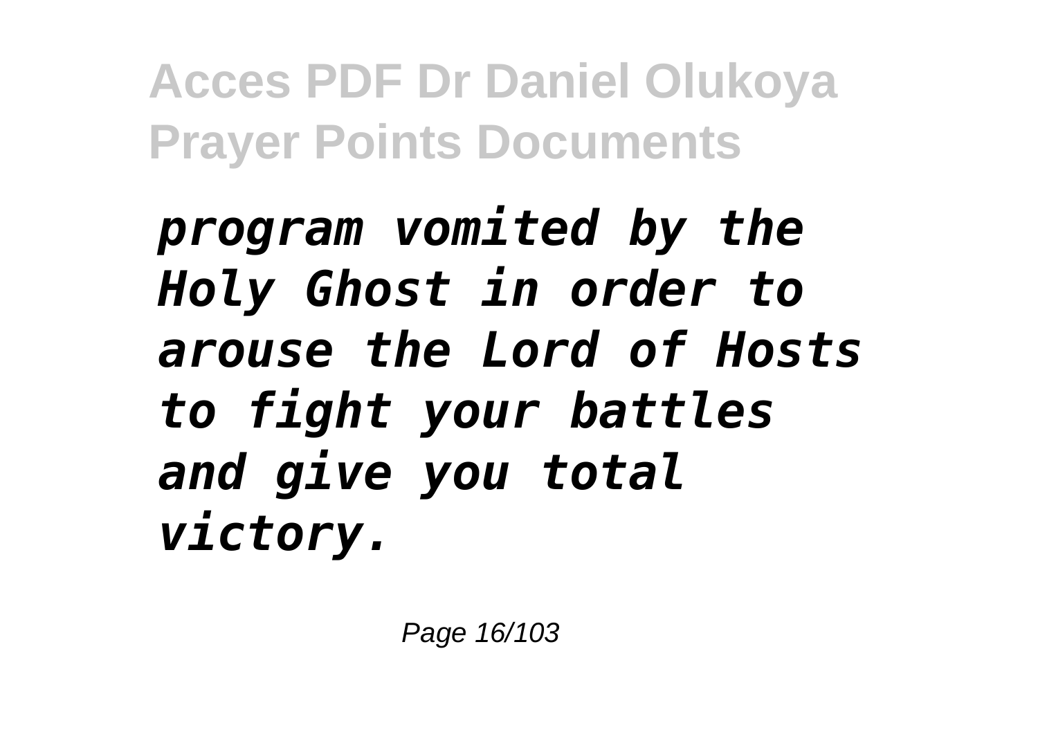*program vomited by the Holy Ghost in order to arouse the Lord of Hosts to fight your battles and give you total victory.*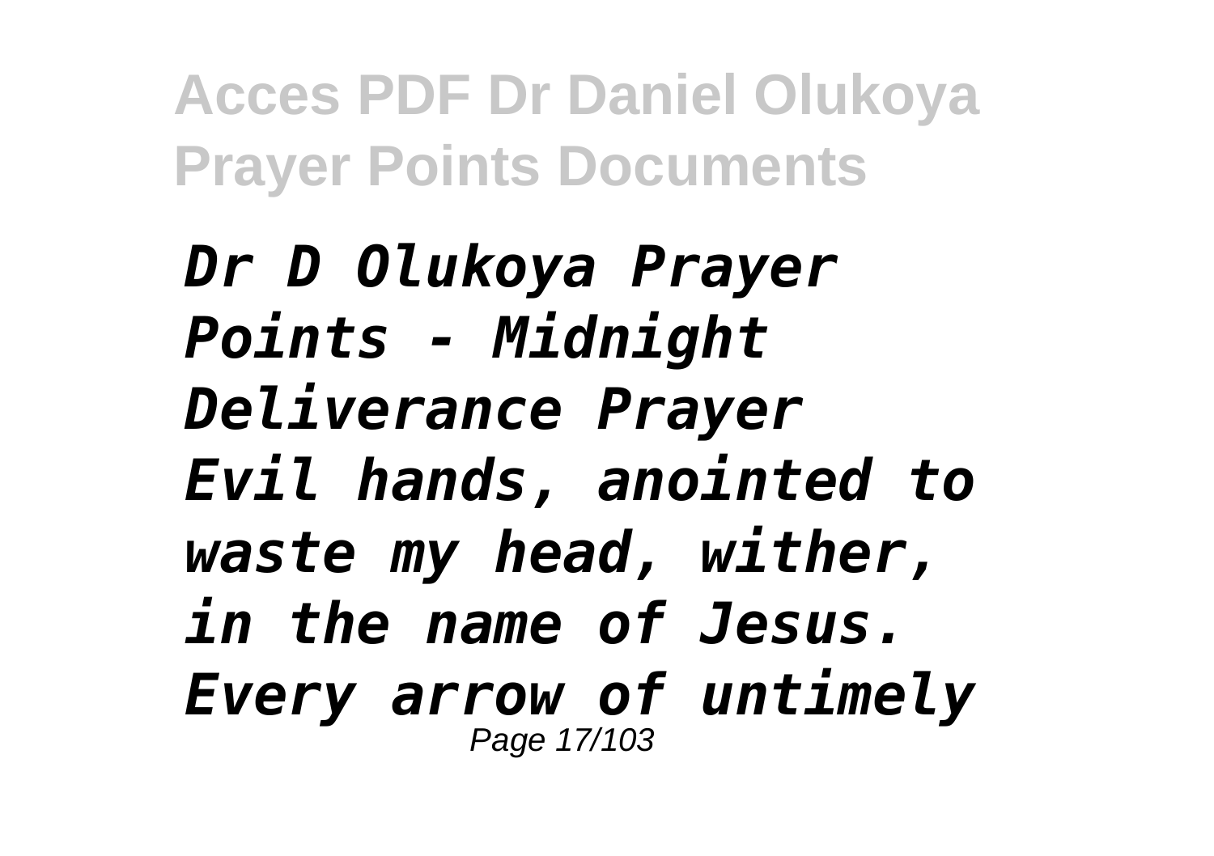*Dr D Olukoya Prayer Points - Midnight Deliverance Prayer Evil hands, anointed to waste my head, wither, in the name of Jesus. Every arrow of untimely*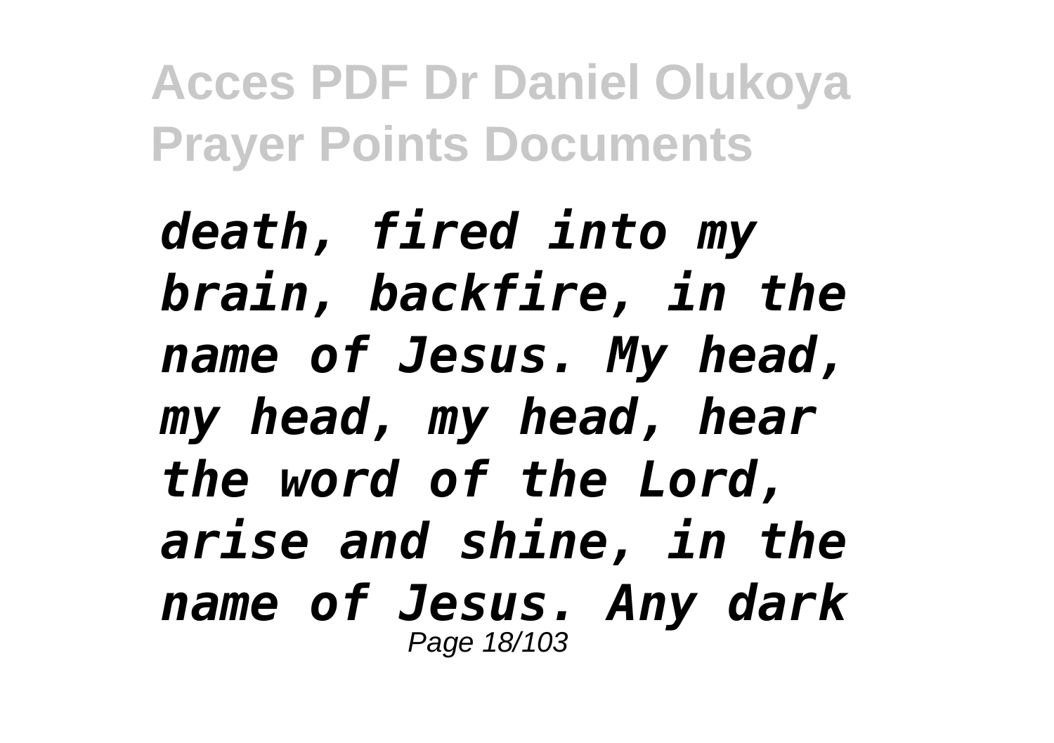*death, fired into my brain, backfire, in the name of Jesus. My head, my head, my head, hear the word of the Lord, arise and shine, in the name of Jesus. Any dark*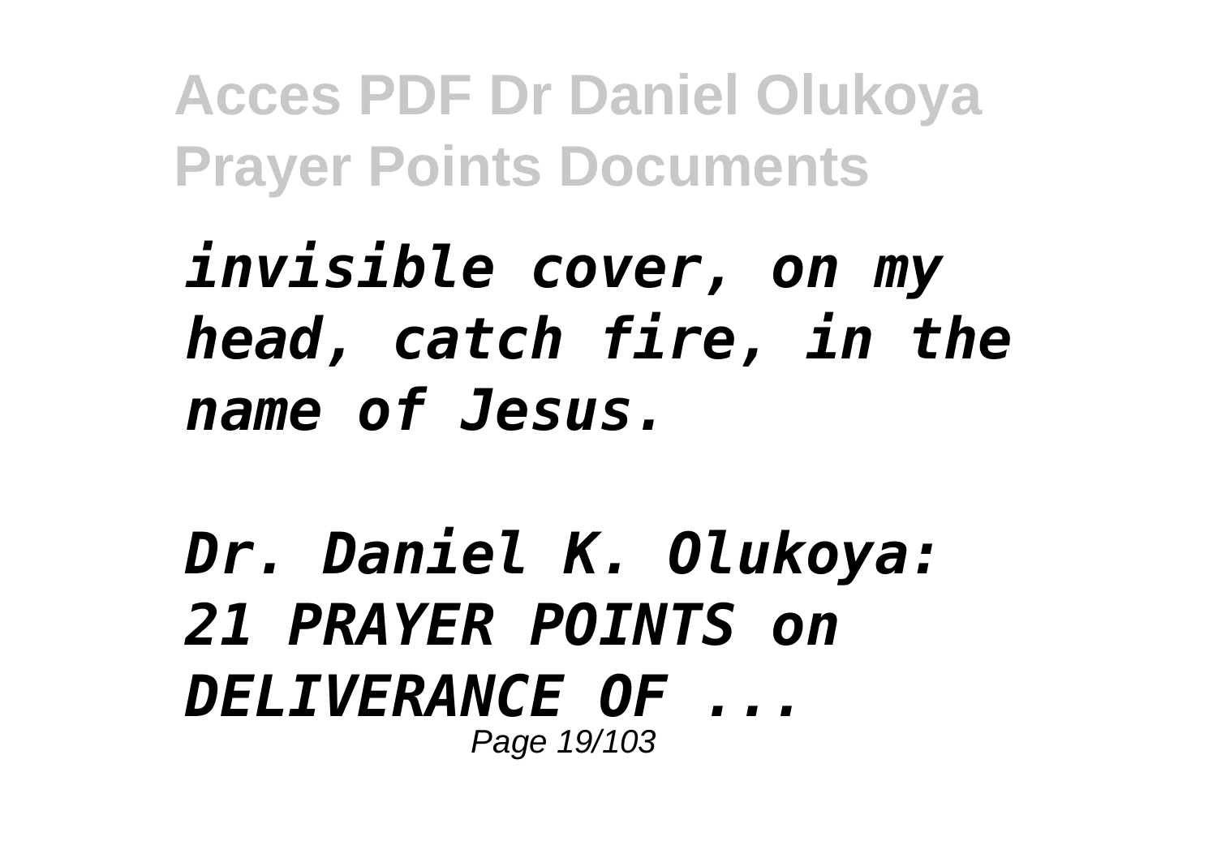*invisible cover, on my head, catch fire, in the name of Jesus.*

*Dr. Daniel K. Olukoya: 21 PRAYER POINTS on DELIVERANCE OF ...*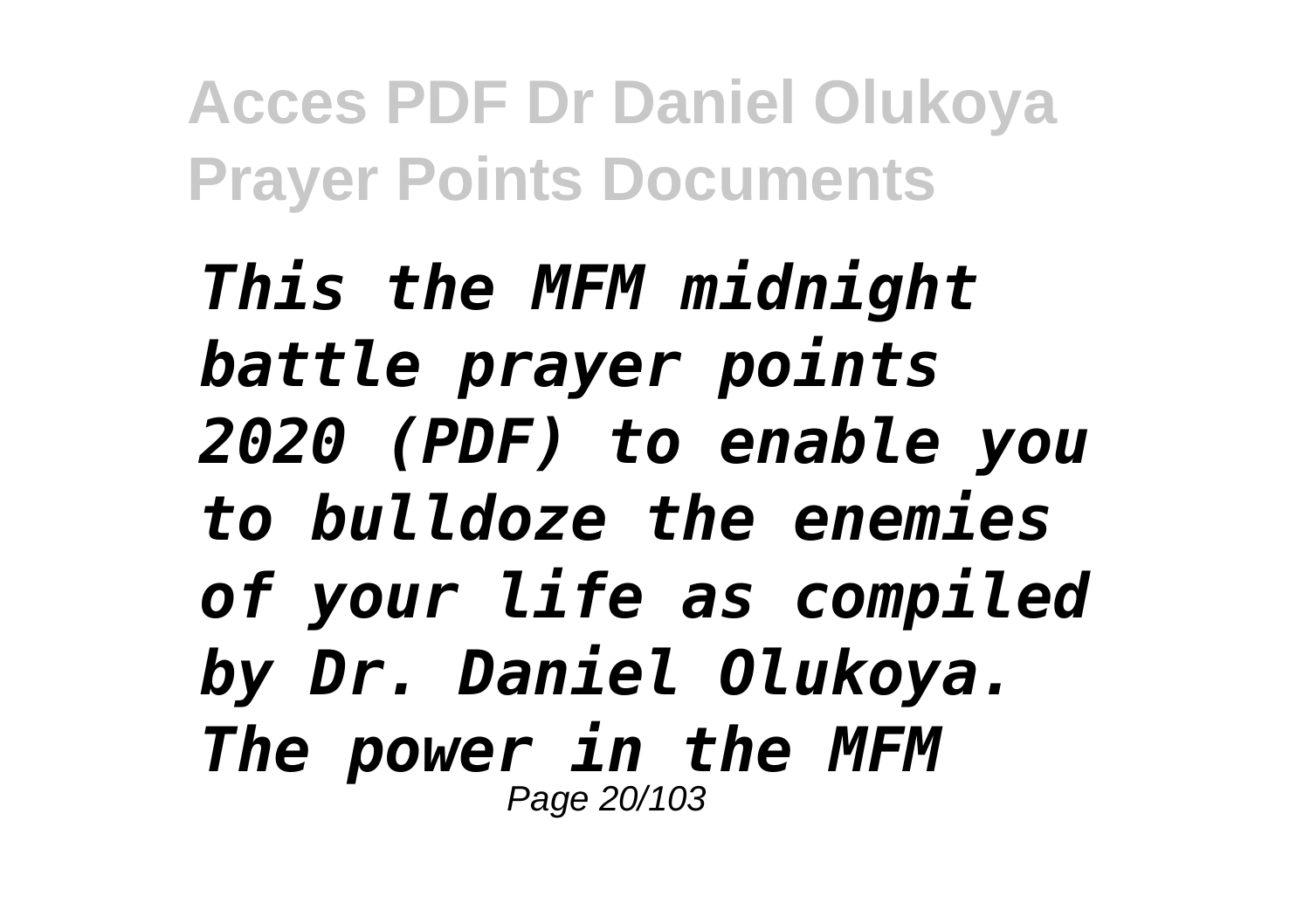*This the MFM midnight battle prayer points 2020 (PDF) to enable you to bulldoze the enemies of your life as compiled by Dr. Daniel Olukoya. The power in the MFM*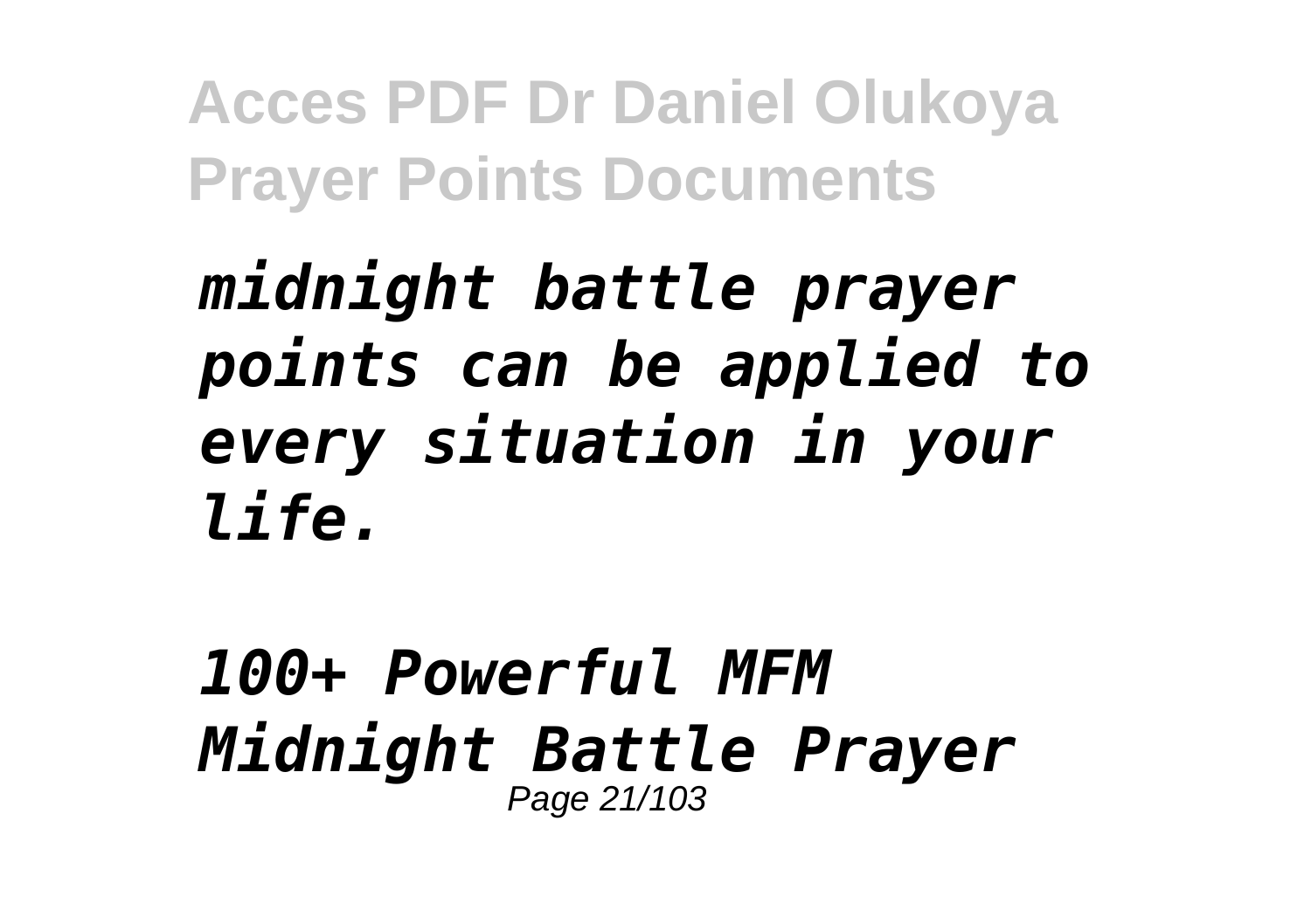*midnight battle prayer points can be applied to every situation in your life.*

*100+ Powerful MFM Midnight Battle Prayer*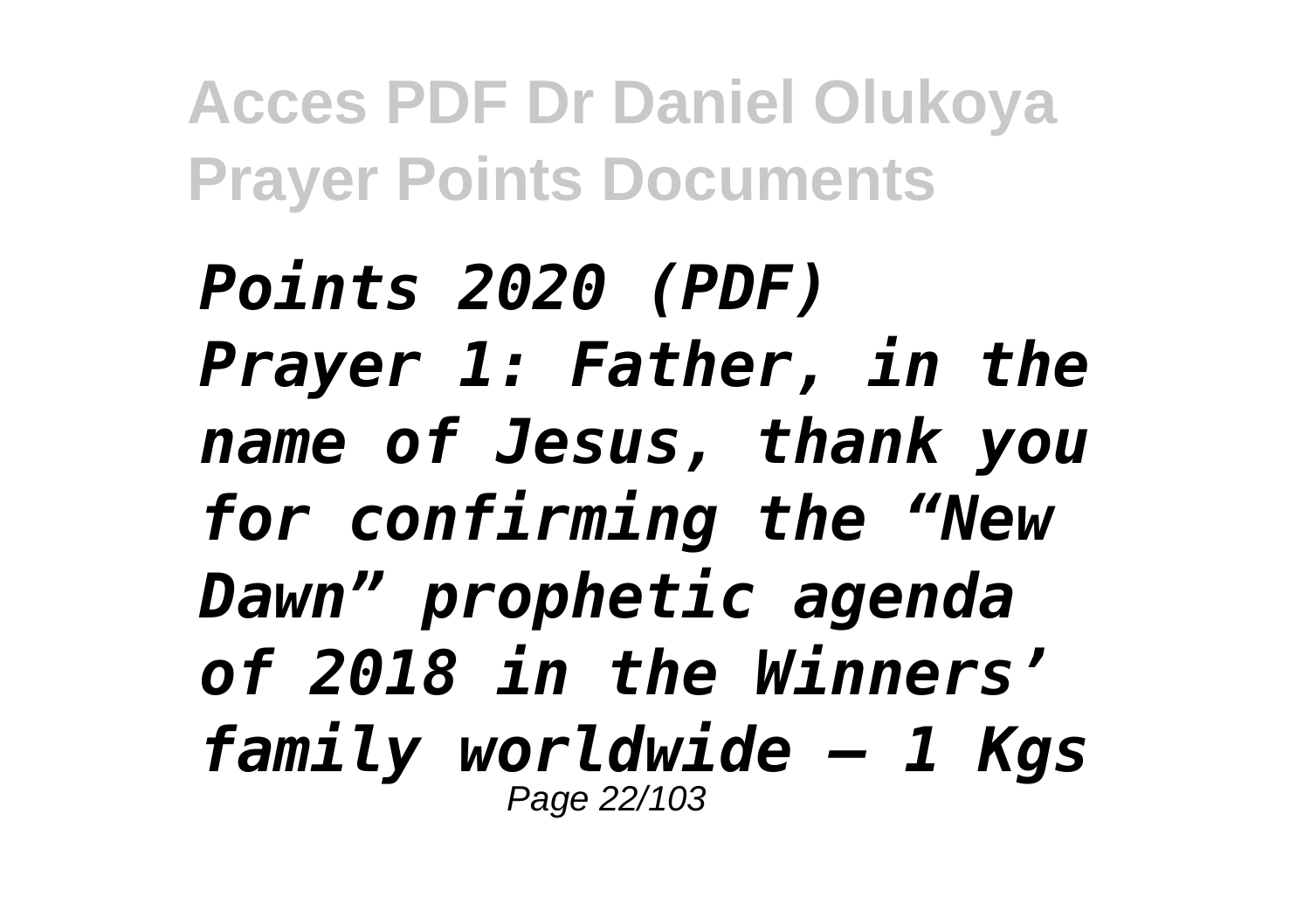*Points 2020 (PDF) Prayer 1: Father, in the name of Jesus, thank you for confirming the “New Dawn” prophetic agenda of 2018 in the Winners’ family worldwide – 1 Kgs*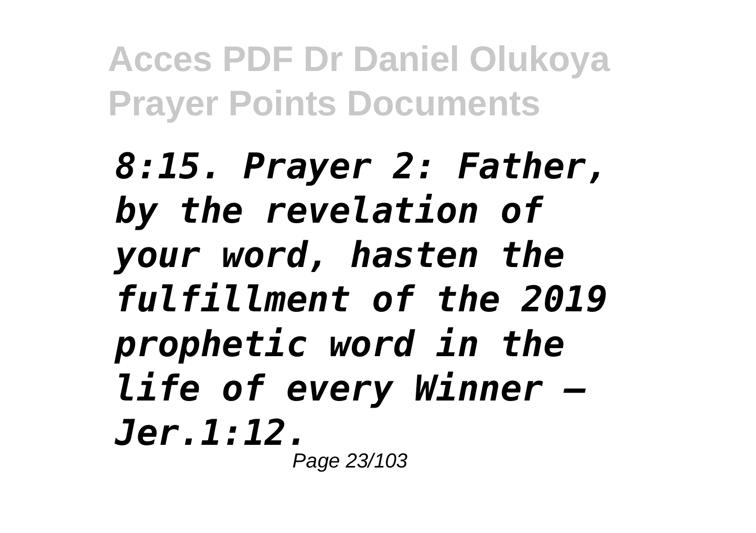*8:15. Prayer 2: Father, by the revelation of your word, hasten the fulfillment of the 2019 prophetic word in the life of every Winner – Jer.1:12.*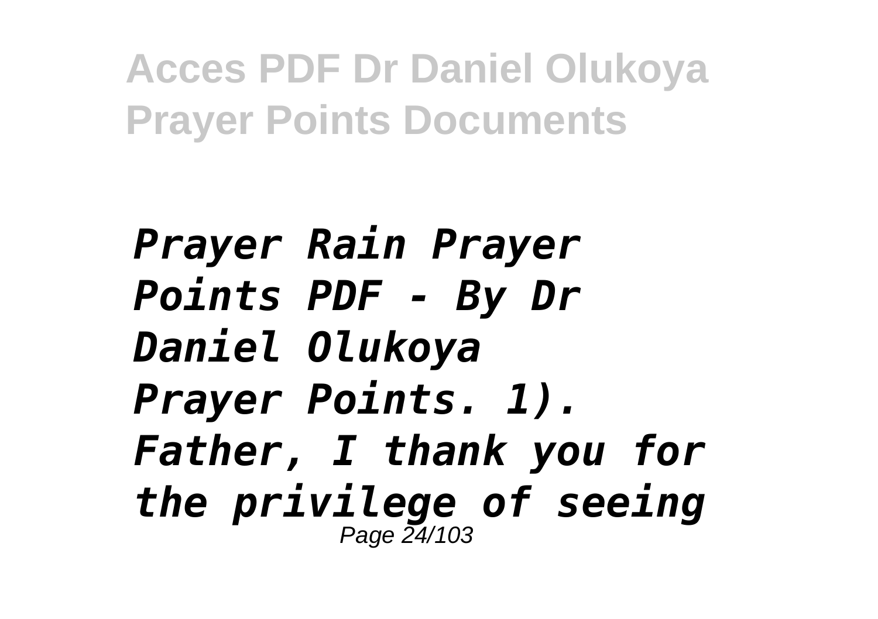*Prayer Rain Prayer Points PDF - By Dr Daniel Olukoya Prayer Points. 1). Father, I thank you for the privilege of seeing*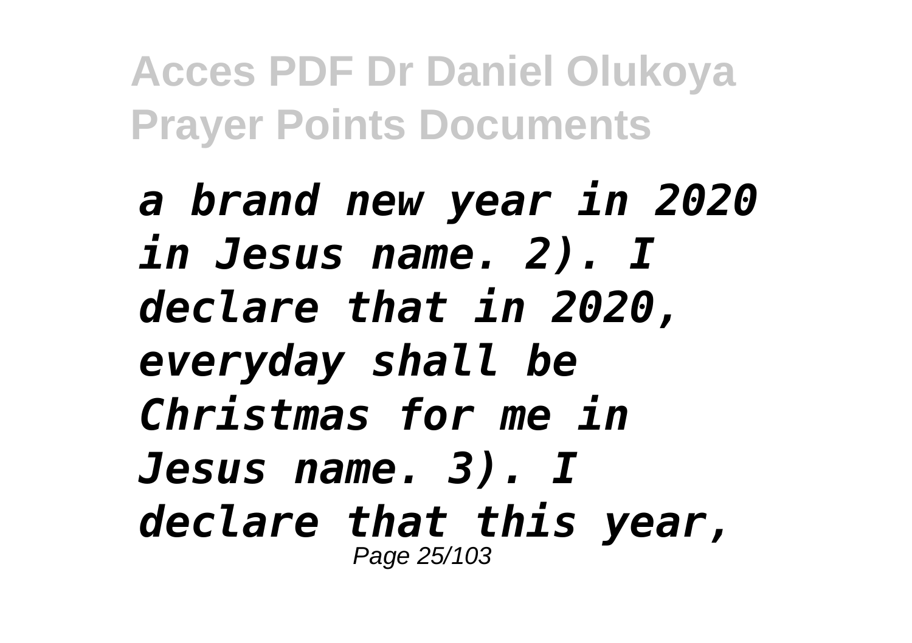*a brand new year in 2020 in Jesus name. 2). I declare that in 2020, everyday shall be Christmas for me in Jesus name. 3). I declare that this year,*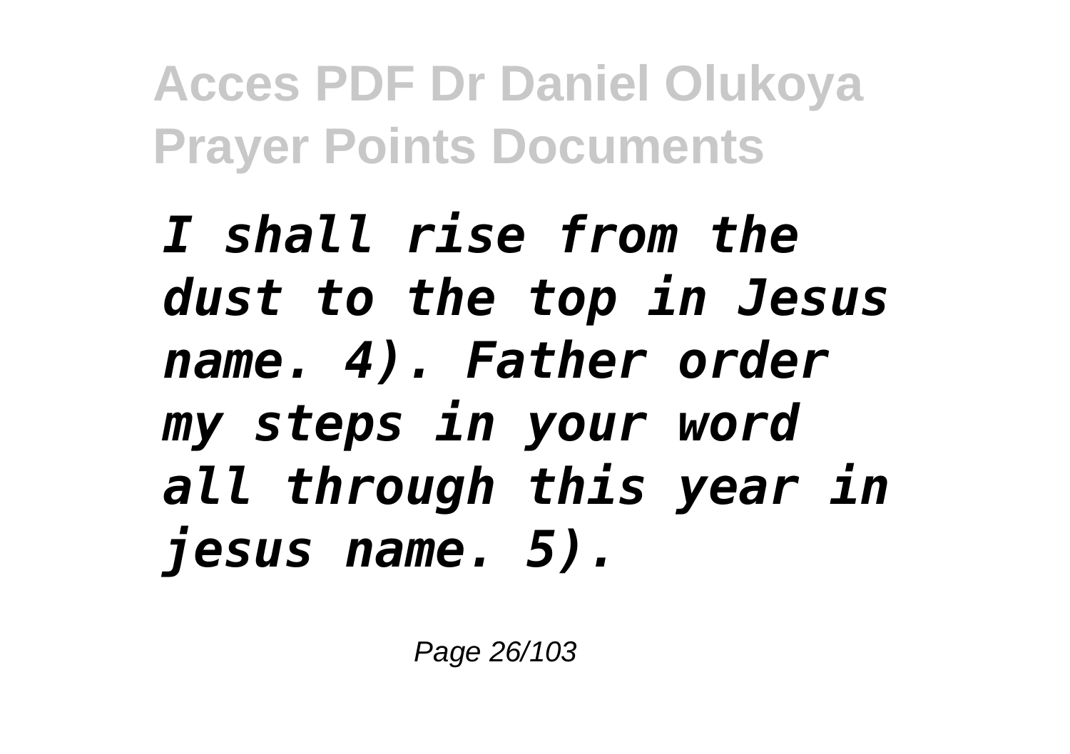*I shall rise from the dust to the top in Jesus name. 4). Father order my steps in your word all through this year in jesus name. 5).*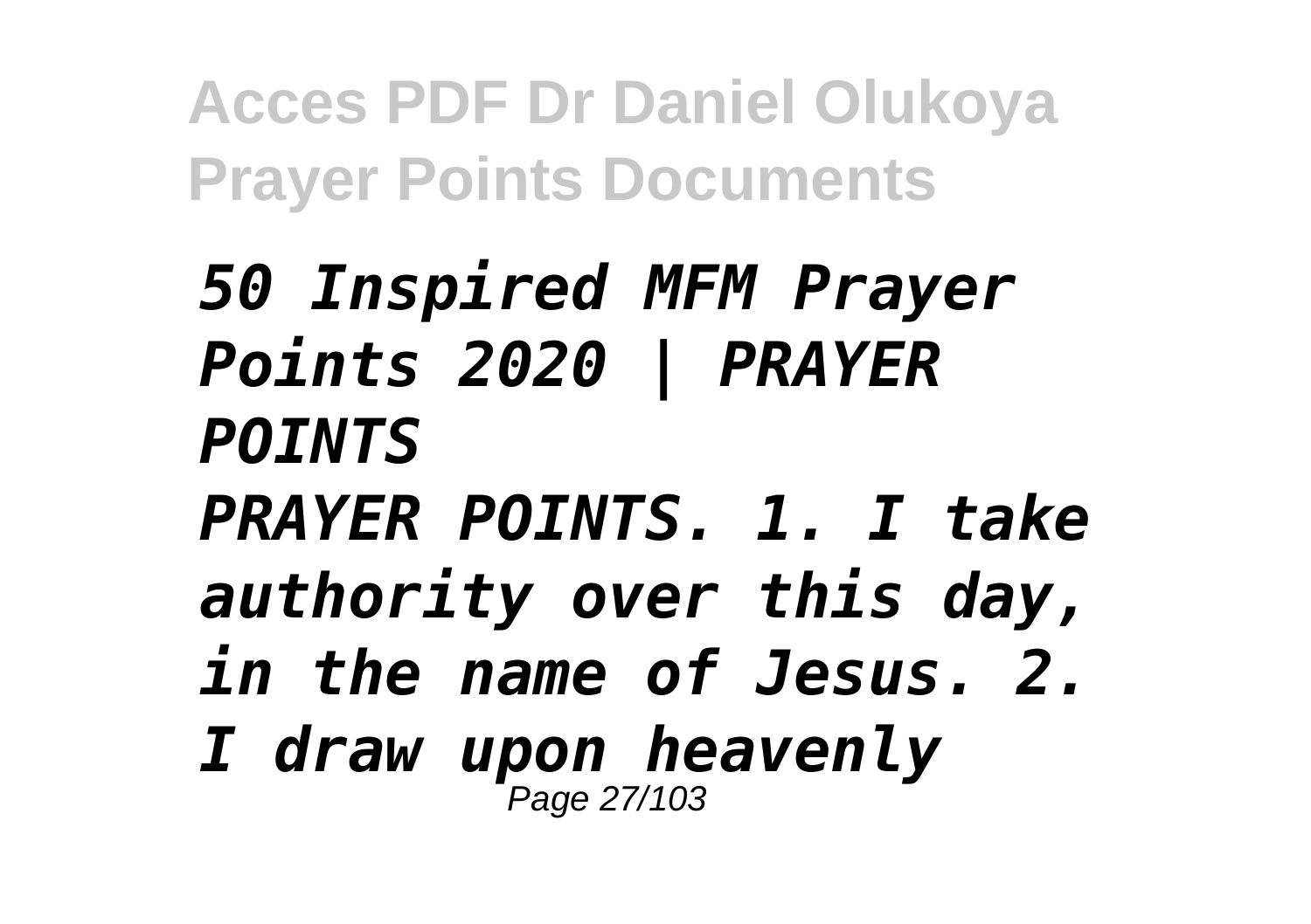*50 Inspired MFM Prayer Points 2020 | PRAYER POINTS*

*PRAYER POINTS. 1. I take authority over this day, in the name of Jesus. 2. I draw upon heavenly*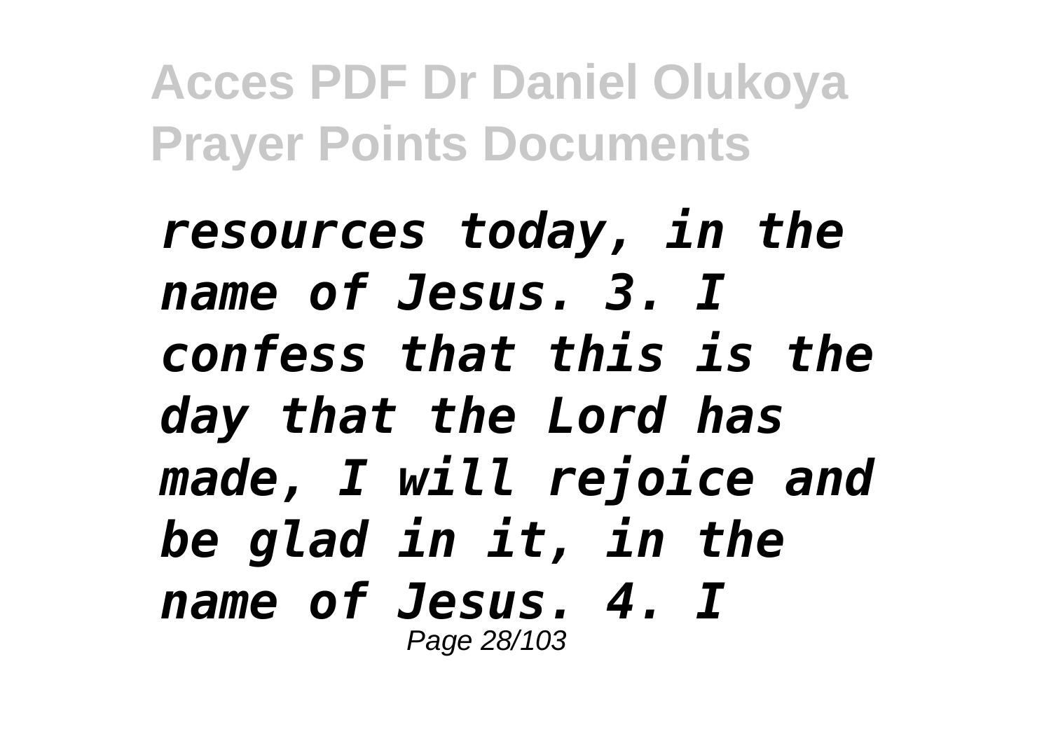*resources today, in the name of Jesus. 3. I confess that this is the day that the Lord has made, I will rejoice and be glad in it, in the name of Jesus. 4. I*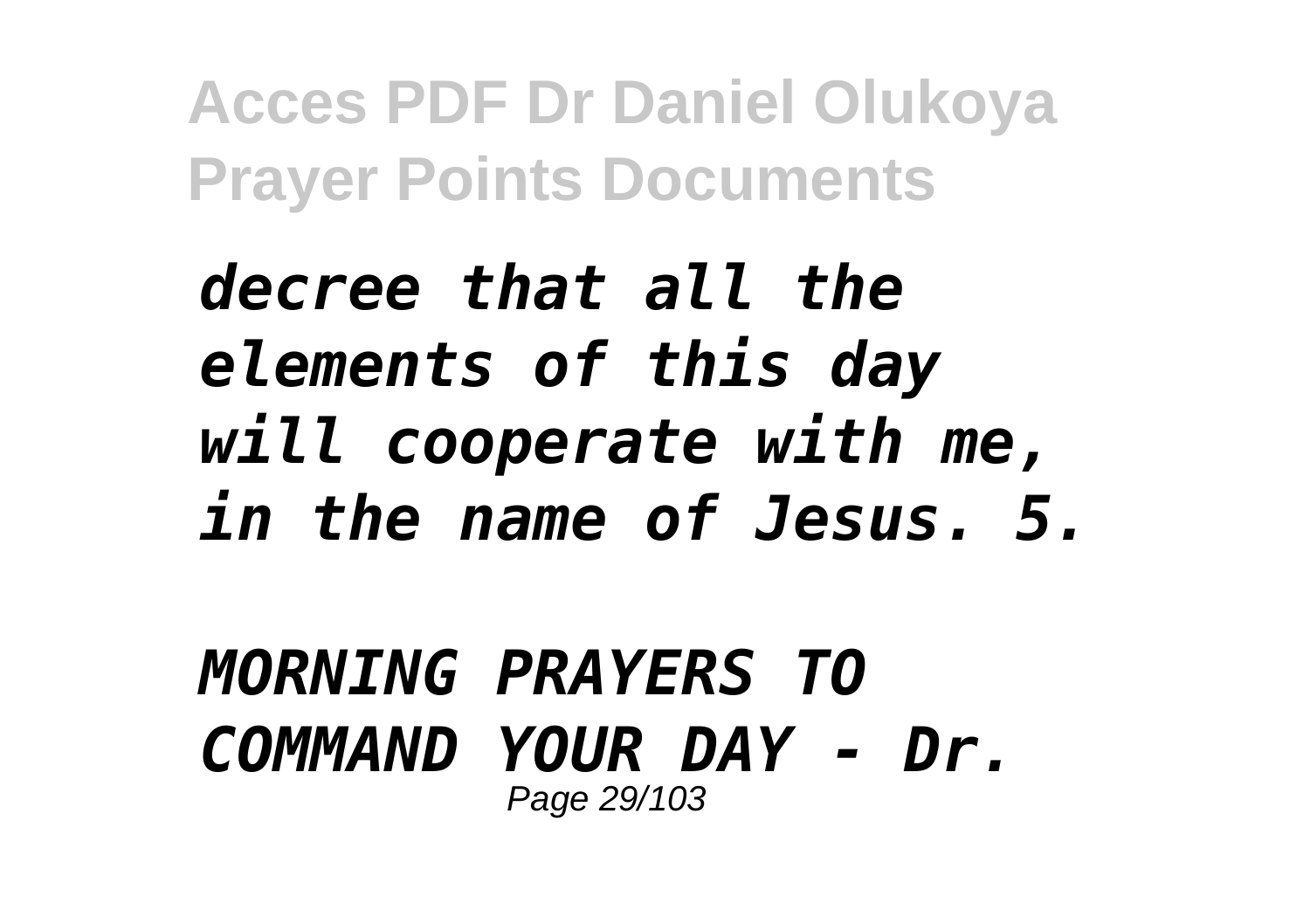*decree that all the elements of this day will cooperate with me, in the name of Jesus. 5.*

*MORNING PRAYERS TO COMMAND YOUR DAY - Dr.*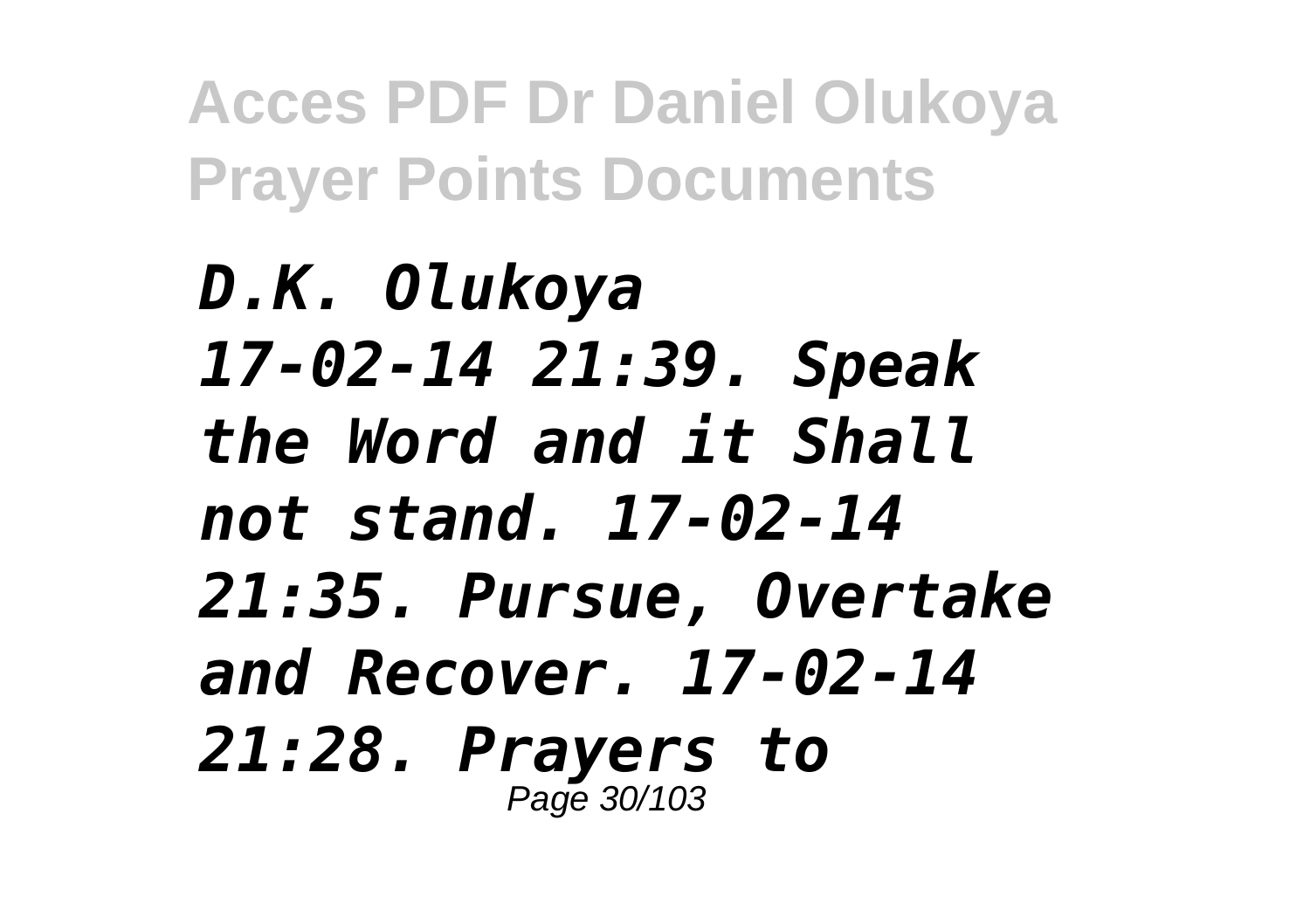*D.K. Olukoya 17-02-14 21:39. Speak the Word and it Shall not stand. 17-02-14 21:35. Pursue, Overtake and Recover. 17-02-14 21:28. Prayers to*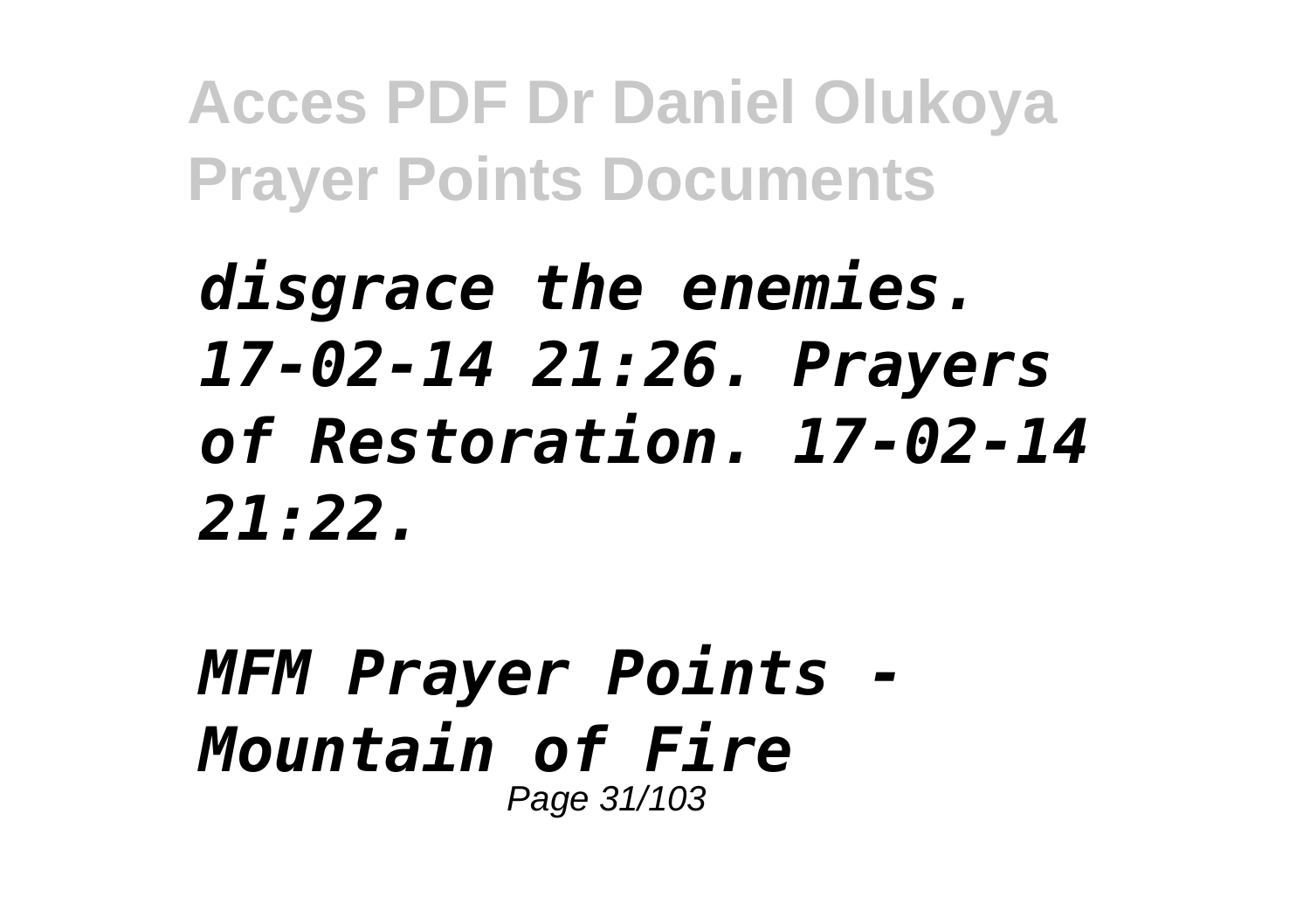*disgrace the enemies. 17-02-14 21:26. Prayers of Restoration. 17-02-14 21:22.*

*MFM Prayer Points - Mountain of Fire*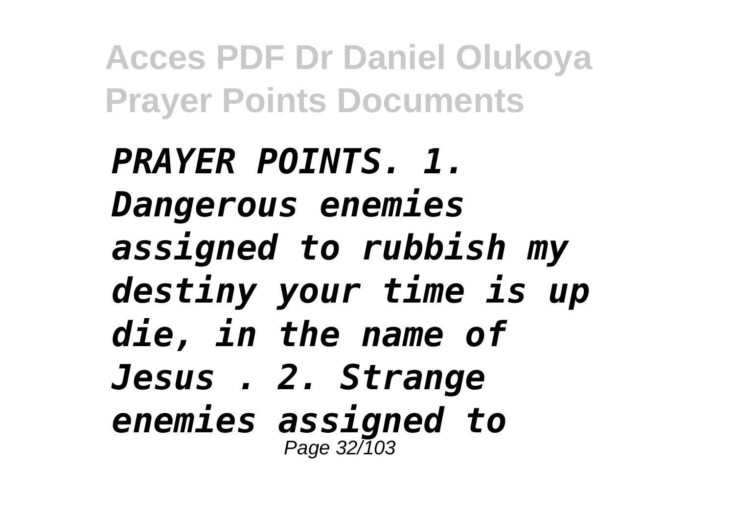*PRAYER POINTS. 1. Dangerous enemies assigned to rubbish my destiny your time is up die, in the name of Jesus . 2. Strange enemies assigned to*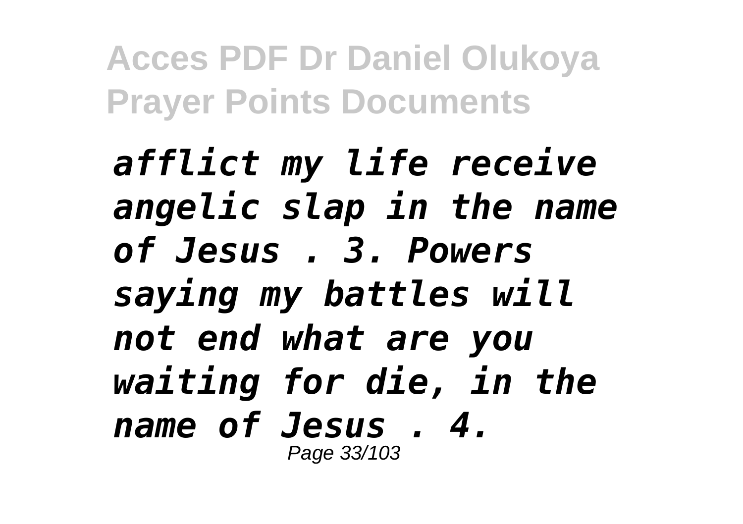*afflict my life receive angelic slap in the name of Jesus . 3. Powers saying my battles will not end what are you waiting for die, in the name of Jesus . 4.*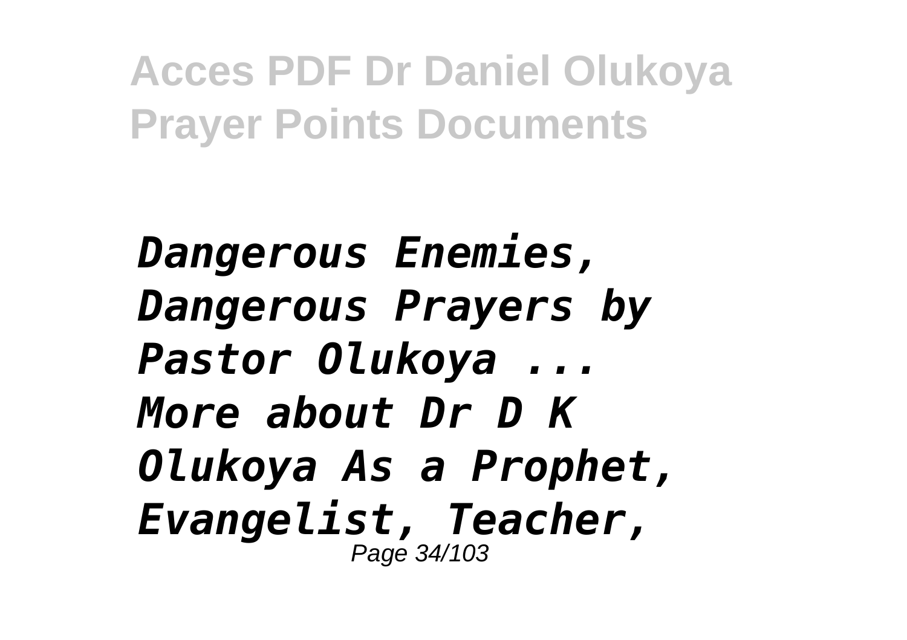*Dangerous Enemies, Dangerous Prayers by Pastor Olukoya ... More about Dr D K Olukoya As a Prophet, Evangelist, Teacher,*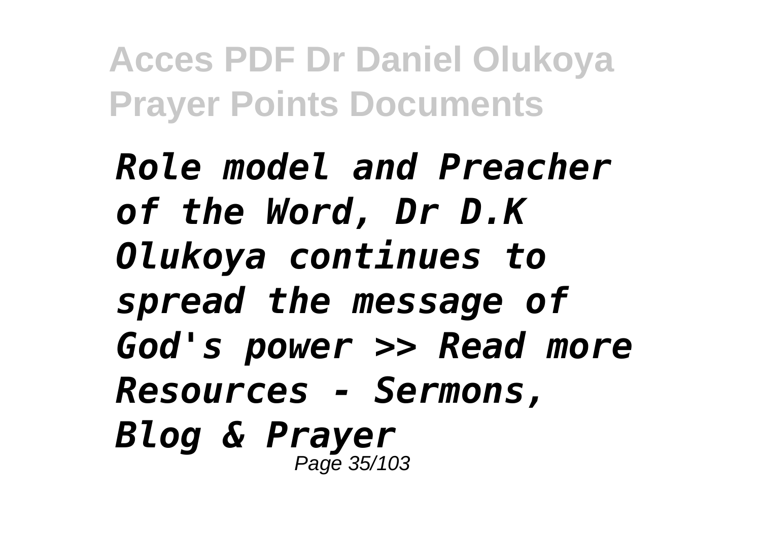*Role model and Preacher of the Word, Dr D.K Olukoya continues to spread the message of God's power >> Read more Resources - Sermons, Blog & Prayer*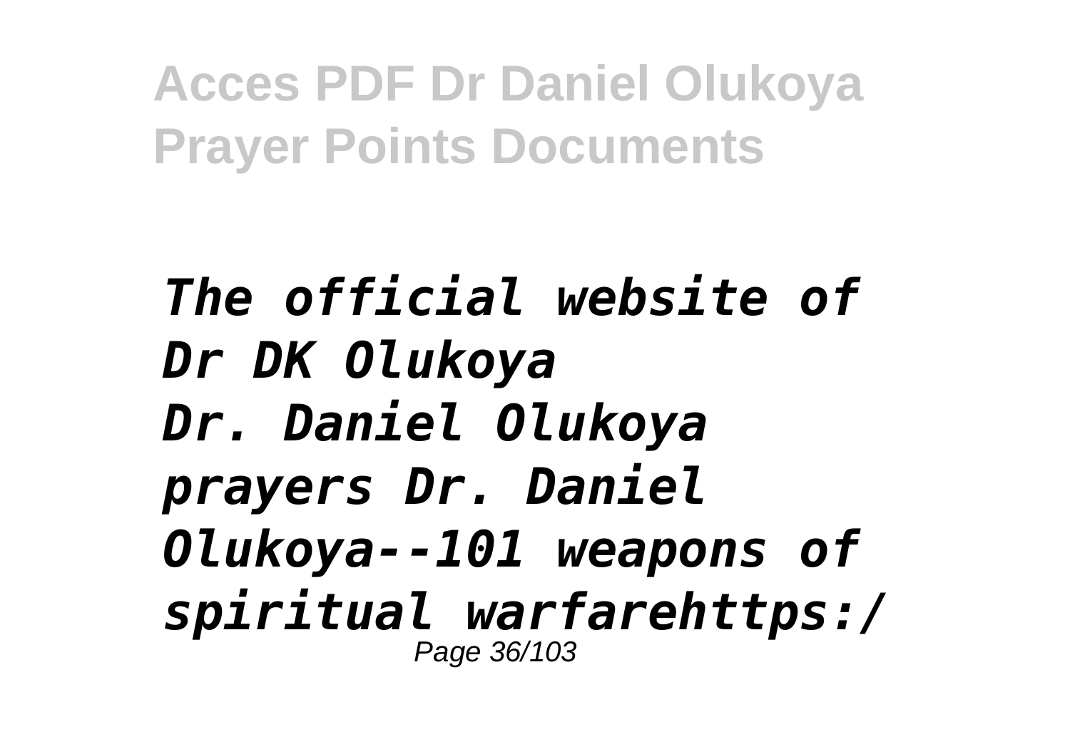*The official website of Dr DK Olukoya*
*Dr. Daniel Olukoya prayers Dr. Daniel Olukoya--101 weapons of spiritual warfarehttps:/*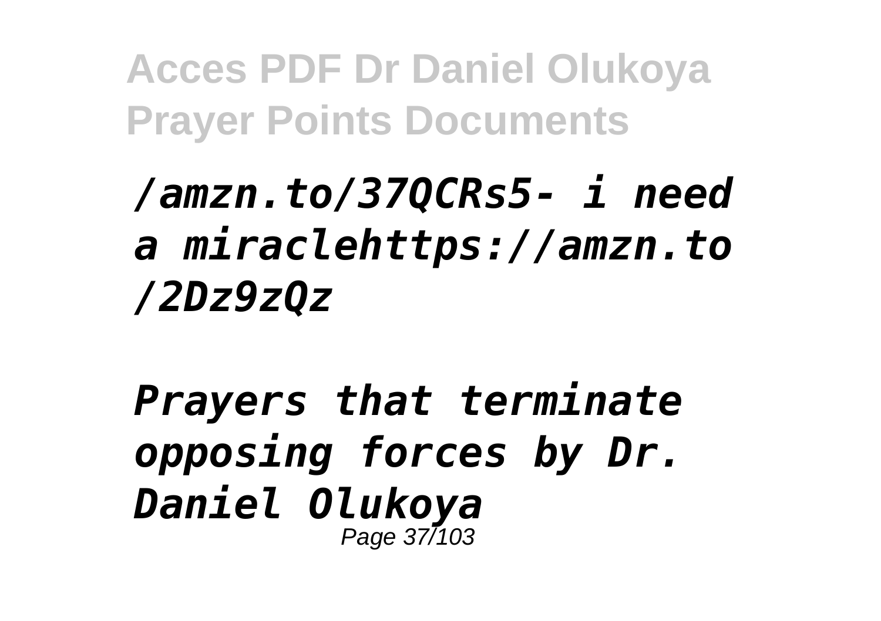*/amzn.to/37QCRs5- i need a miraclehttps://amzn.to/2Dz9zQz*

*Prayers that terminate opposing forces by Dr. Daniel Olukoya*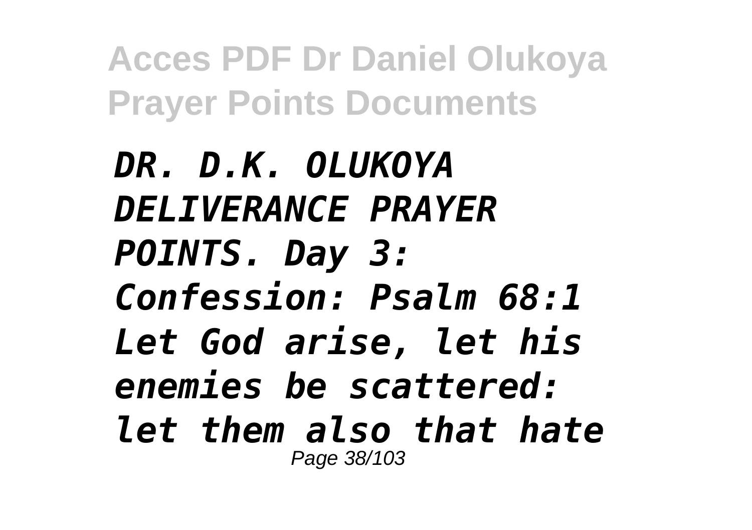*DR. D.K. OLUKOYA DELIVERANCE PRAYER POINTS. Day 3: Confession: Psalm 68:1 Let God arise, let his enemies be scattered: let them also that hate*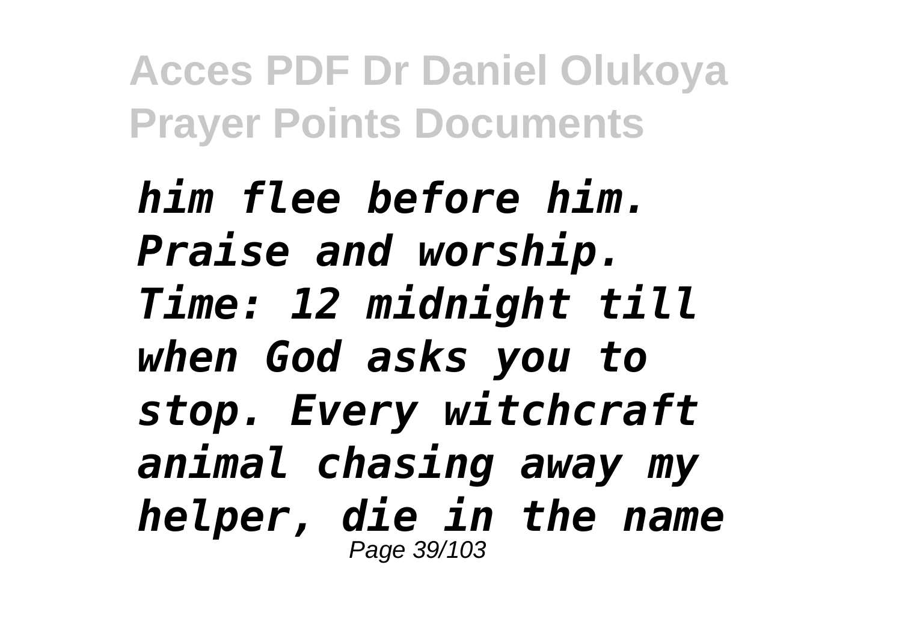*him flee before him. Praise and worship. Time: 12 midnight till when God asks you to stop. Every witchcraft animal chasing away my helper, die in the name*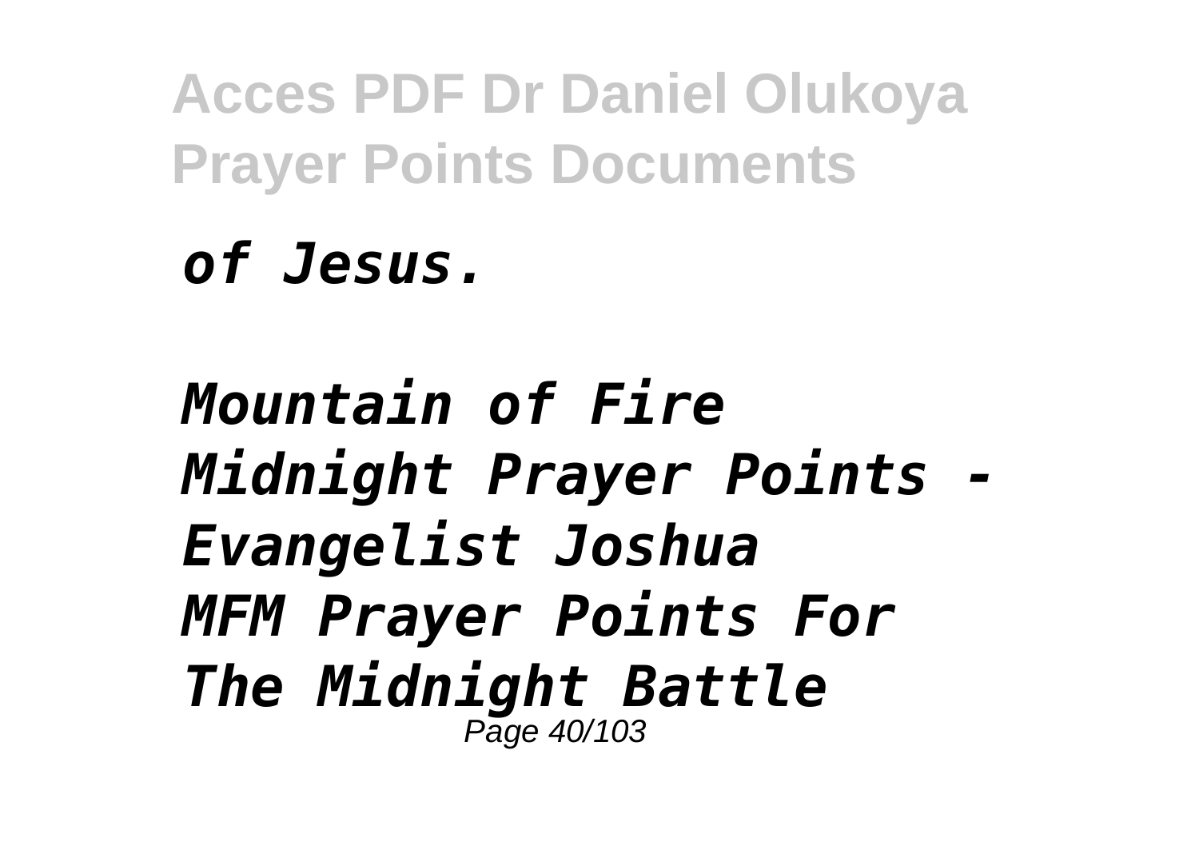*of Jesus.*

*Mountain of Fire Midnight Prayer Points - Evangelist Joshua*
*MFM Prayer Points For The Midnight Battle*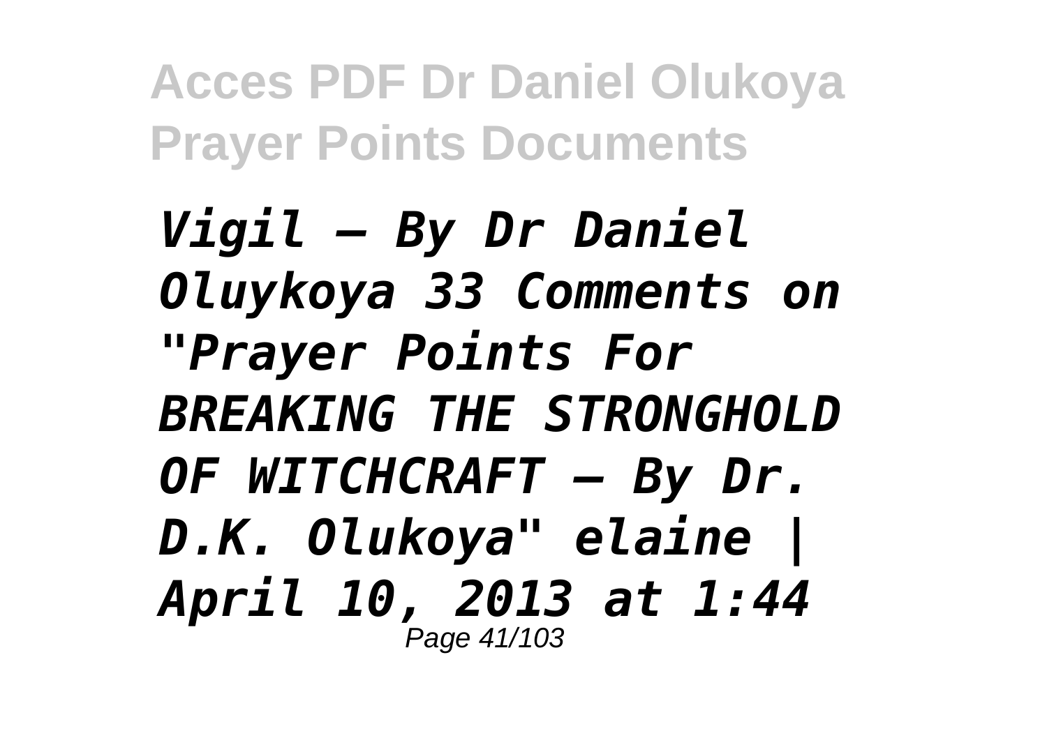*Vigil – By Dr Daniel Oluykoya 33 Comments on "Prayer Points For BREAKING THE STRONGHOLD OF WITCHCRAFT – By Dr. D.K. Olukoya" elaine | April 10, 2013 at 1:44*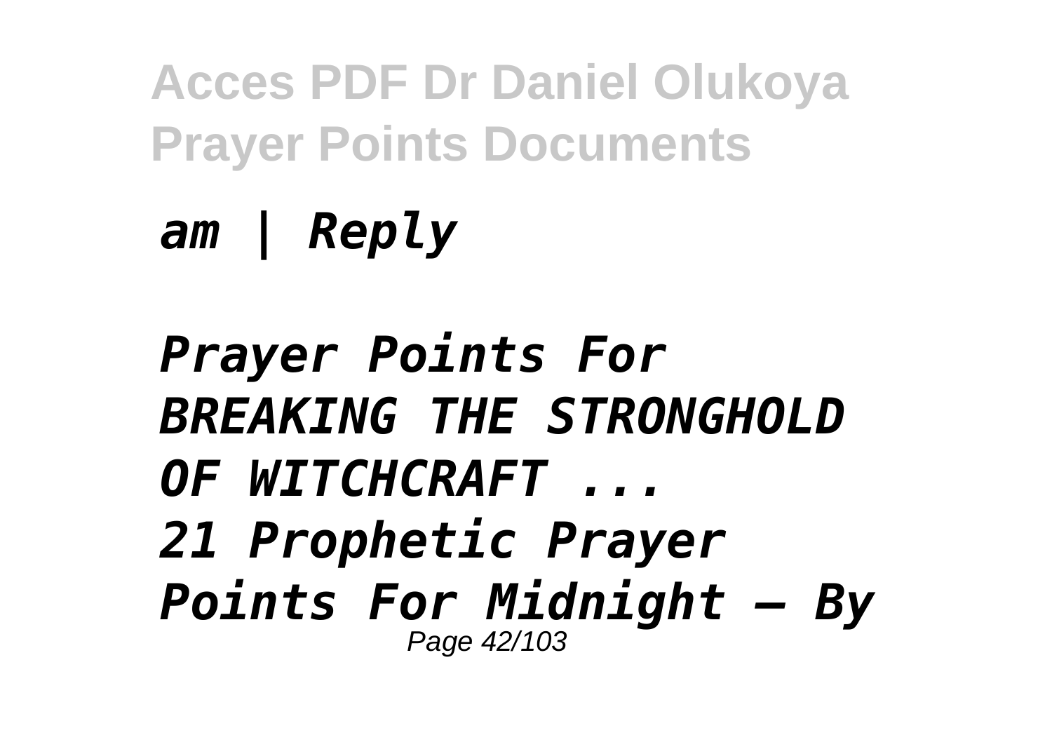*am | Reply*

*Prayer Points For BREAKING THE STRONGHOLD OF WITCHCRAFT ...*

*21 Prophetic Prayer Points For Midnight – By*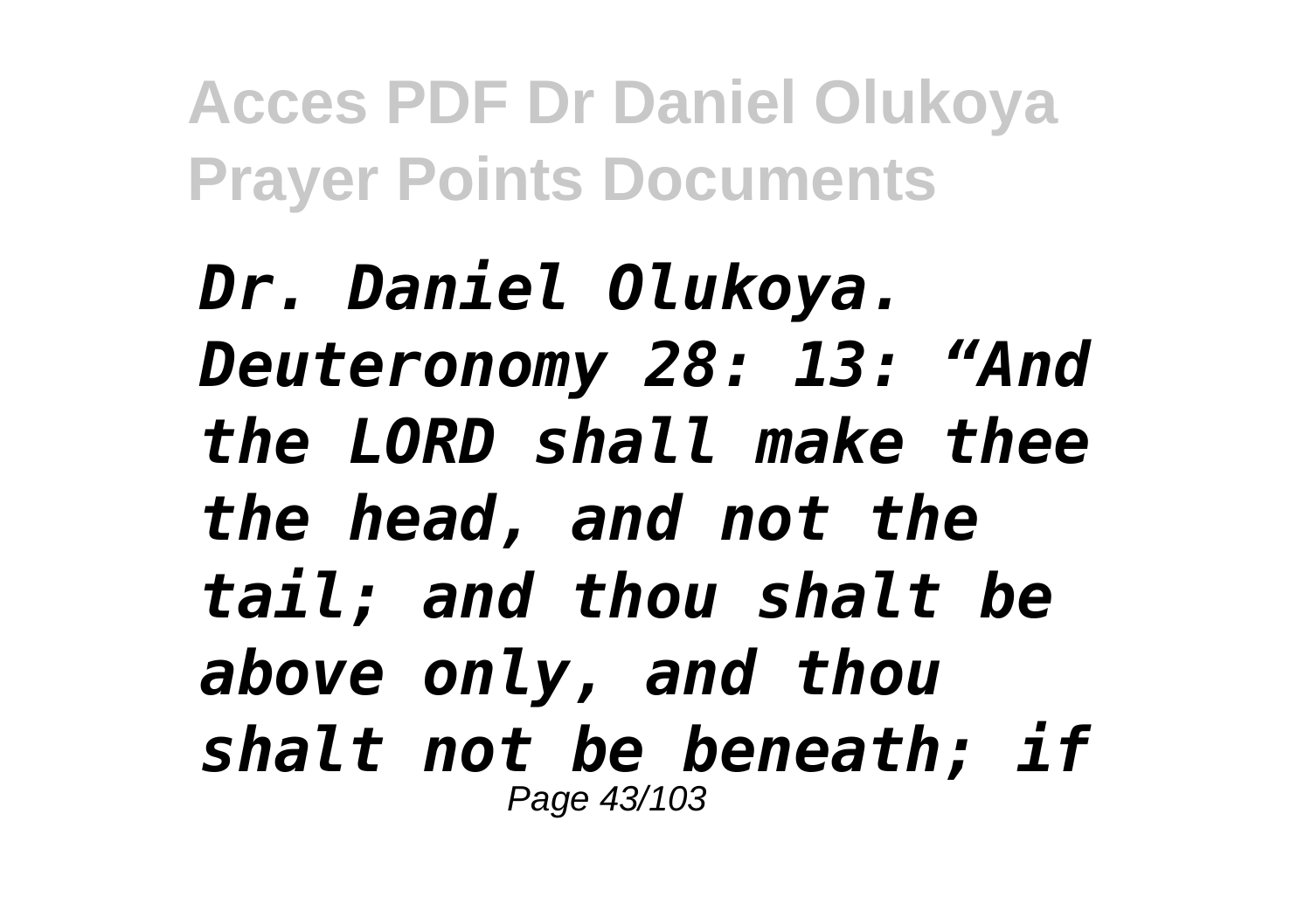*Dr. Daniel Olukoya. Deuteronomy 28: 13: "And the LORD shall make thee the head, and not the tail; and thou shalt be above only, and thou shalt not be beneath; if*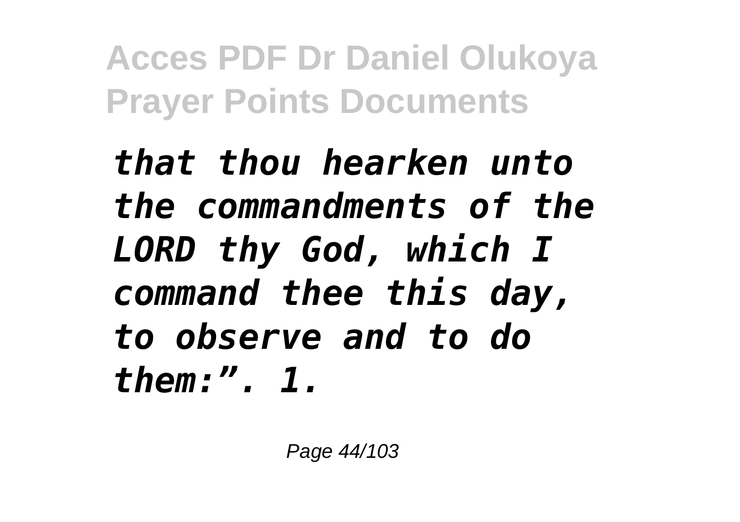*that thou hearken unto the commandments of the LORD thy God, which I command thee this day, to observe and to do them:". 1.*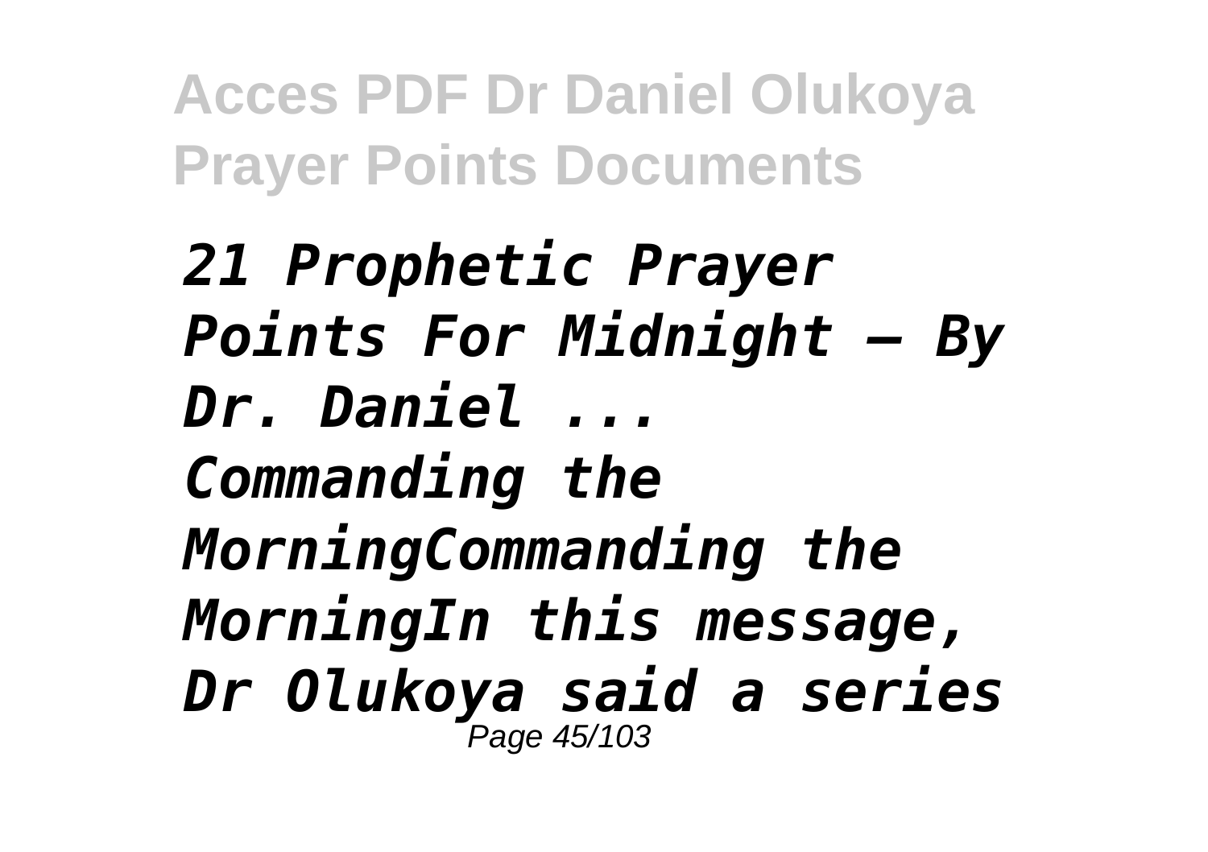*21 Prophetic Prayer Points For Midnight – By Dr. Daniel ...*
*Commanding the MorningCommanding the MorningIn this message, Dr Olukoya said a series*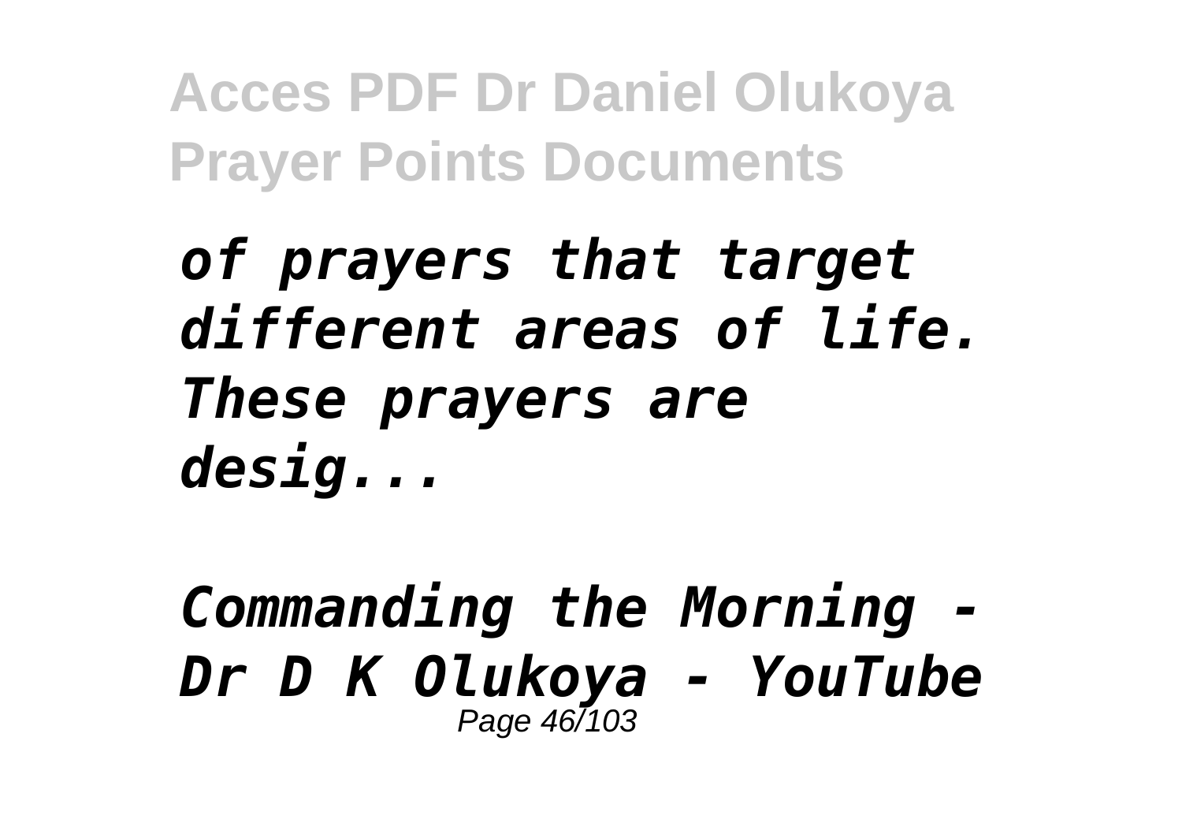*of prayers that target different areas of life. These prayers are desig...*

*Commanding the Morning - Dr D K Olukoya - YouTube*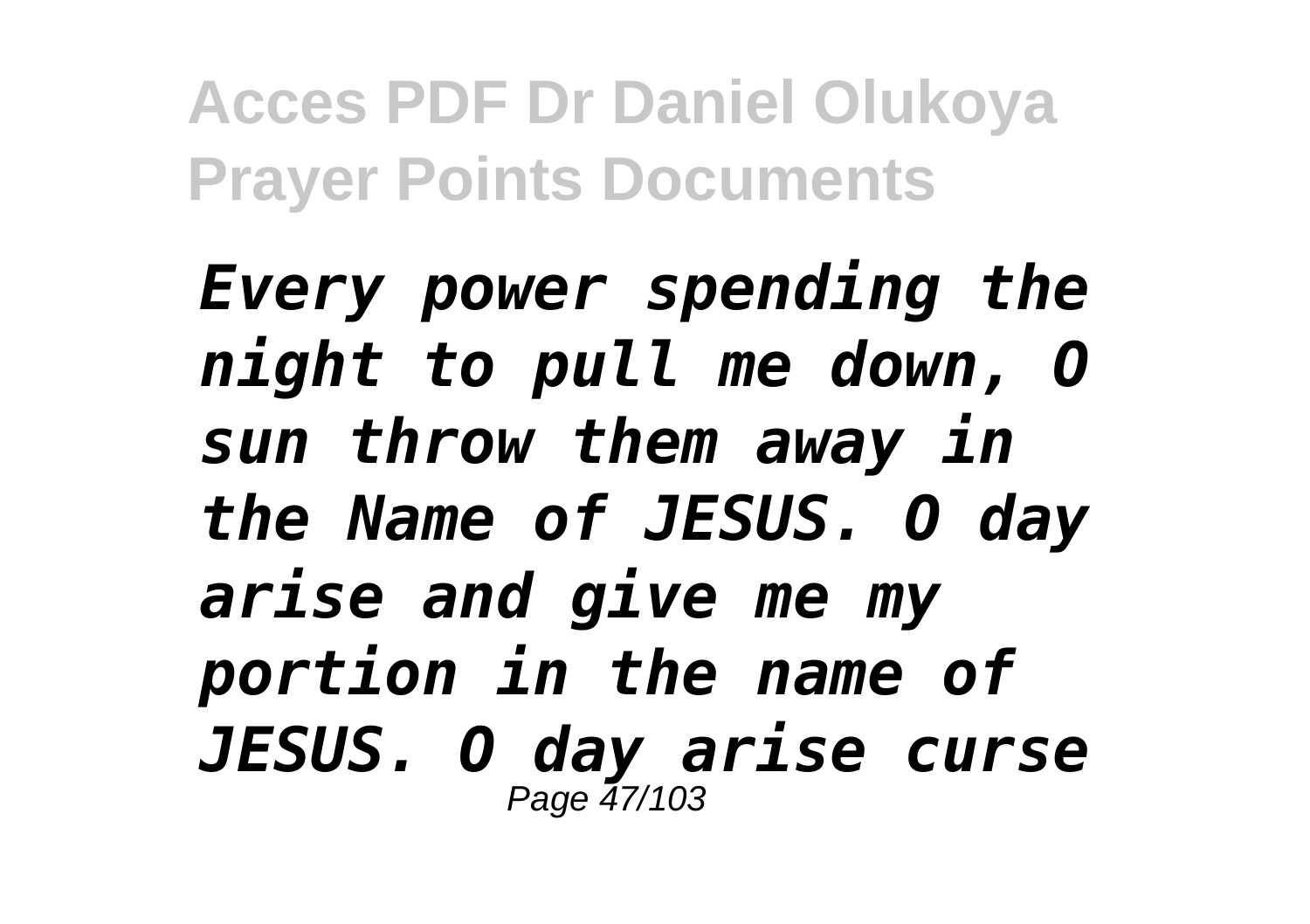*Every power spending the night to pull me down, O sun throw them away in the Name of JESUS. O day arise and give me my portion in the name of JESUS. O day arise curse*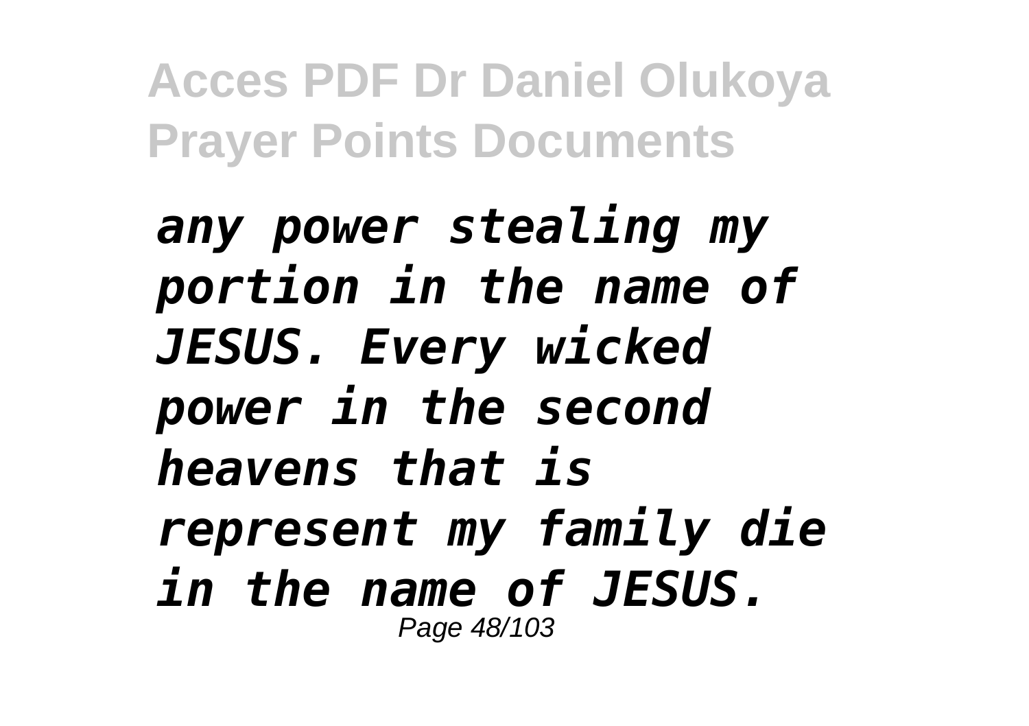*any power stealing my portion in the name of JESUS. Every wicked power in the second heavens that is represent my family die in the name of JESUS.*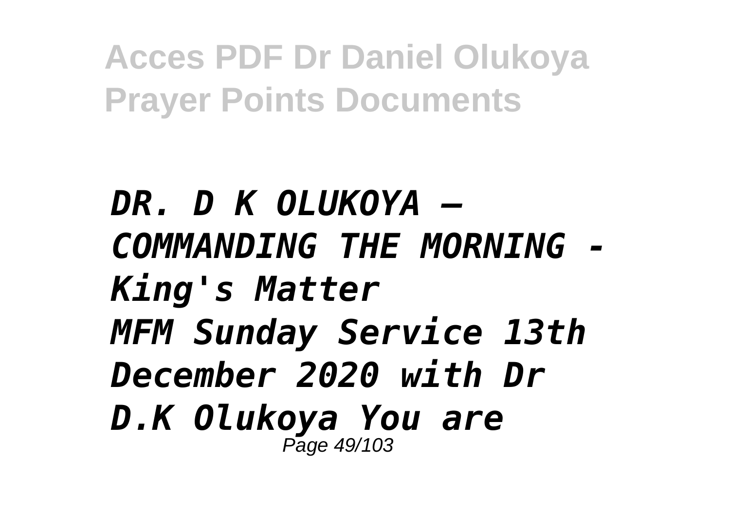*DR. D K OLUKOYA – COMMANDING THE MORNING - King's Matter*
*MFM Sunday Service 13th December 2020 with Dr D.K Olukoya You are*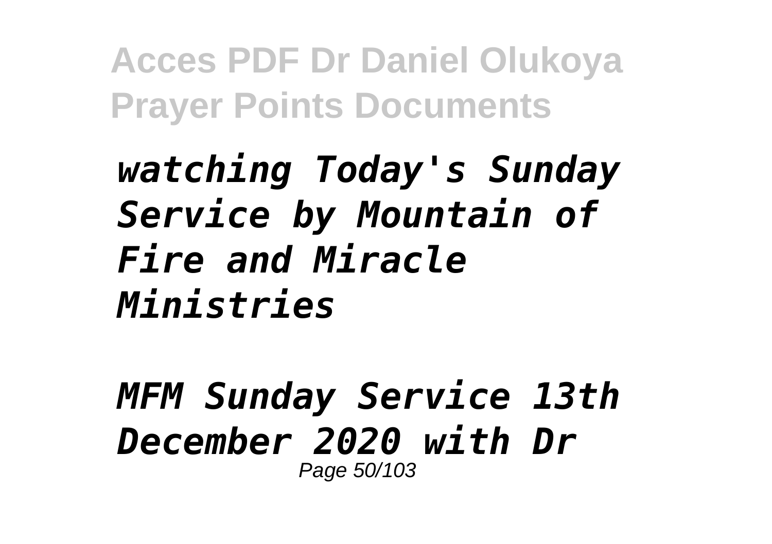*watching Today's Sunday Service by Mountain of Fire and Miracle Ministries*

*MFM Sunday Service 13th December 2020 with Dr*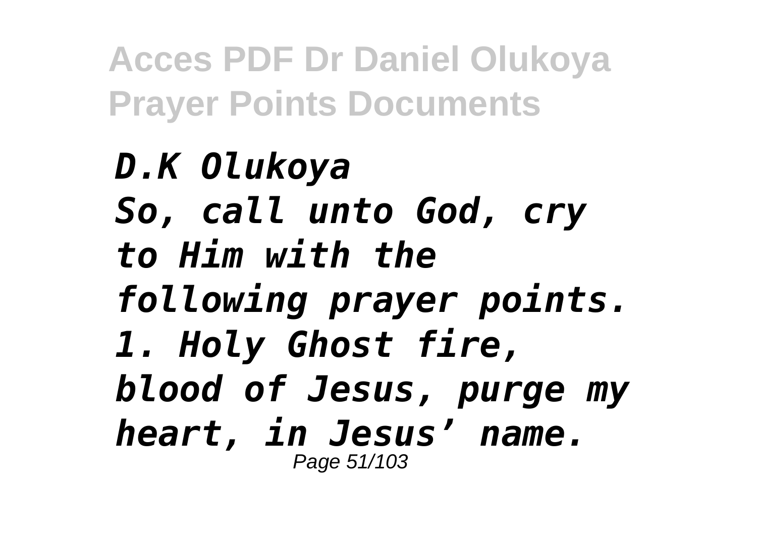*D.K Olukoya*
*So, call unto God, cry to Him with the following prayer points.*
*1. Holy Ghost fire, blood of Jesus, purge my heart, in Jesus' name.*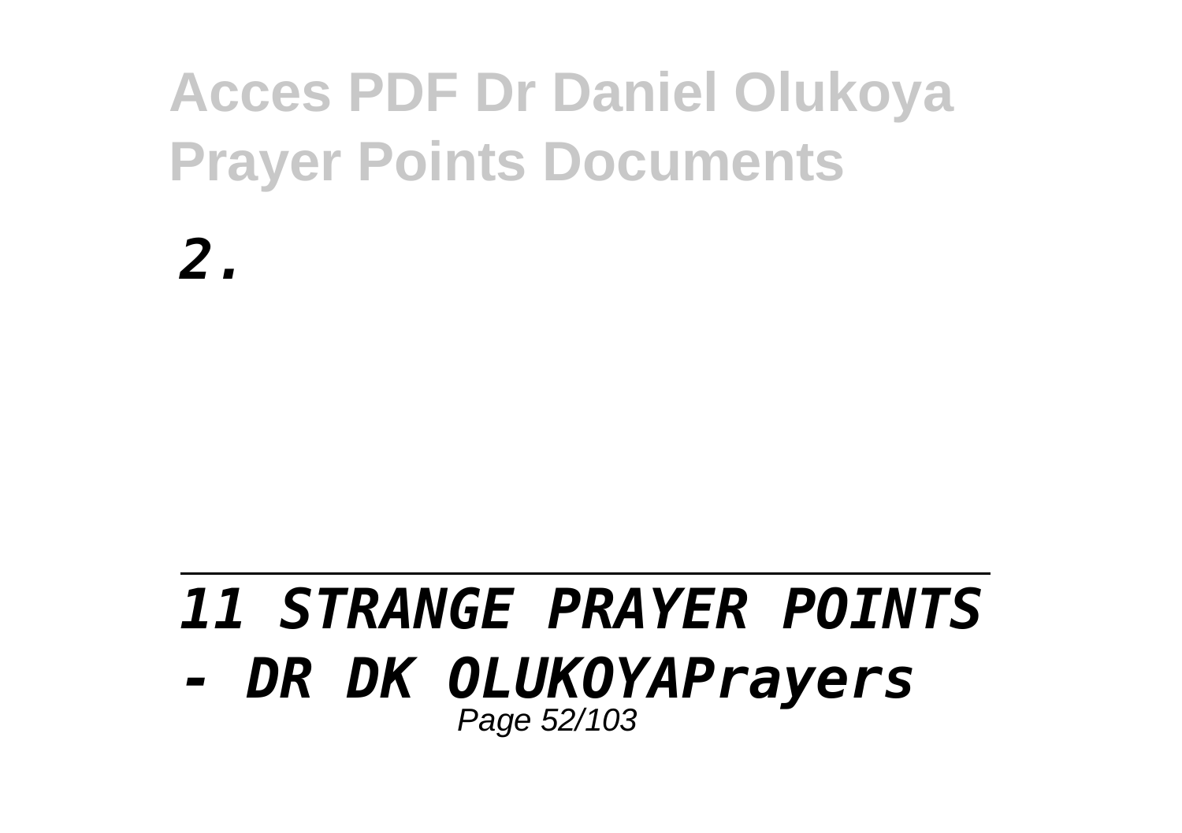*2.*

---

***11 STRANGE PRAYER POINTS - DR DK OLUKOYAPrayers***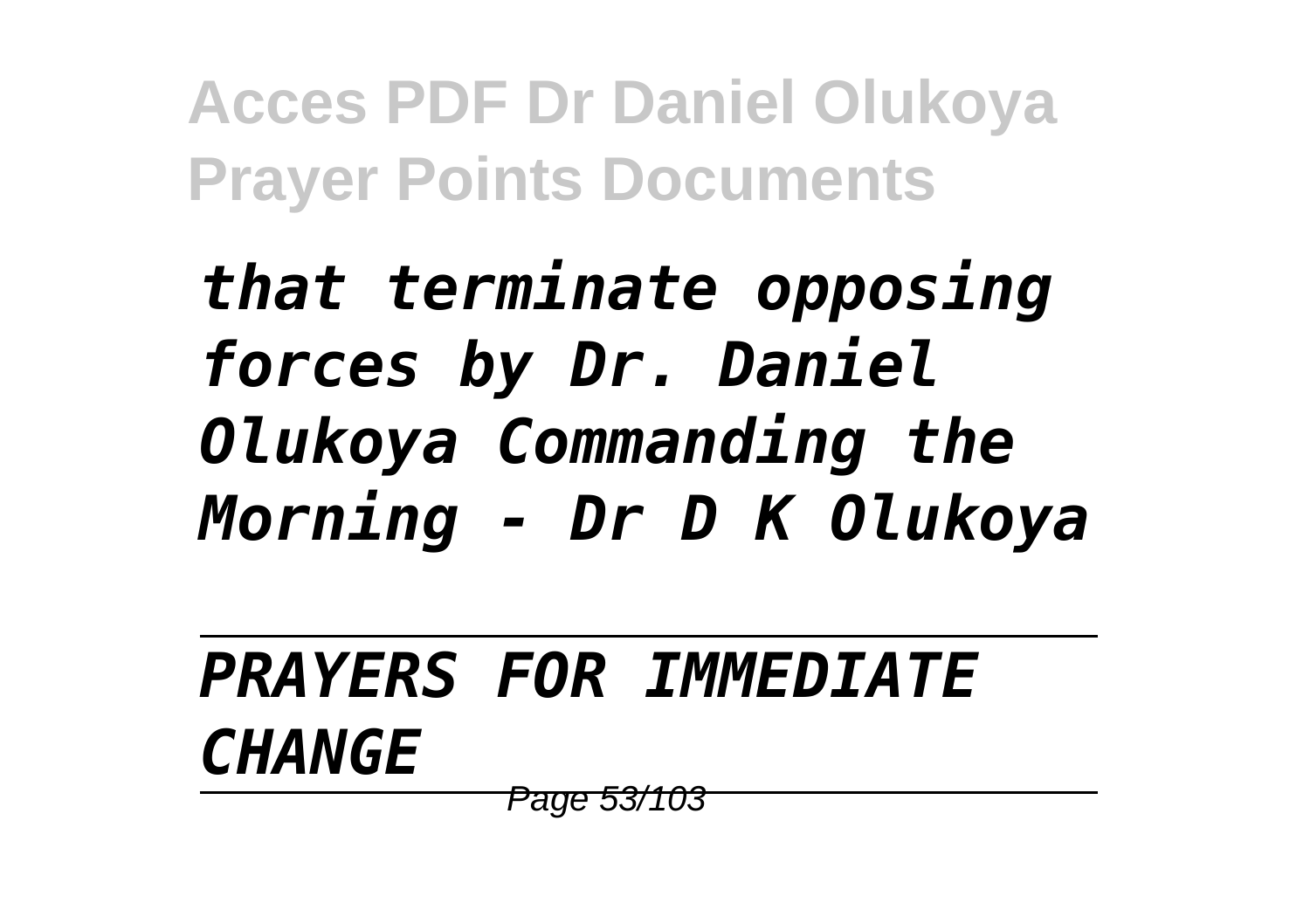*that terminate opposing forces by Dr. Daniel Olukoya Commanding the Morning - Dr D K Olukoya*

---

*PRAYERS FOR IMMEDIATE CHANGE*

---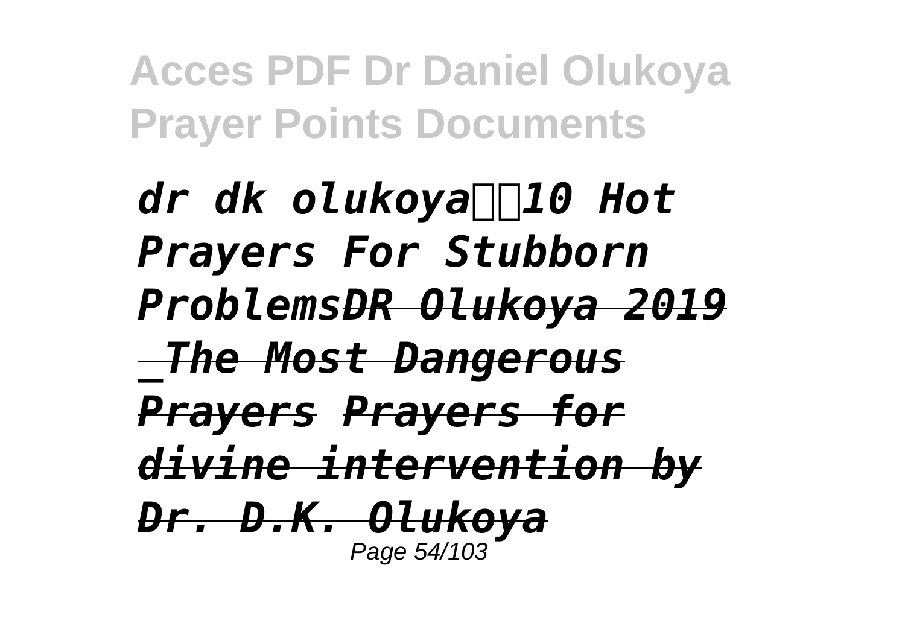*dr dk olukoya10 Hot Prayers For Stubborn Problems~~DR Olukoya 2019 _The Most Dangerous Prayers~~ ~~Prayers for divine intervention by Dr. D.K. Olukoya~~*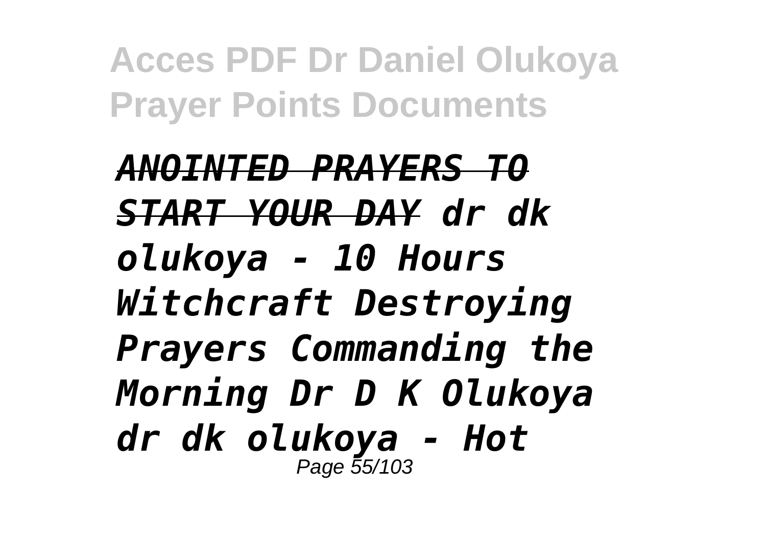***ANOINTED PRAYERS TO START YOUR DAY** dr dk olukoya - 10 Hours Witchcraft Destroying Prayers Commanding the Morning Dr D K Olukoya dr dk olukoya - Hot*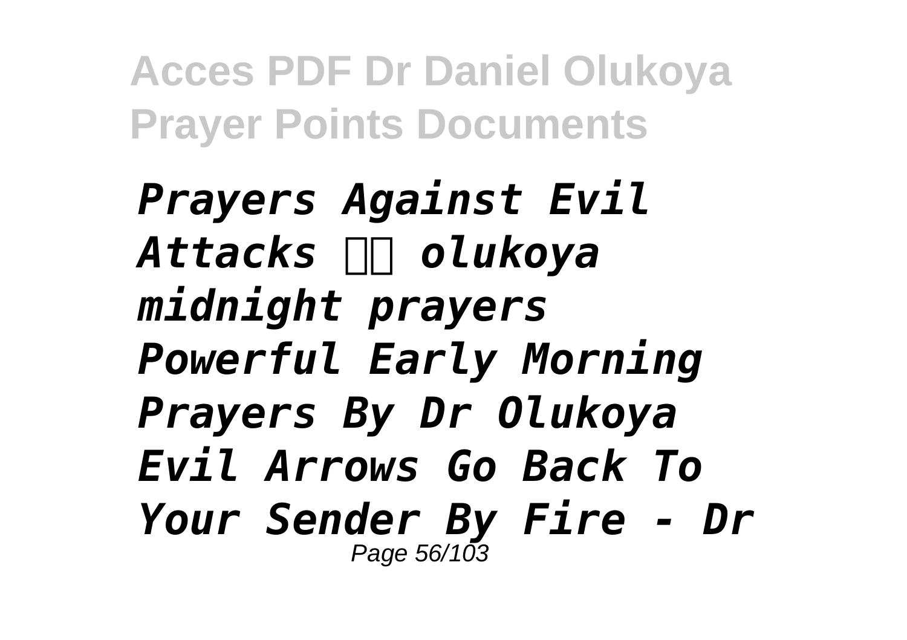*Prayers Against Evil Attacks  olukoya midnight prayers Powerful Early Morning Prayers By Dr Olukoya Evil Arrows Go Back To Your Sender By Fire - Dr*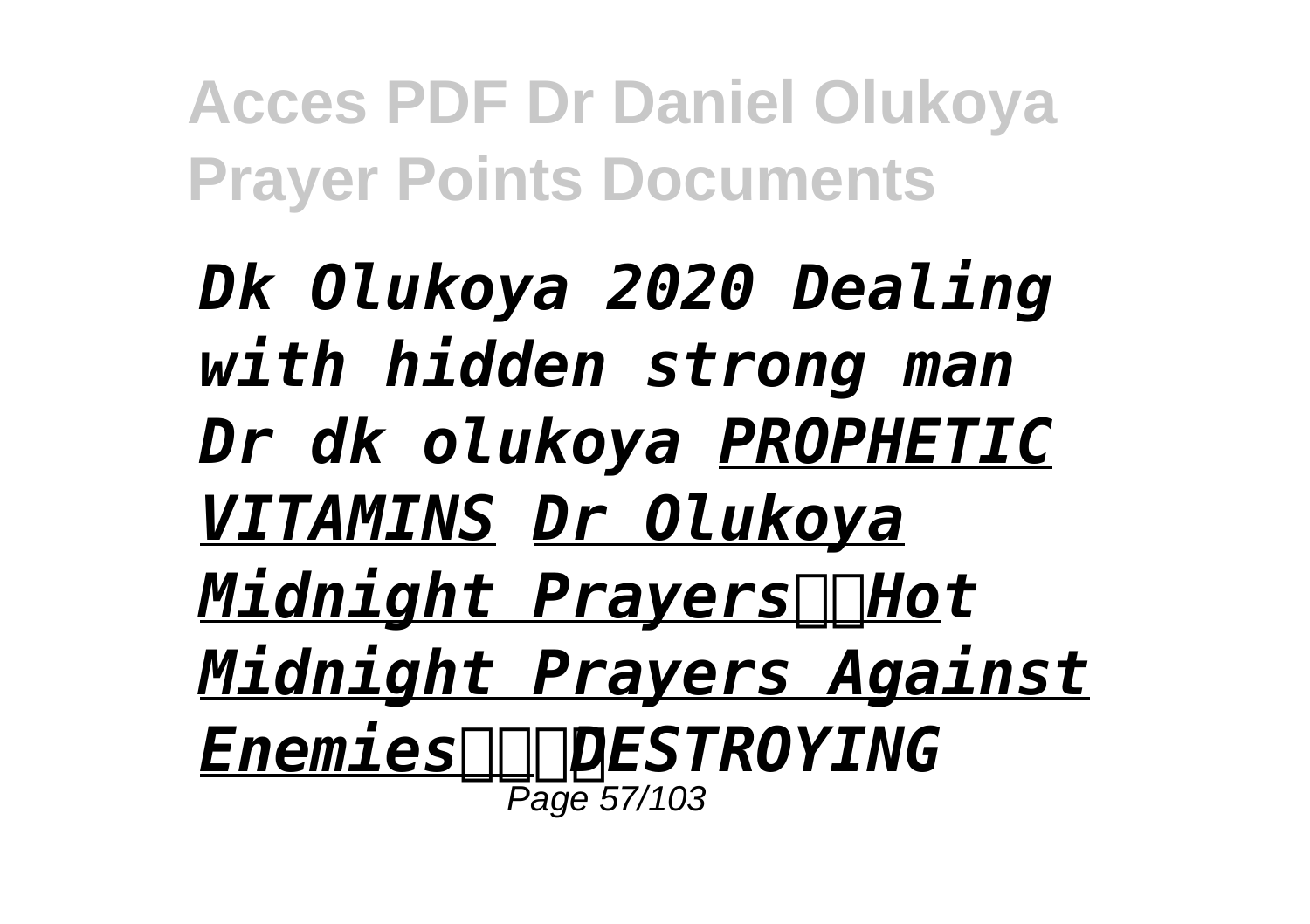*Dk Olukoya 2020 Dealing with hidden strong man Dr dk olukoya* *PROPHETIC VITAMINS* *Dr Olukoya Midnight Prayers*Hot Midnight Prayers Against Enemies*DESTROYING*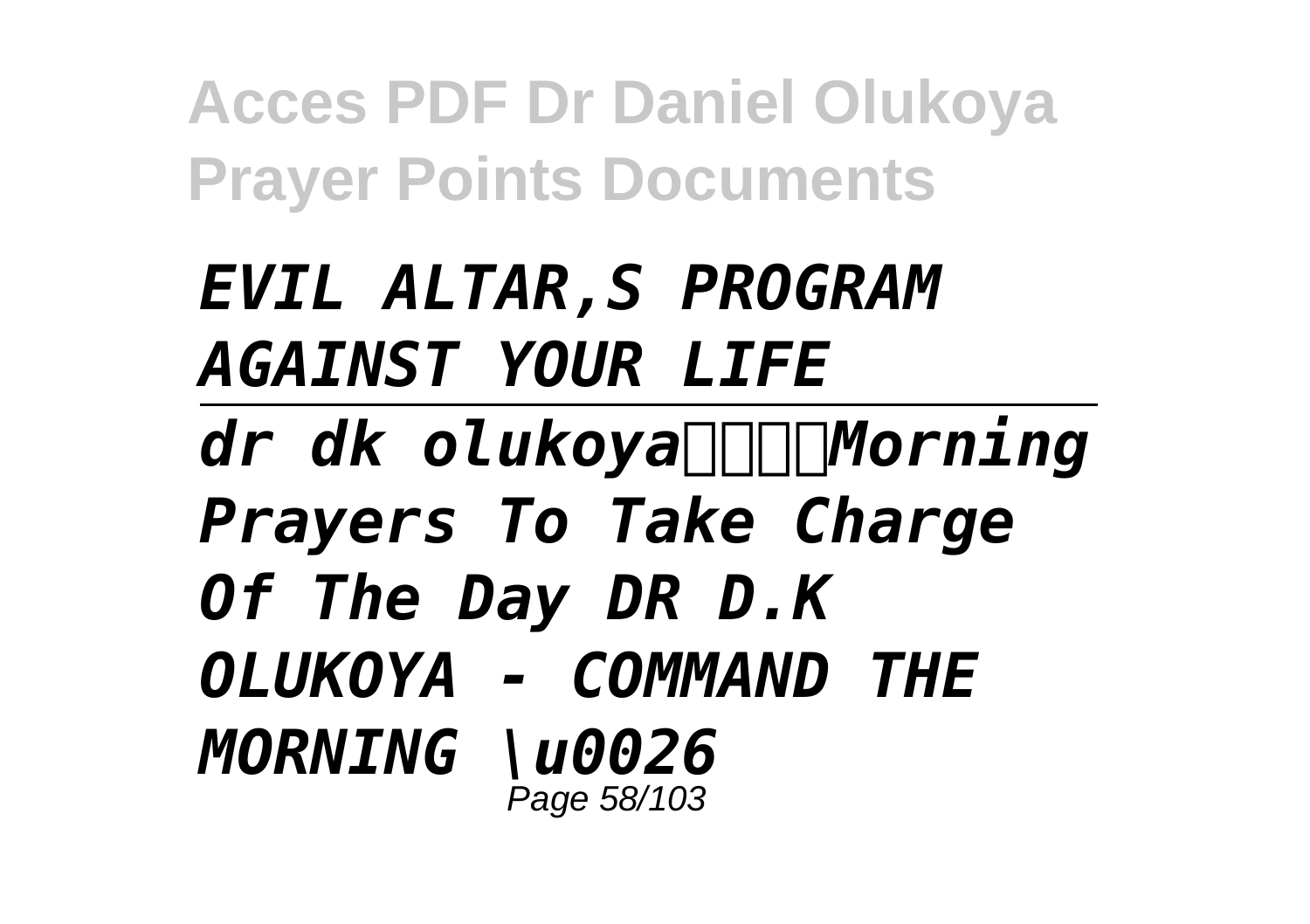***EVIL ALTAR,S PROGRAM AGAINST YOUR LIFE***

---

***dr dk olukoya□□□□Morning Prayers To Take Charge Of The Day DR D.K OLUKOYA - COMMAND THE MORNING \u0026***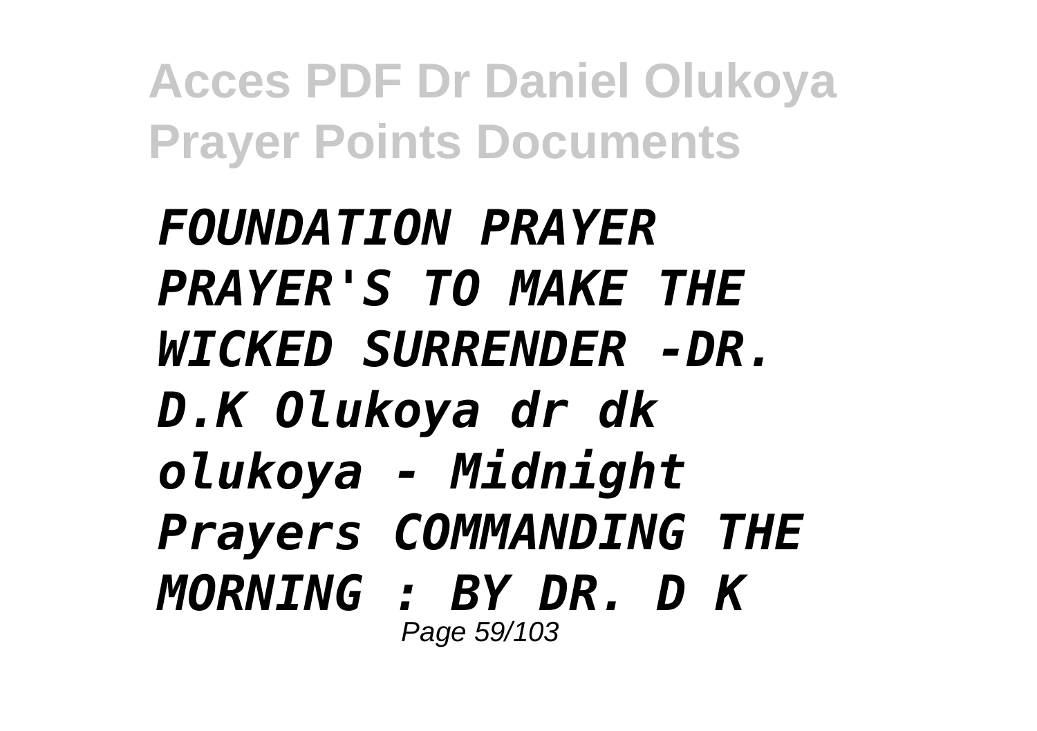***FOUNDATION PRAYER PRAYER'S TO MAKE THE WICKED SURRENDER -DR. D.K Olukoya dr dk olukoya - Midnight Prayers COMMANDING THE MORNING : BY DR. D K***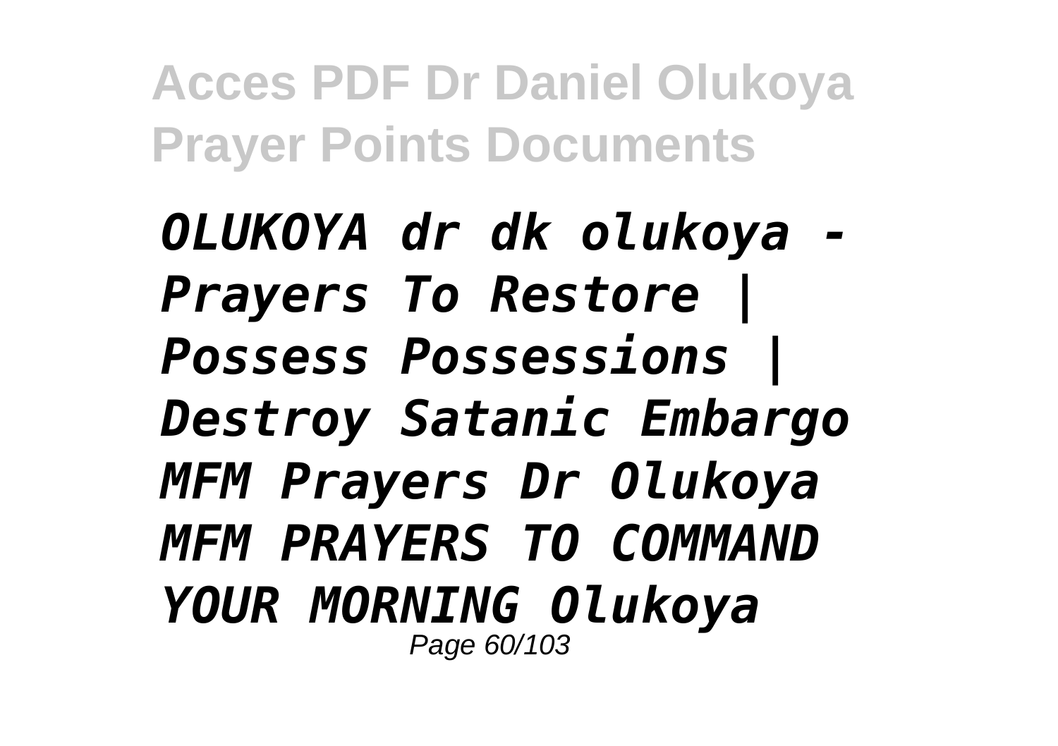*OLUKOYA dr dk olukoya - Prayers To Restore | Possess Possessions | Destroy Satanic Embargo MFM Prayers Dr Olukoya MFM PRAYERS TO COMMAND YOUR MORNING Olukoya*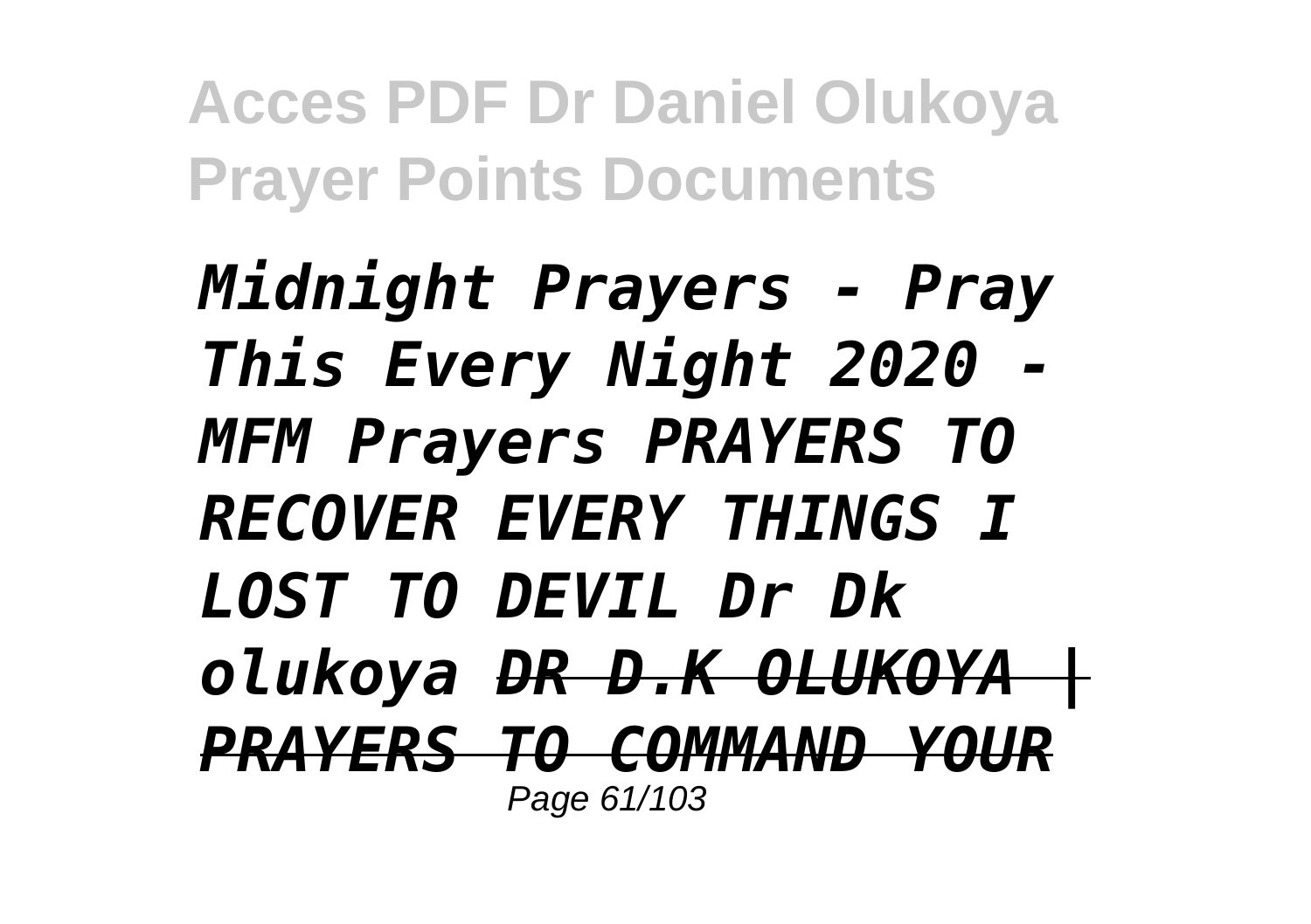*Midnight Prayers - Pray This Every Night 2020 - MFM Prayers PRAYERS TO RECOVER EVERY THINGS I LOST TO DEVIL Dr Dk olukoya ~~DR D.K OLUKOYA | PRAYERS TO COMMAND YOUR~~*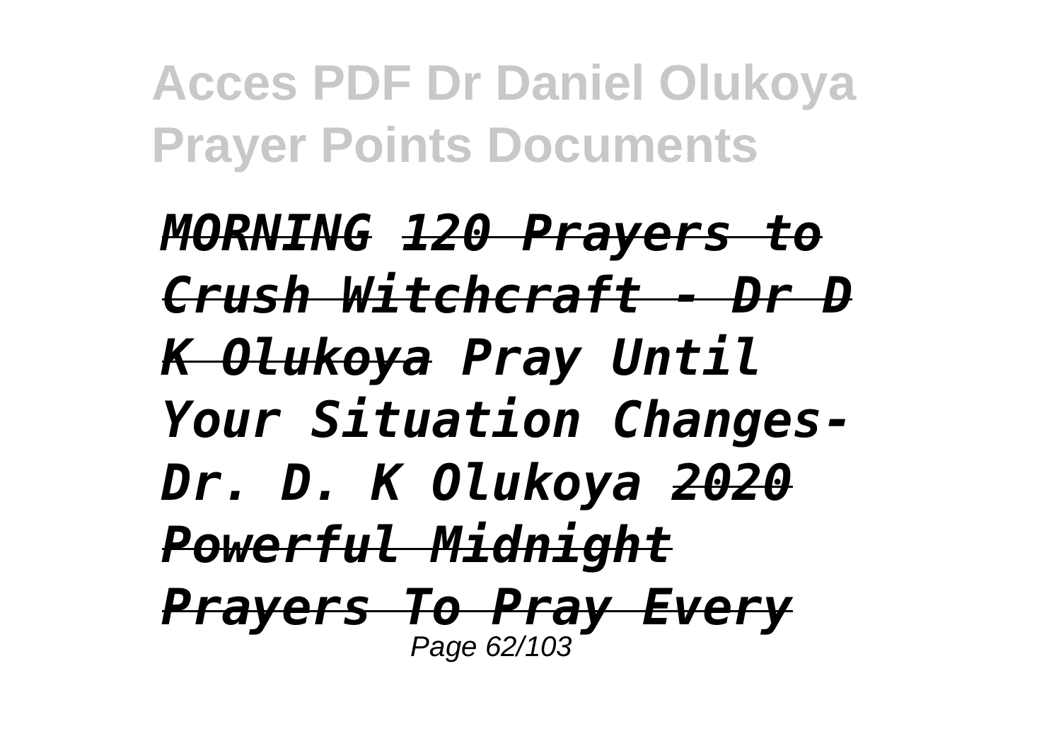*MORNING* *120 Prayers to Crush Witchcraft - Dr D K Olukoya* *Pray Until Your Situation Changes- Dr. D. K Olukoya* *2020 Powerful Midnight Prayers To Pray Every*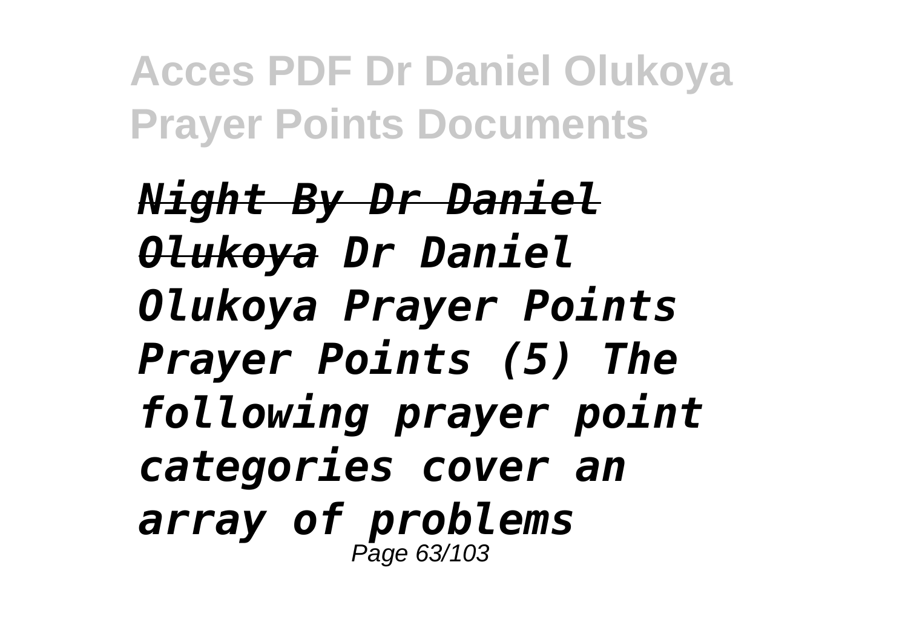*~~Night By Dr Daniel Olukoya~~ Dr Daniel Olukoya Prayer Points Prayer Points (5) The following prayer point categories cover an array of problems*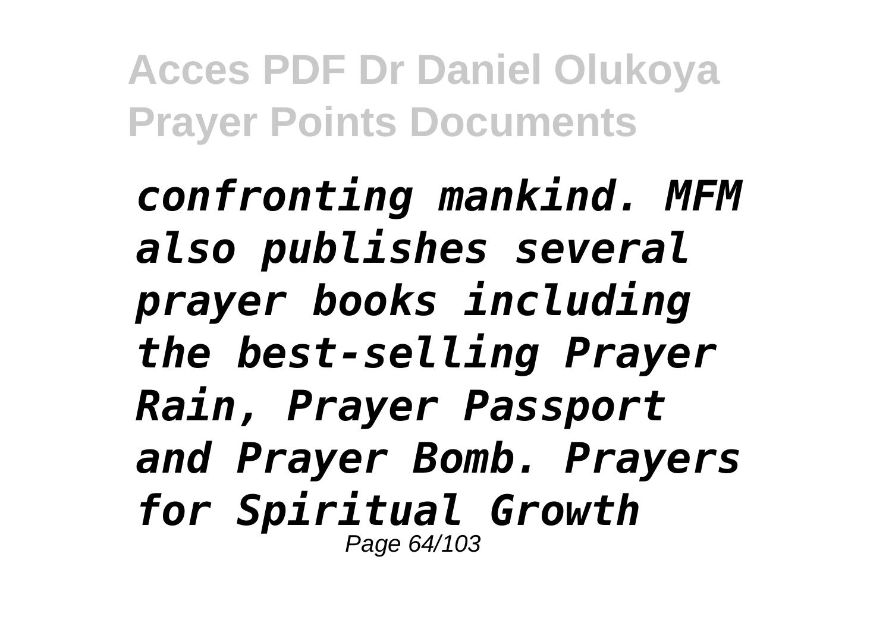*confronting mankind. MFM also publishes several prayer books including the best-selling Prayer Rain, Prayer Passport and Prayer Bomb. Prayers for Spiritual Growth*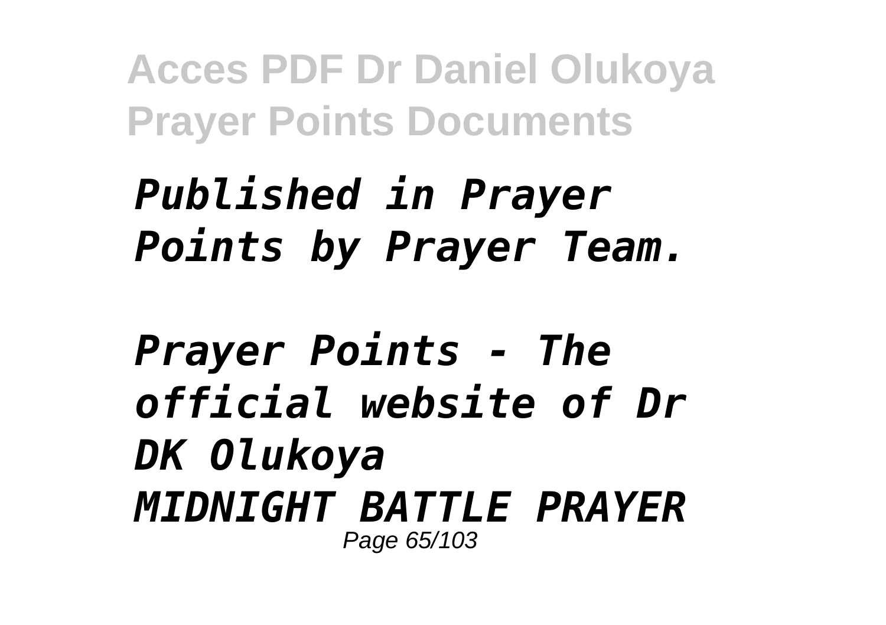*Published in Prayer Points by Prayer Team.*

*Prayer Points - The official website of Dr DK Olukoya*
*MIDNIGHT BATTLE PRAYER*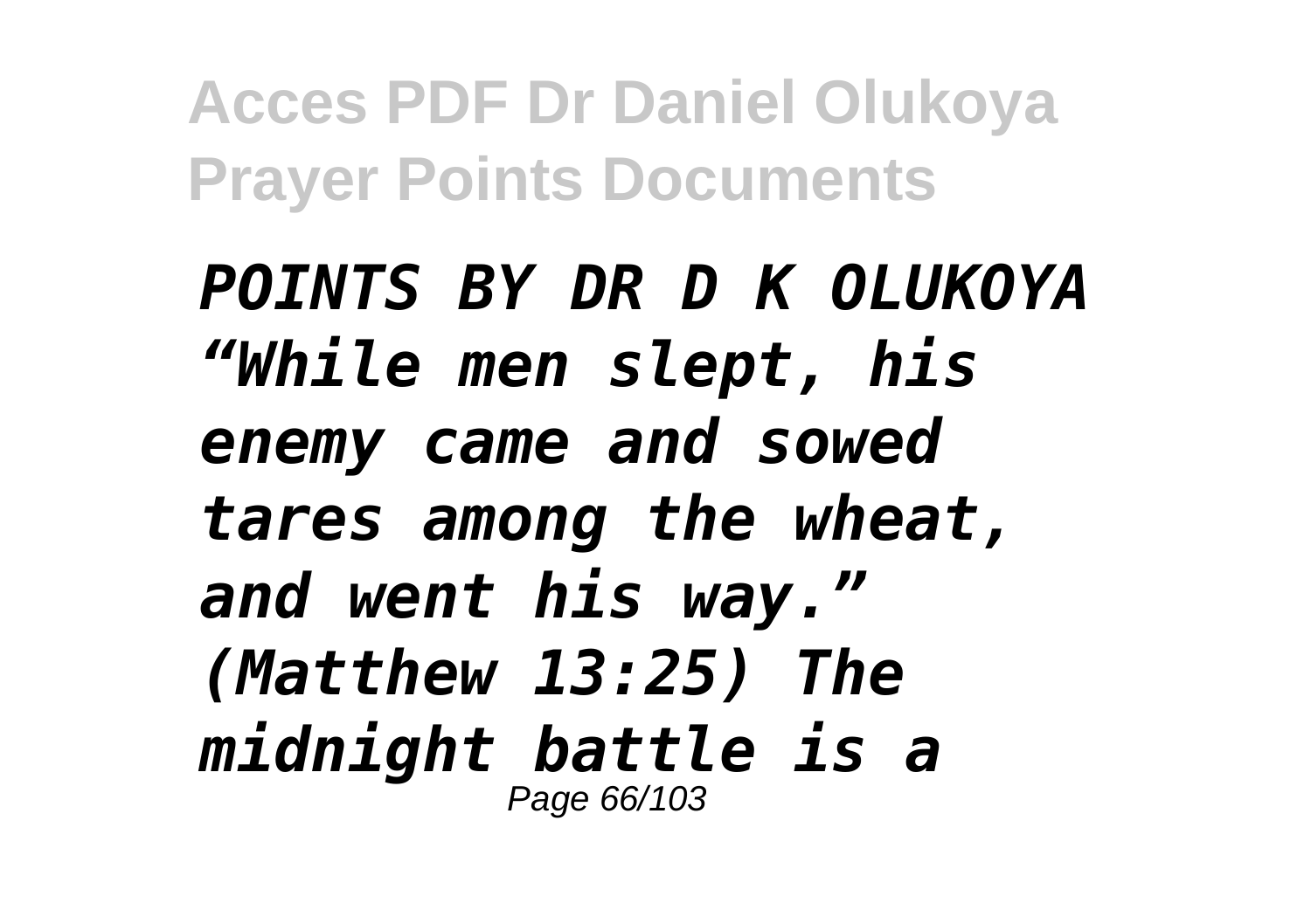*POINTS BY DR D K OLUKOYA "While men slept, his enemy came and sowed tares among the wheat, and went his way." (Matthew 13:25) The midnight battle is a*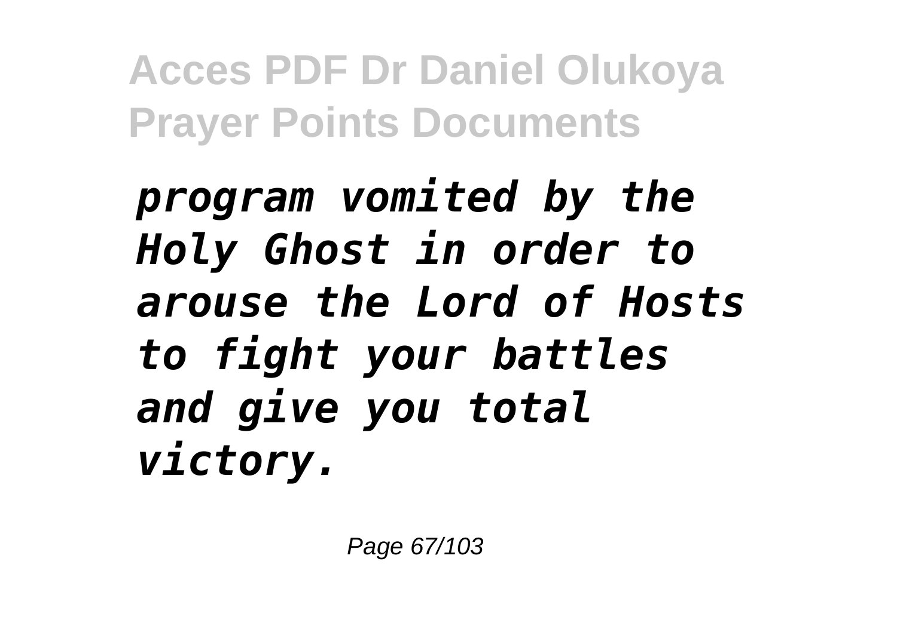***program vomited by the Holy Ghost in order to arouse the Lord of Hosts to fight your battles and give you total victory.***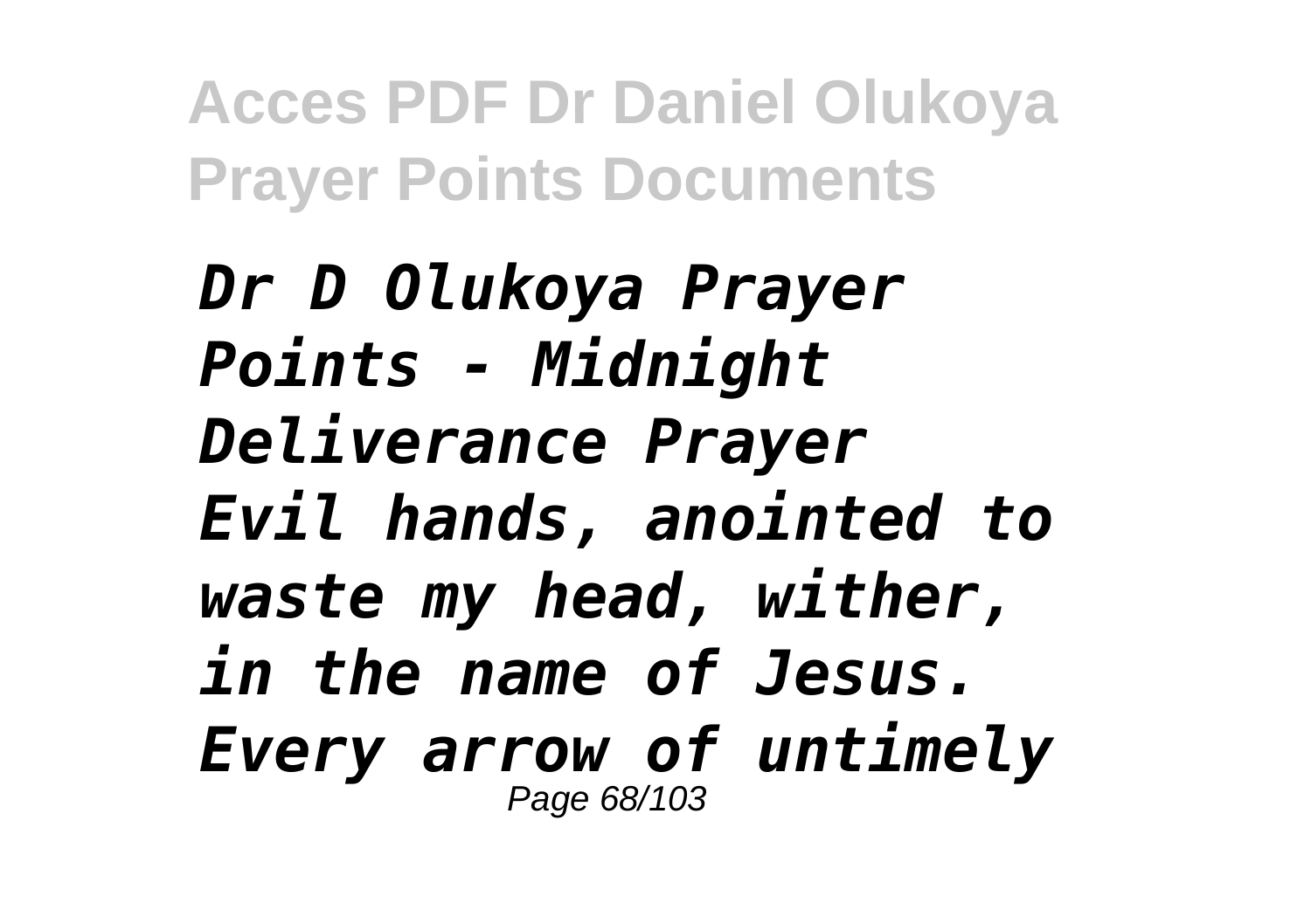*Dr D Olukoya Prayer Points - Midnight Deliverance Prayer*
*Evil hands, anointed to waste my head, wither, in the name of Jesus.*
*Every arrow of untimely*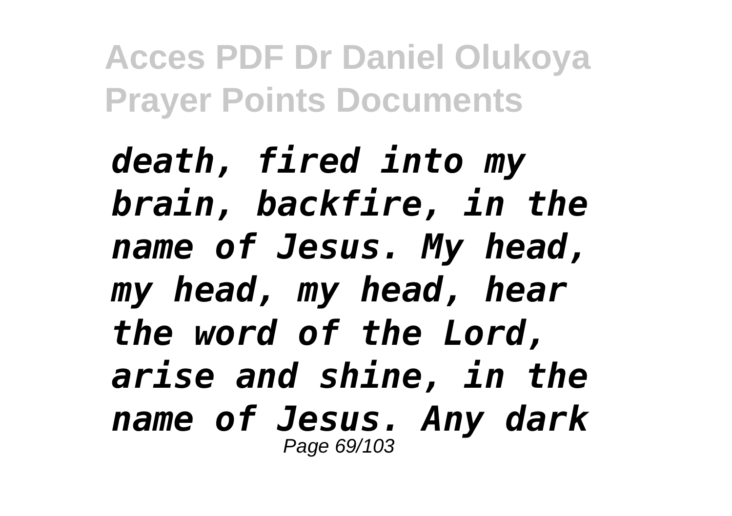*death, fired into my brain, backfire, in the name of Jesus. My head, my head, my head, hear the word of the Lord, arise and shine, in the name of Jesus. Any dark*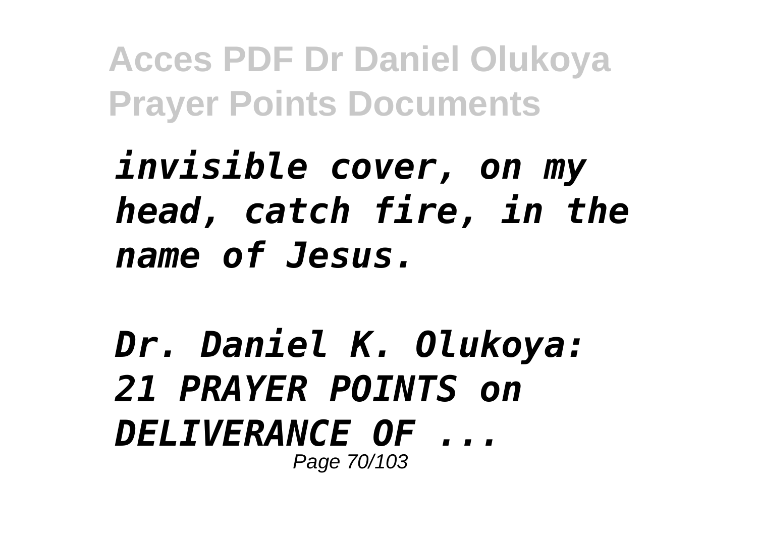*invisible cover, on my head, catch fire, in the name of Jesus.*

*Dr. Daniel K. Olukoya: 21 PRAYER POINTS on DELIVERANCE OF ...*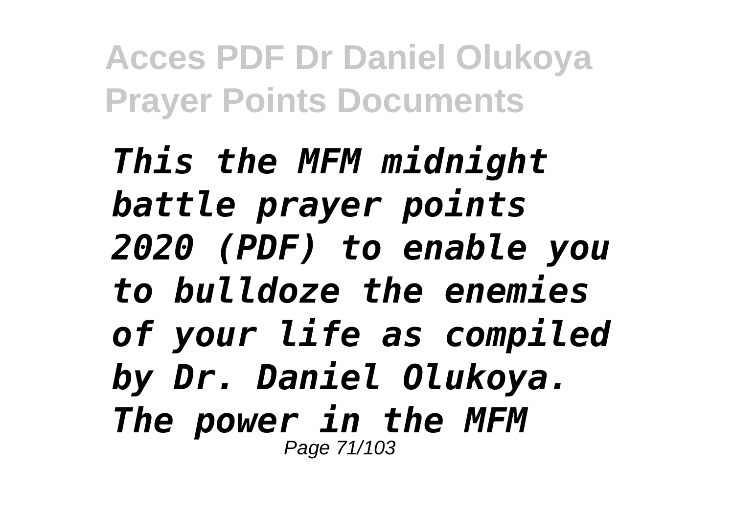*This the MFM midnight battle prayer points 2020 (PDF) to enable you to bulldoze the enemies of your life as compiled by Dr. Daniel Olukoya. The power in the MFM*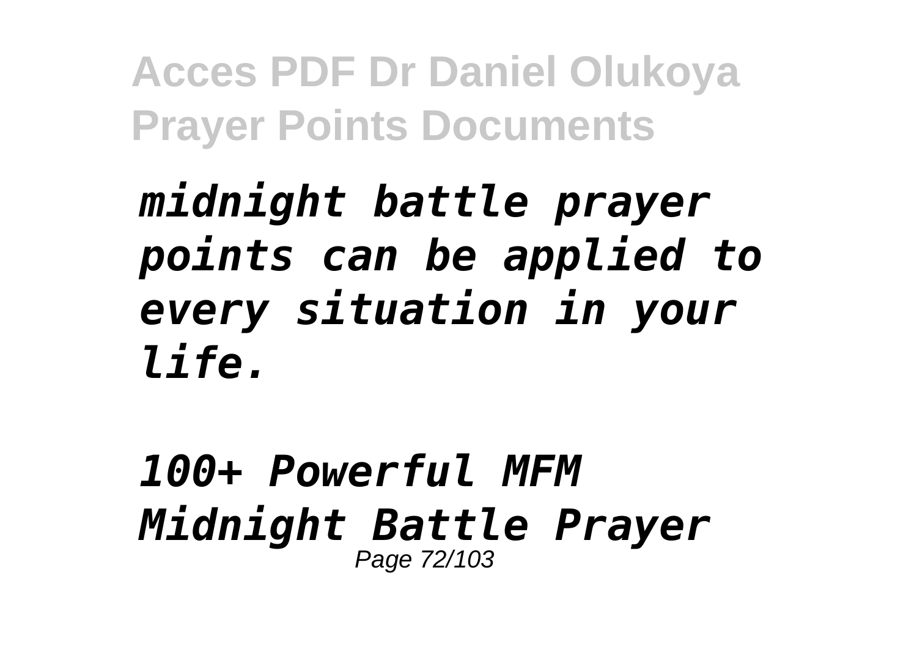*midnight battle prayer points can be applied to every situation in your life.*

*100+ Powerful MFM Midnight Battle Prayer*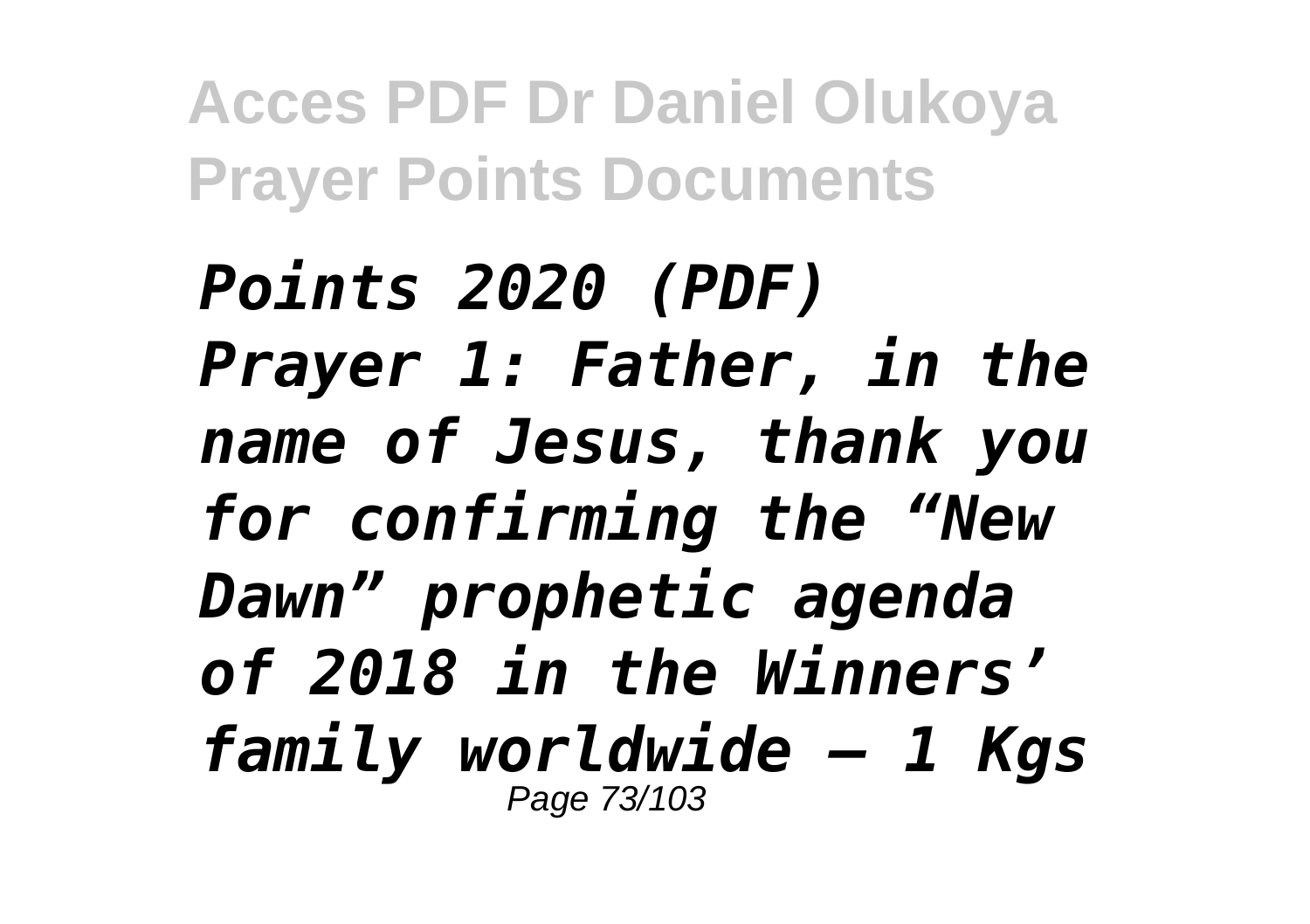*Points 2020 (PDF) Prayer 1: Father, in the name of Jesus, thank you for confirming the “New Dawn” prophetic agenda of 2018 in the Winners’ family worldwide – 1 Kgs*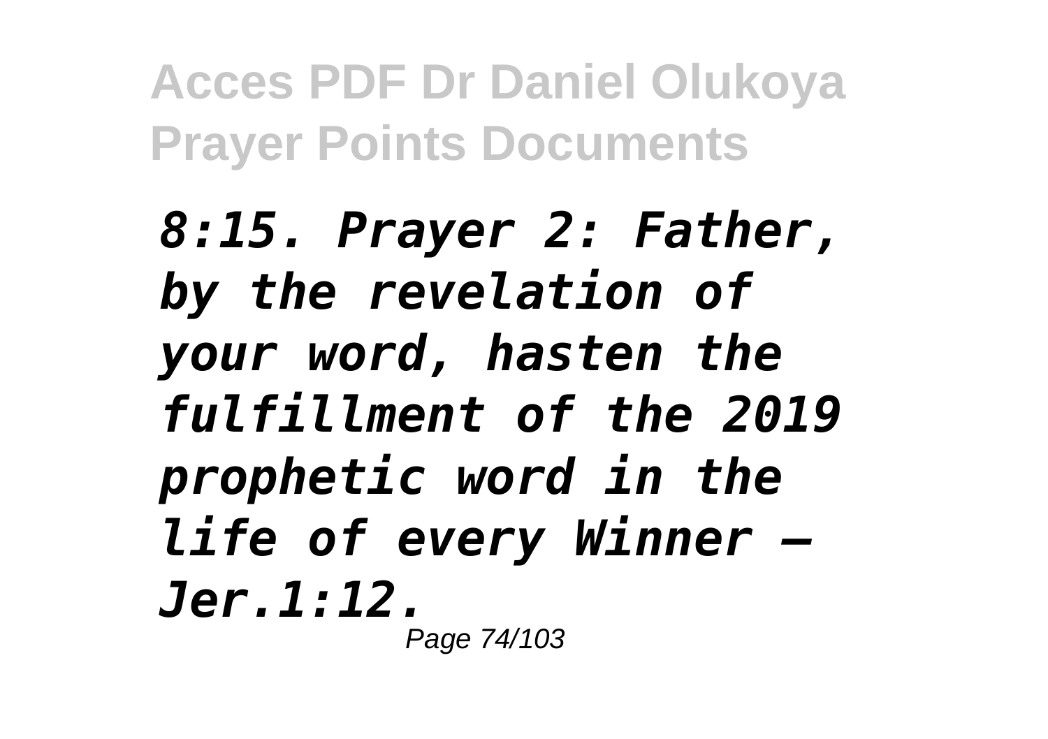*8:15. Prayer 2: Father, by the revelation of your word, hasten the fulfillment of the 2019 prophetic word in the life of every Winner – Jer.1:12.*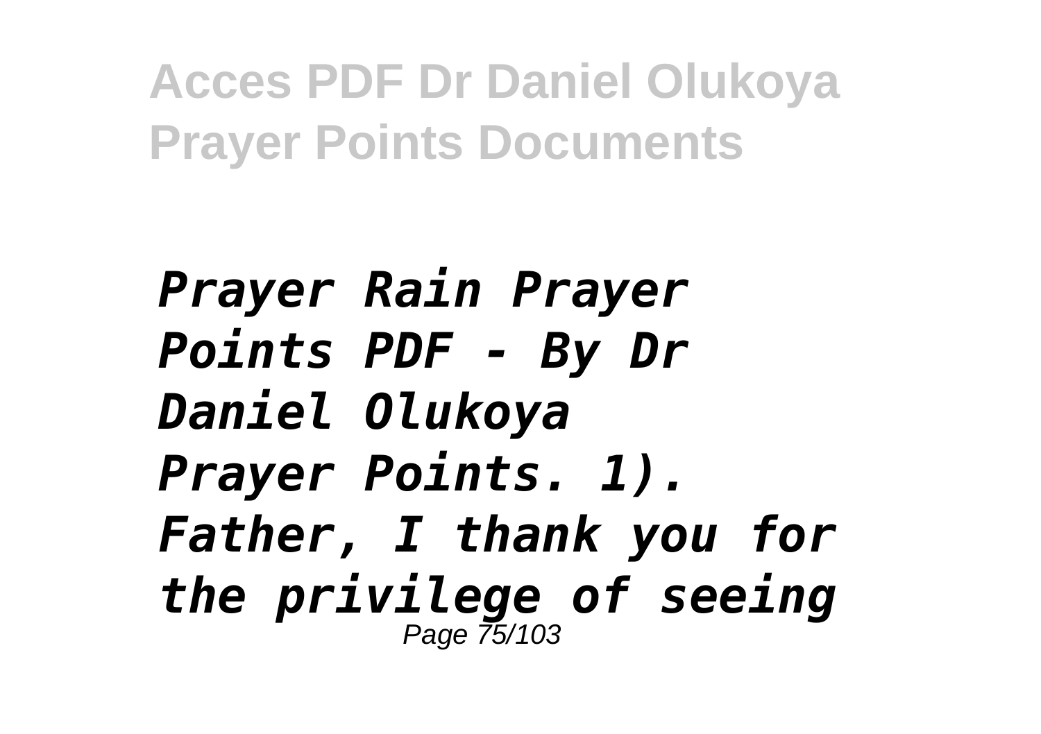*Prayer Rain Prayer Points PDF - By Dr Daniel Olukoya*

*Prayer Points. 1). Father, I thank you for the privilege of seeing*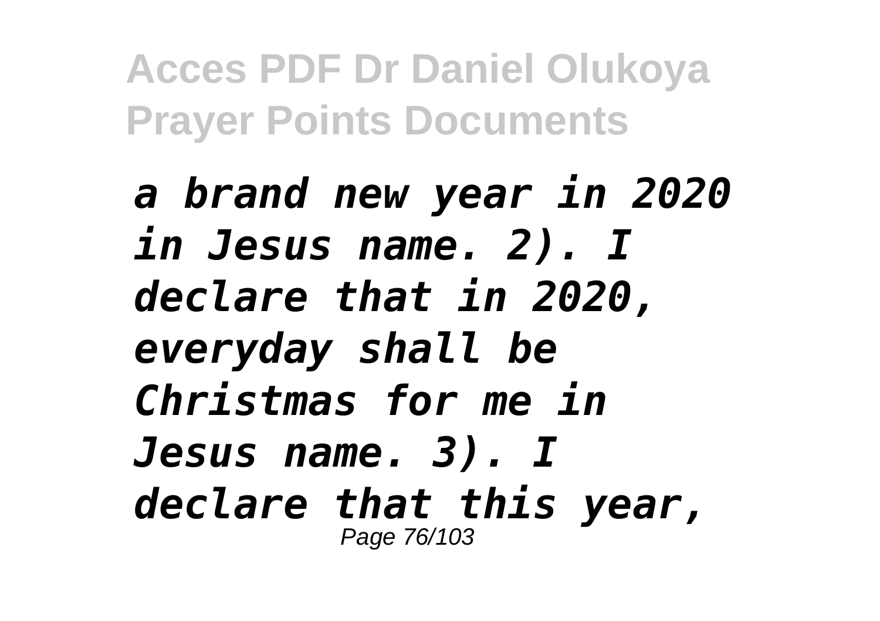*a brand new year in 2020 in Jesus name. 2). I declare that in 2020, everyday shall be Christmas for me in Jesus name. 3). I declare that this year,*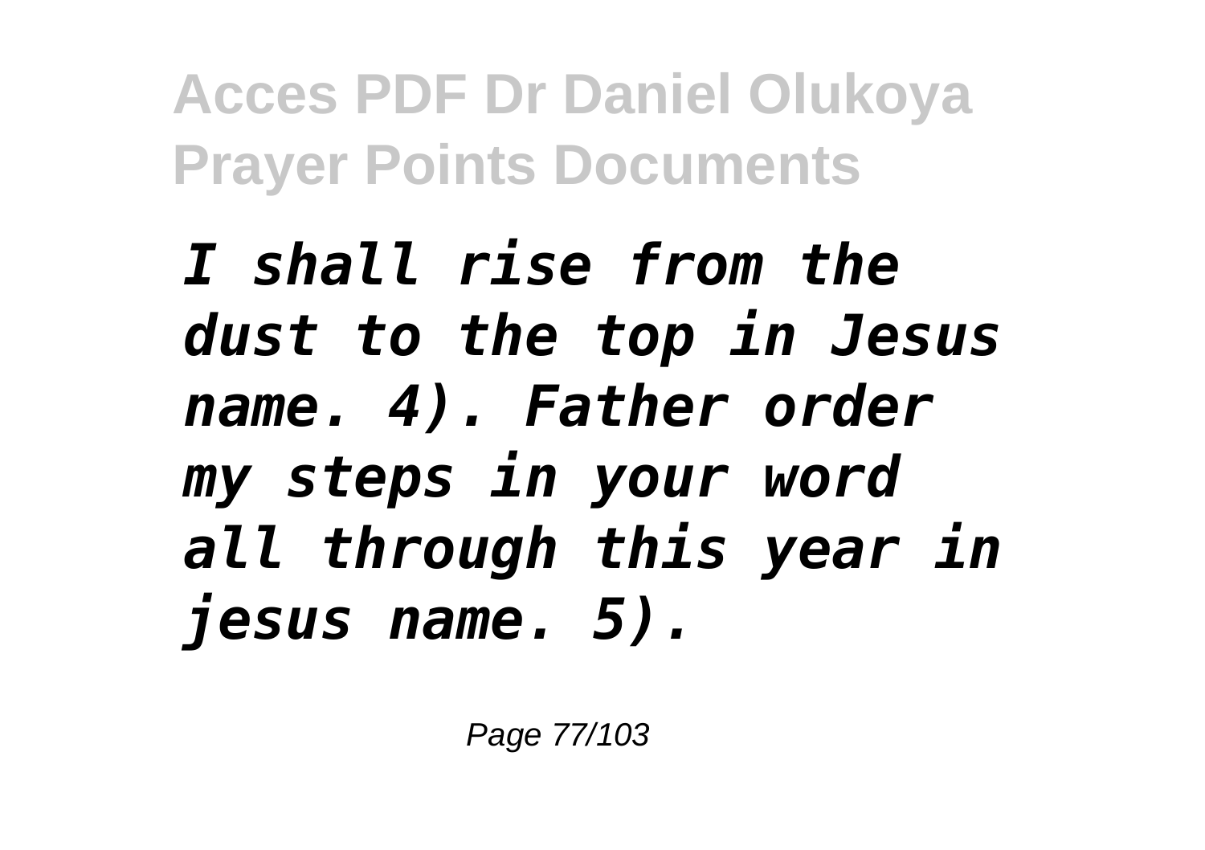*I shall rise from the dust to the top in Jesus name. 4). Father order my steps in your word all through this year in jesus name. 5).*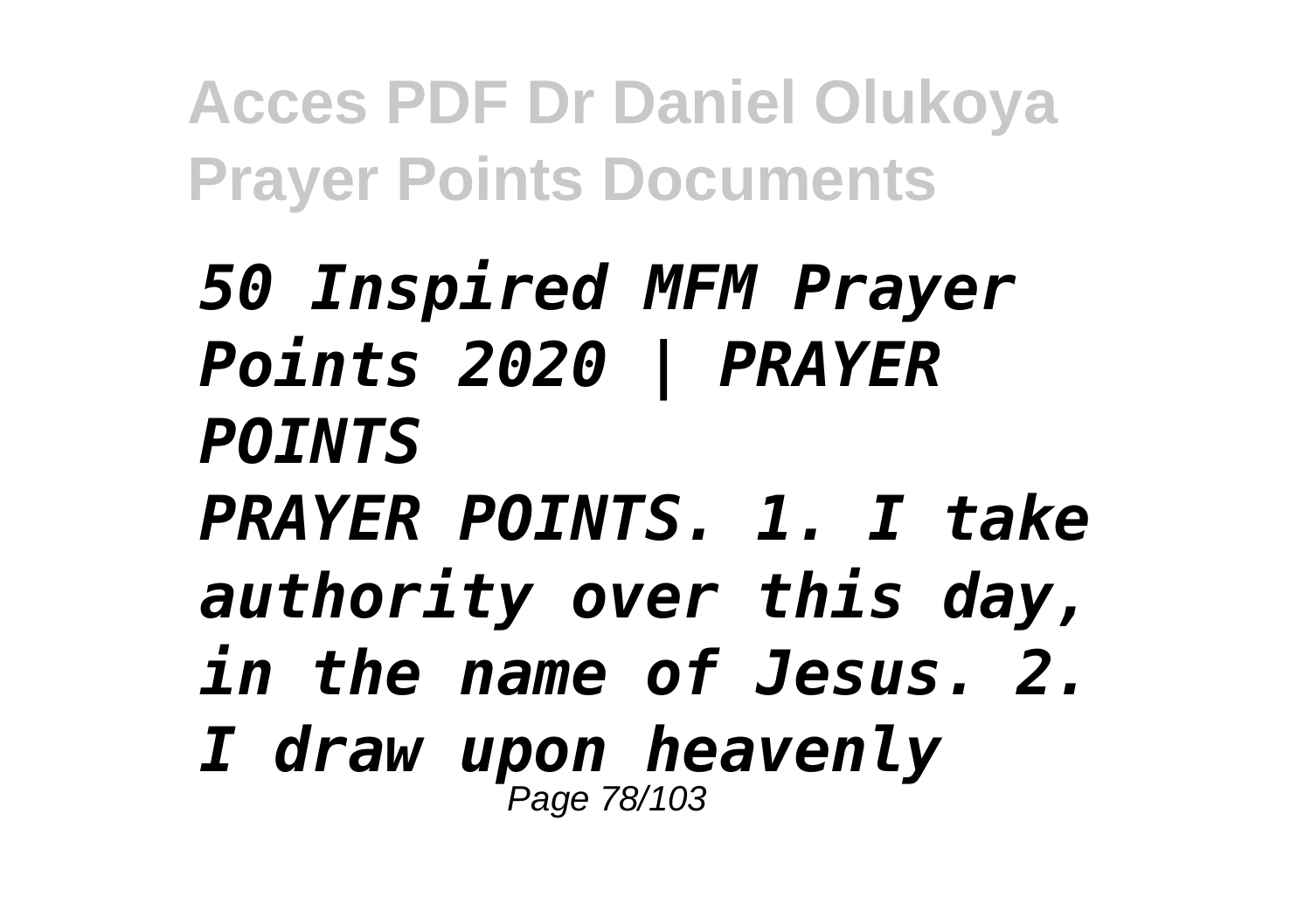*50 Inspired MFM Prayer Points 2020 | PRAYER POINTS*

*PRAYER POINTS. 1. I take authority over this day, in the name of Jesus. 2. I draw upon heavenly*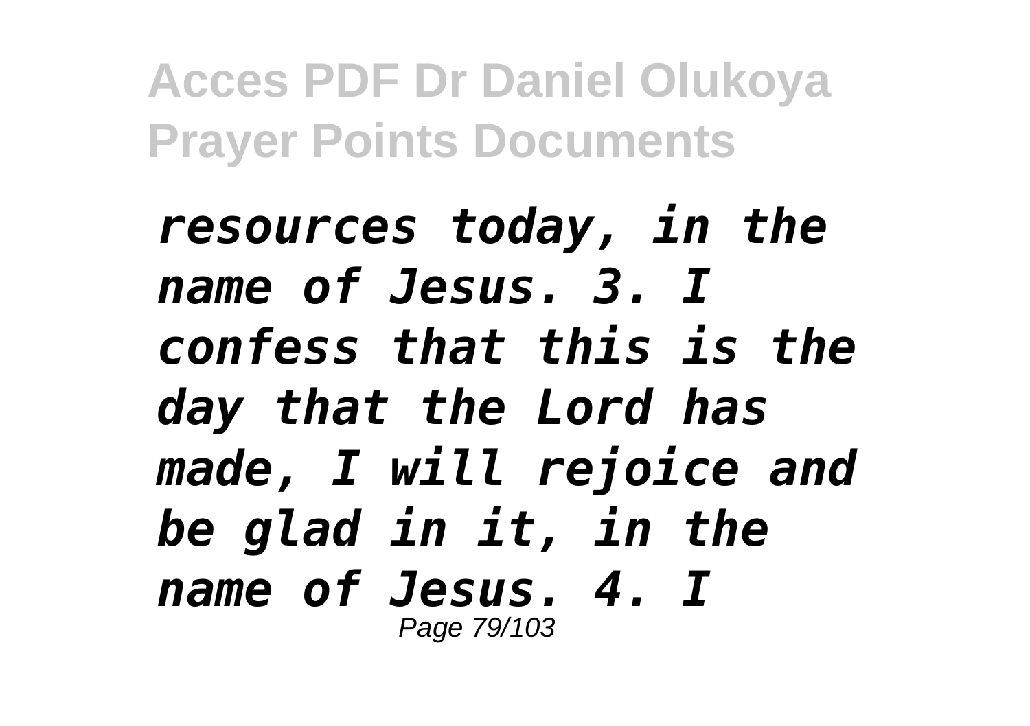*resources today, in the name of Jesus. 3. I confess that this is the day that the Lord has made, I will rejoice and be glad in it, in the name of Jesus. 4. I*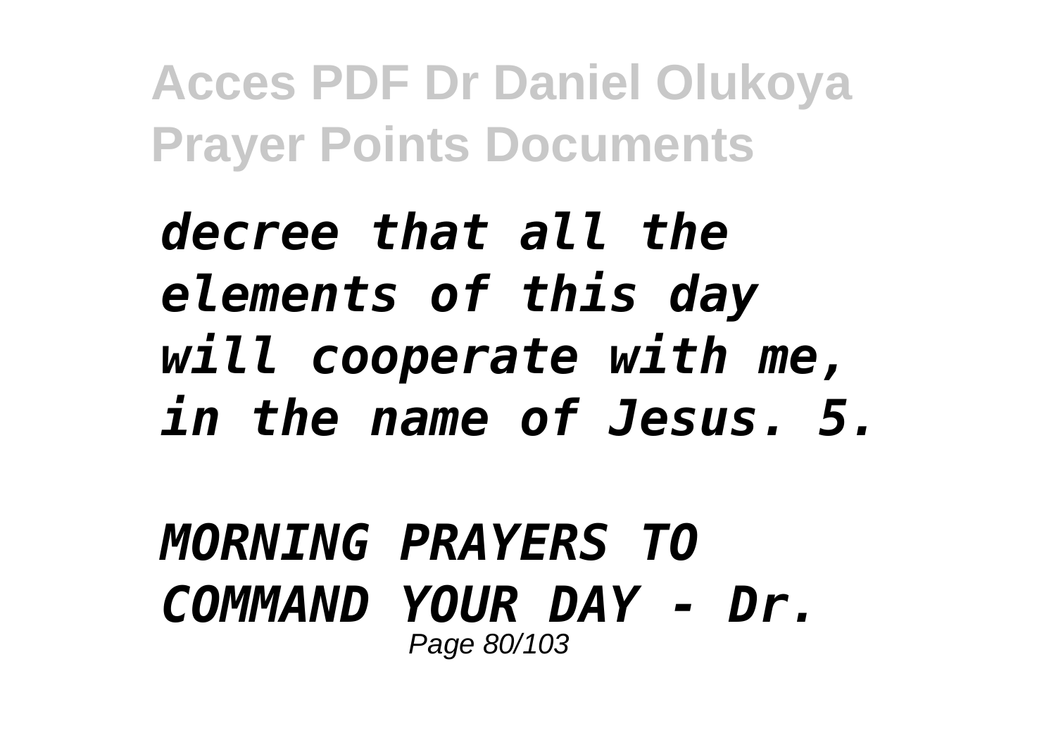*decree that all the elements of this day will cooperate with me, in the name of Jesus. 5.*

*MORNING PRAYERS TO COMMAND YOUR DAY - Dr.*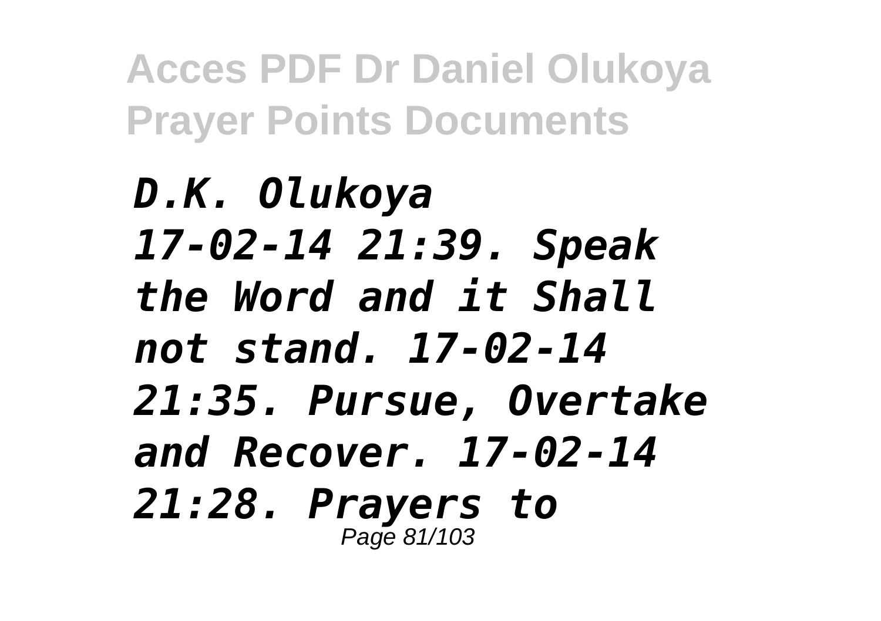*D.K. Olukoya 17-02-14 21:39. Speak the Word and it Shall not stand. 17-02-14 21:35. Pursue, Overtake and Recover. 17-02-14 21:28. Prayers to*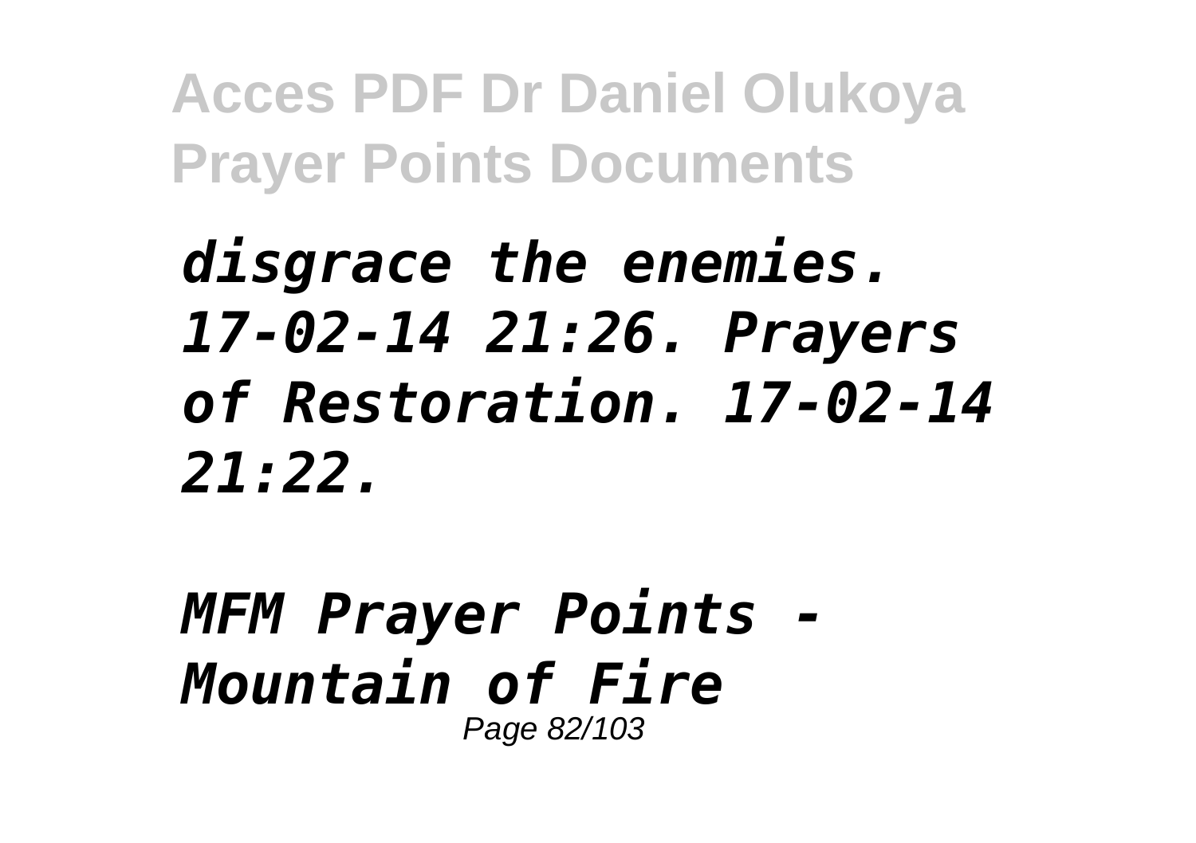*disgrace the enemies. 17-02-14 21:26. Prayers of Restoration. 17-02-14 21:22.*

*MFM Prayer Points - Mountain of Fire*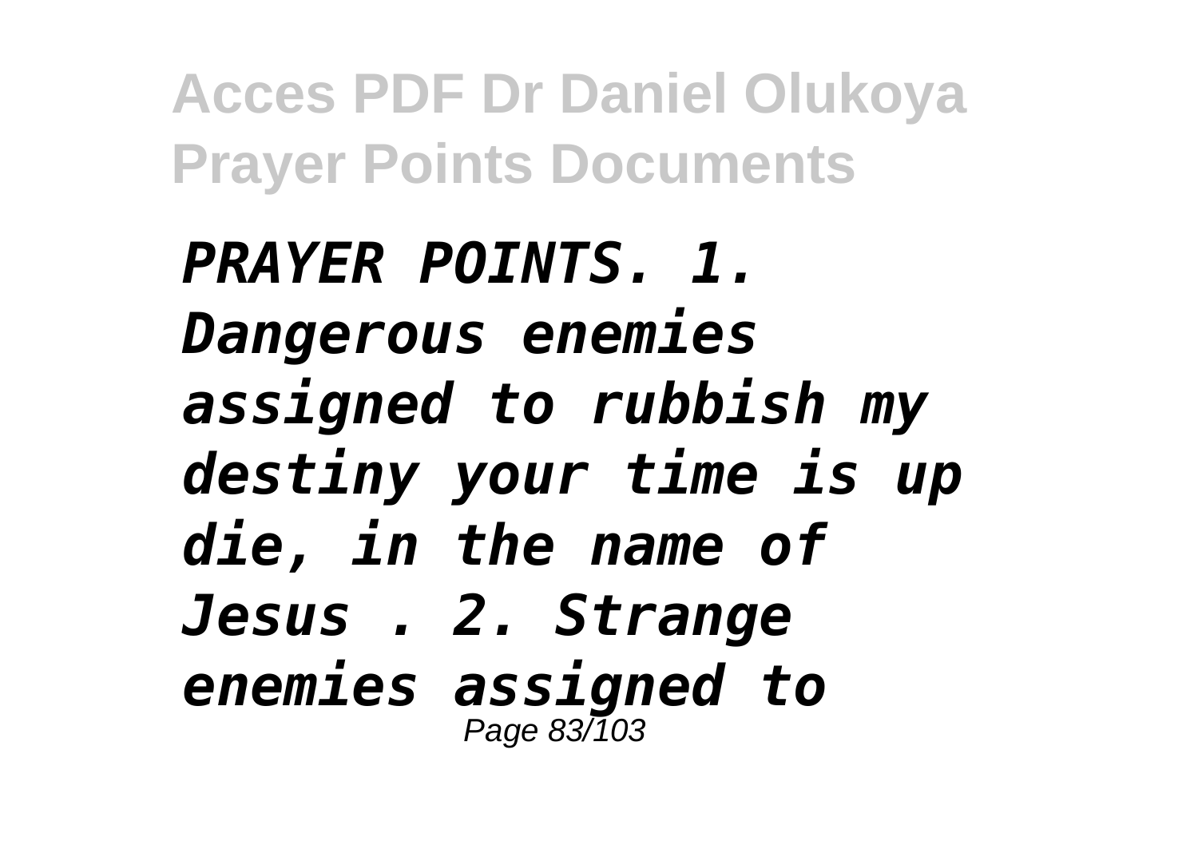*PRAYER POINTS. 1. Dangerous enemies assigned to rubbish my destiny your time is up die, in the name of Jesus . 2. Strange enemies assigned to*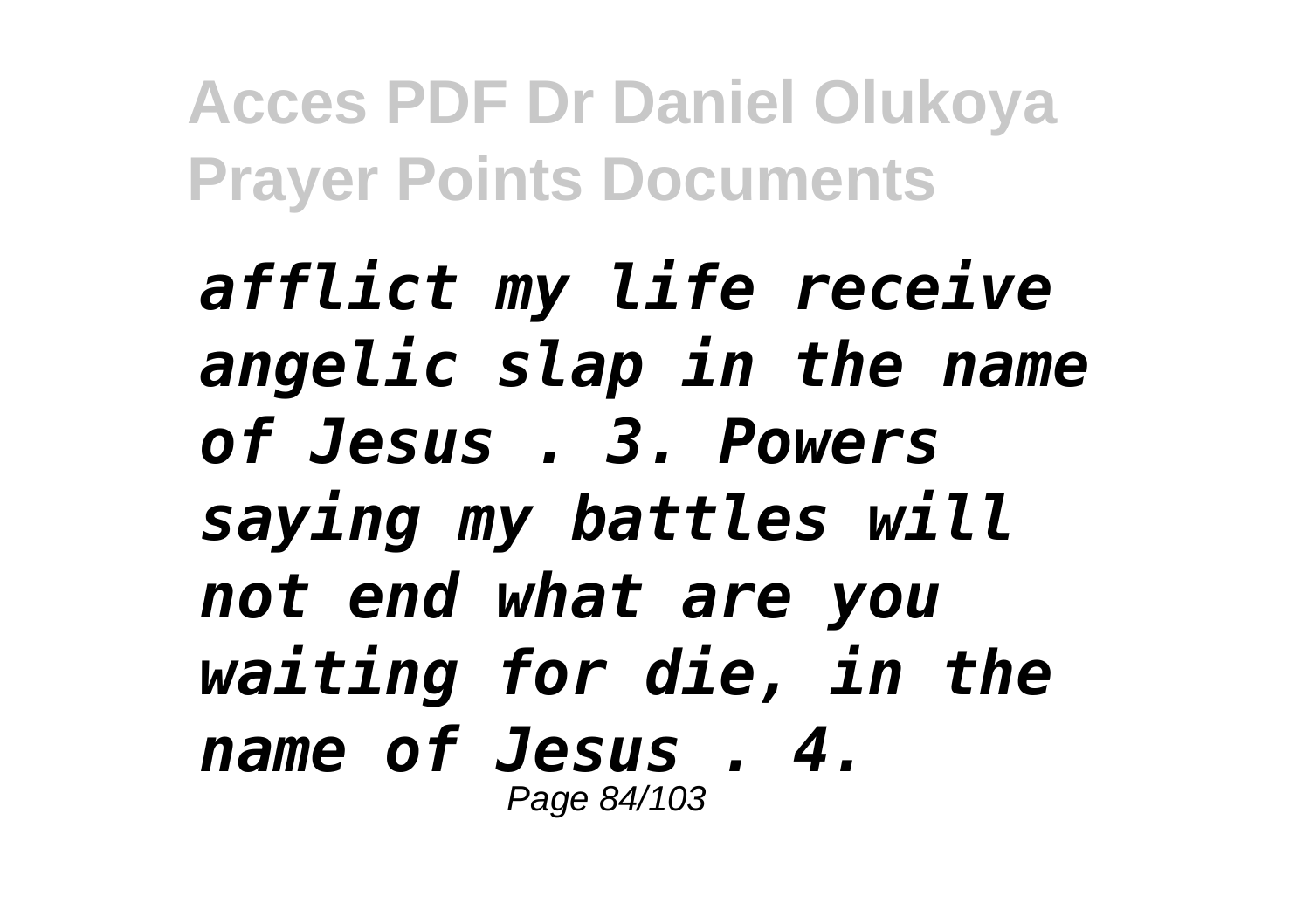*afflict my life receive angelic slap in the name of Jesus . 3. Powers saying my battles will not end what are you waiting for die, in the name of Jesus . 4.*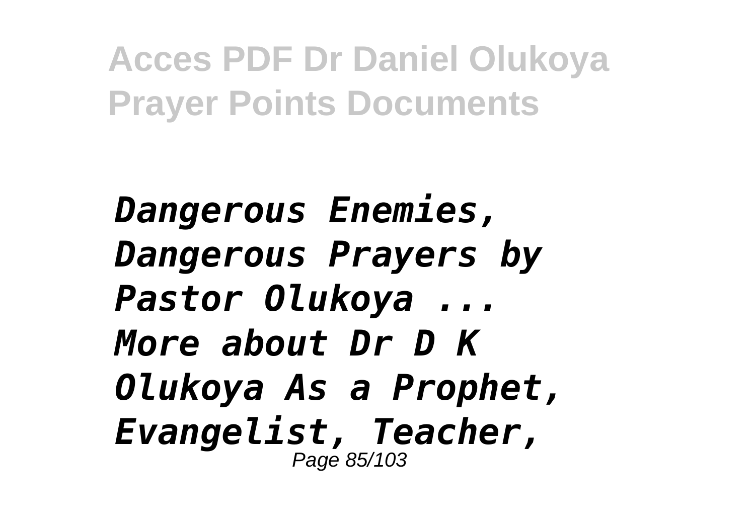***Dangerous Enemies, Dangerous Prayers by Pastor Olukoya ...***
***More about Dr D K Olukoya As a Prophet, Evangelist, Teacher,***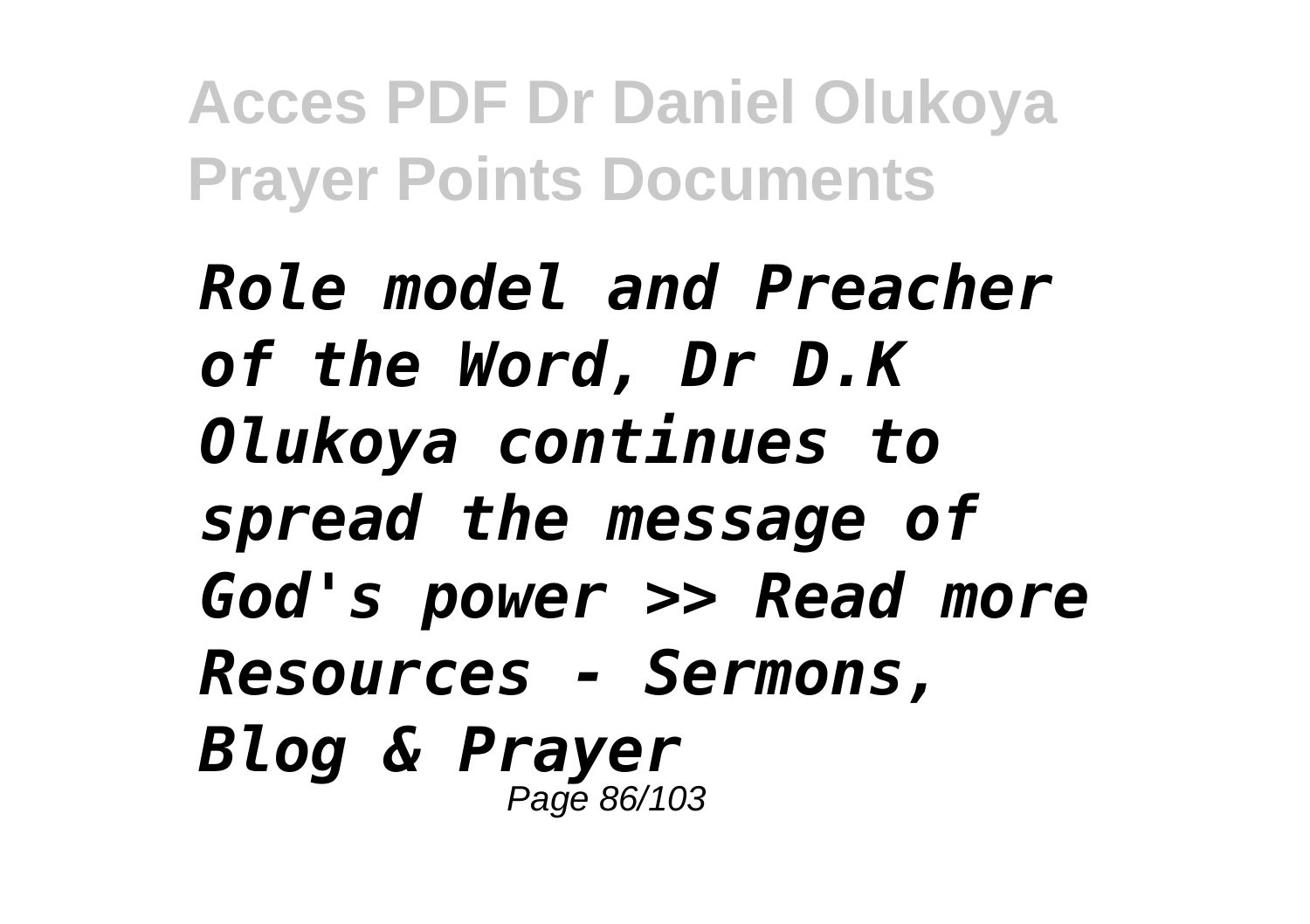*Role model and Preacher of the Word, Dr D.K Olukoya continues to spread the message of God's power >> Read more Resources - Sermons, Blog & Prayer*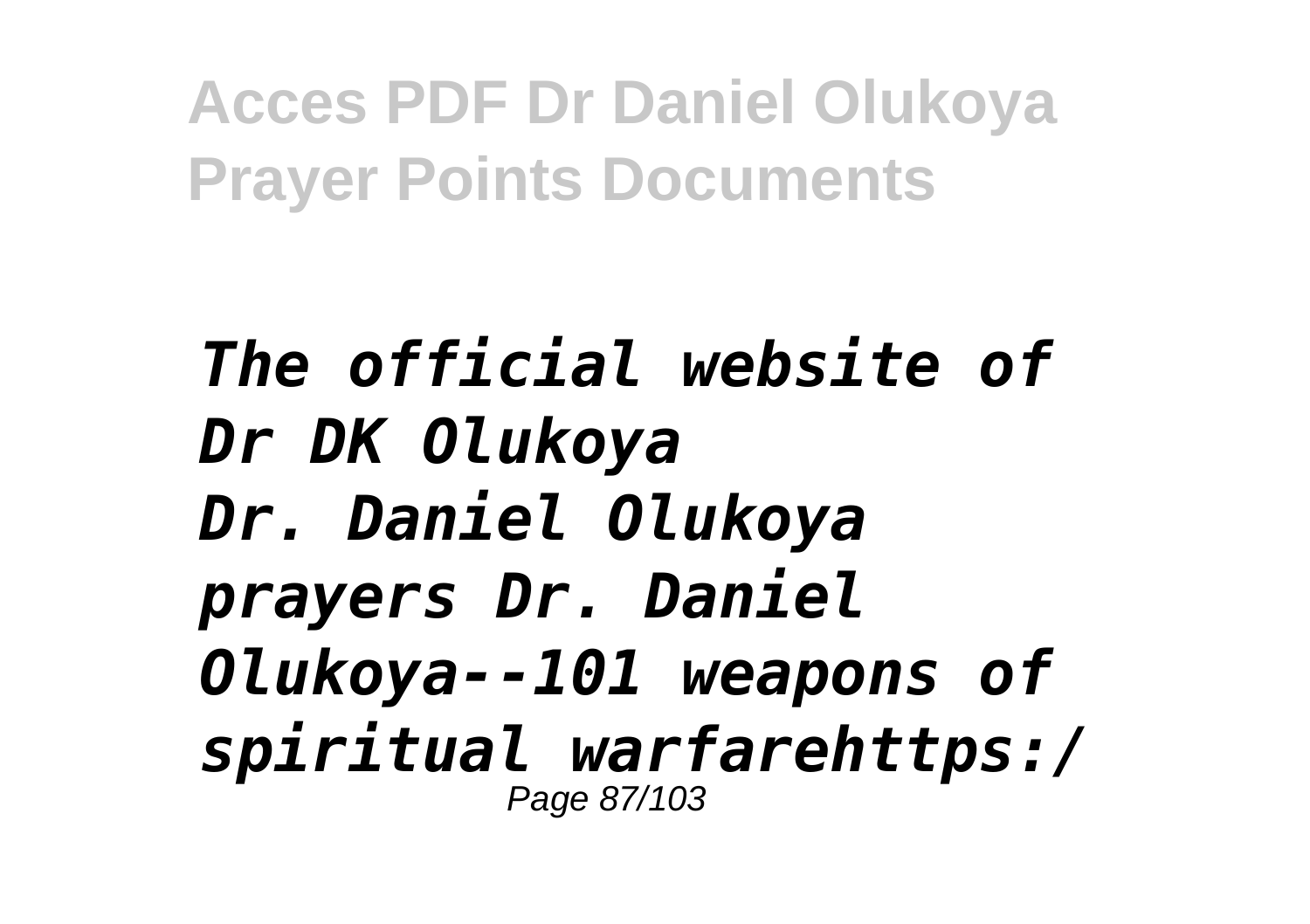*The official website of Dr DK Olukoya*
*Dr. Daniel Olukoya prayers Dr. Daniel Olukoya--101 weapons of spiritual warfarehttps:/*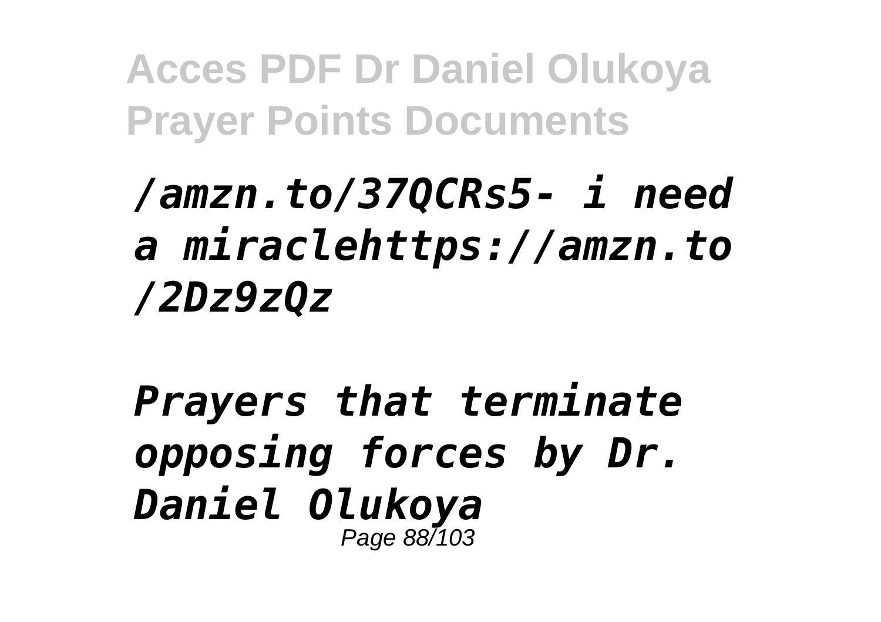*/amzn.to/37QCRs5- i need a miraclehttps://amzn.to/2Dz9zQz*

*Prayers that terminate opposing forces by Dr. Daniel Olukoya*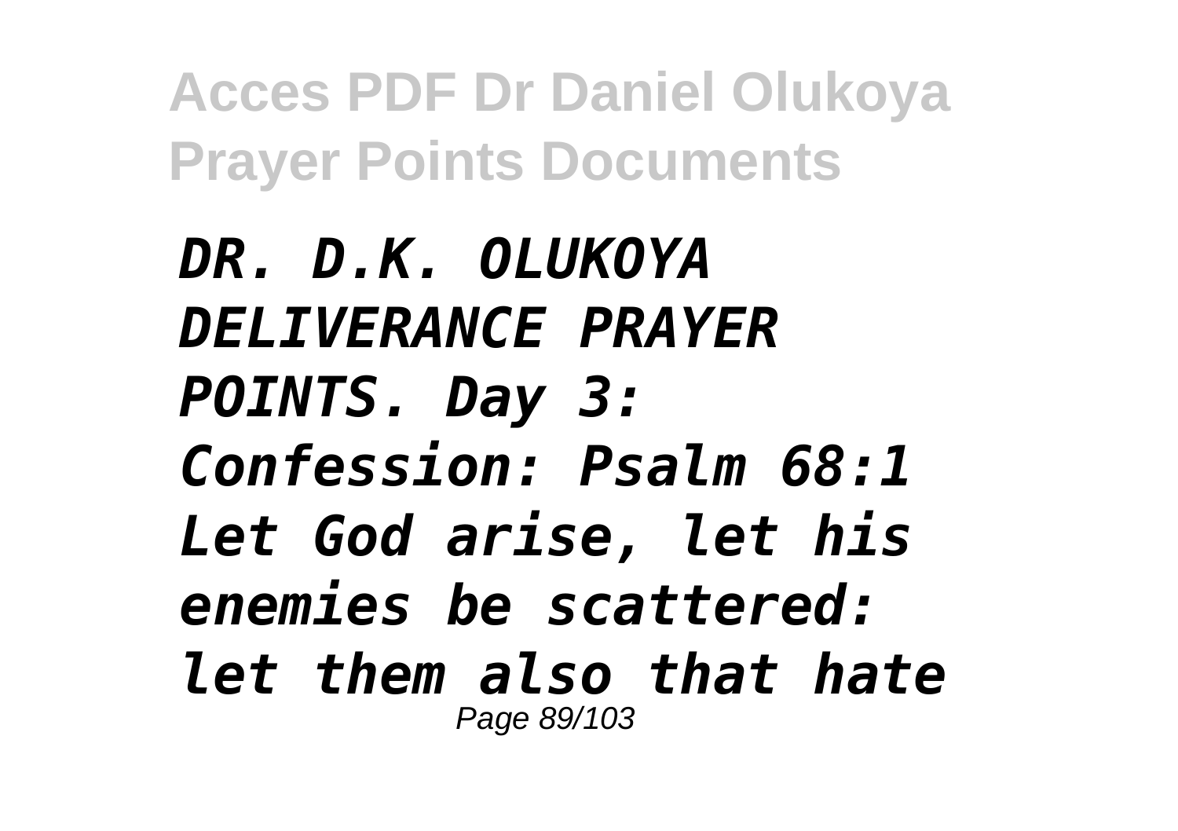*DR. D.K. OLUKOYA DELIVERANCE PRAYER POINTS. Day 3: Confession: Psalm 68:1 Let God arise, let his enemies be scattered: let them also that hate*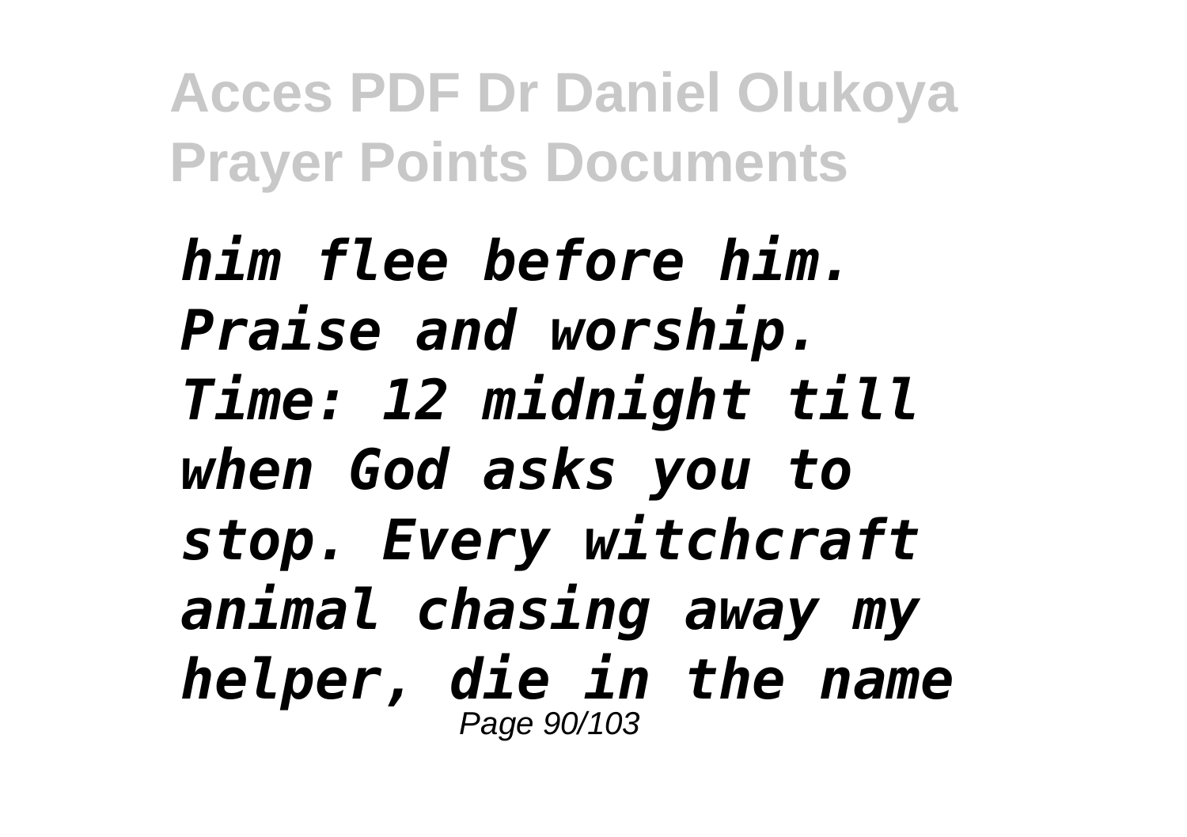*him flee before him. Praise and worship. Time: 12 midnight till when God asks you to stop. Every witchcraft animal chasing away my helper, die in the name*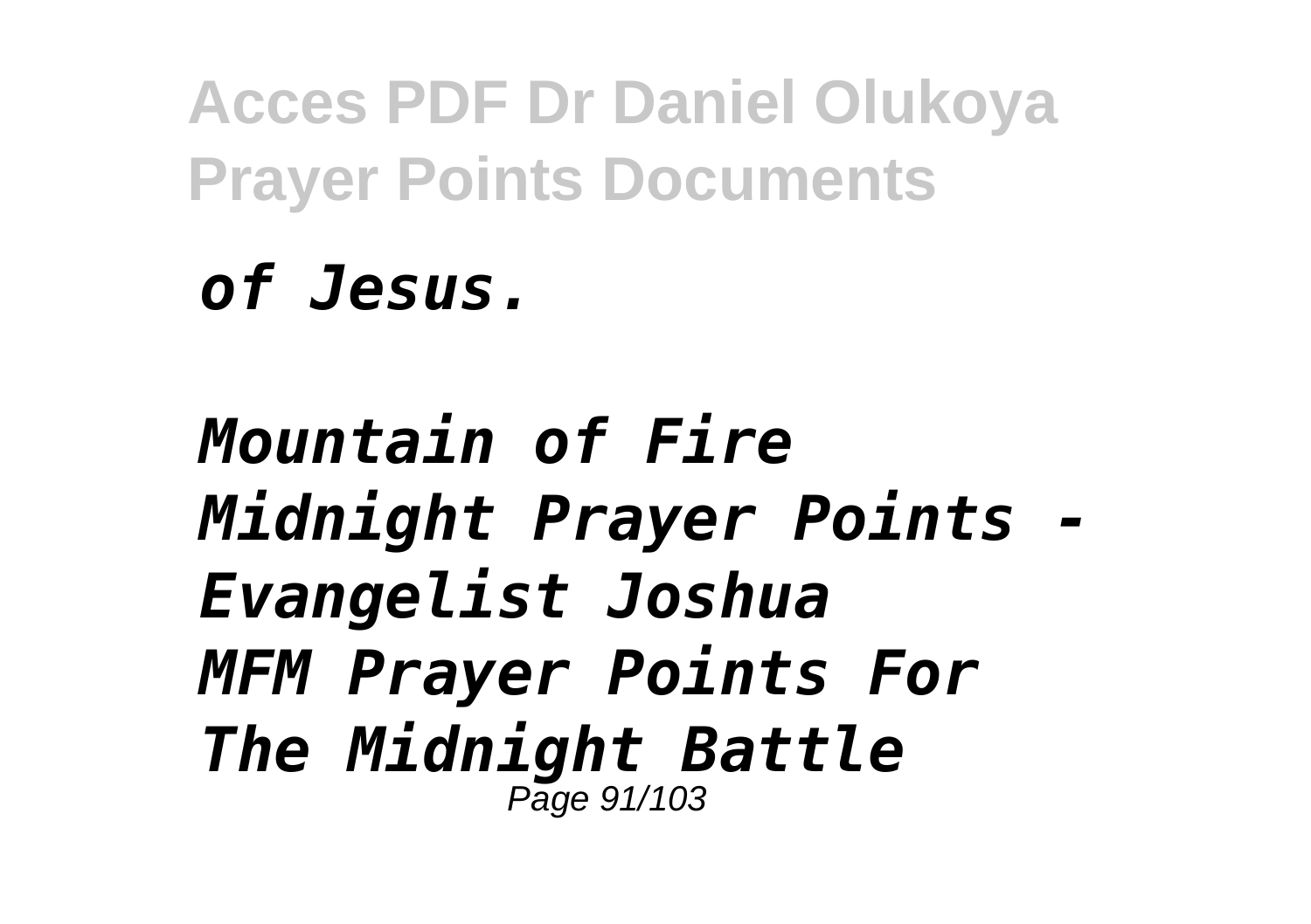*of Jesus.*

*Mountain of Fire Midnight Prayer Points - Evangelist Joshua*

*MFM Prayer Points For The Midnight Battle*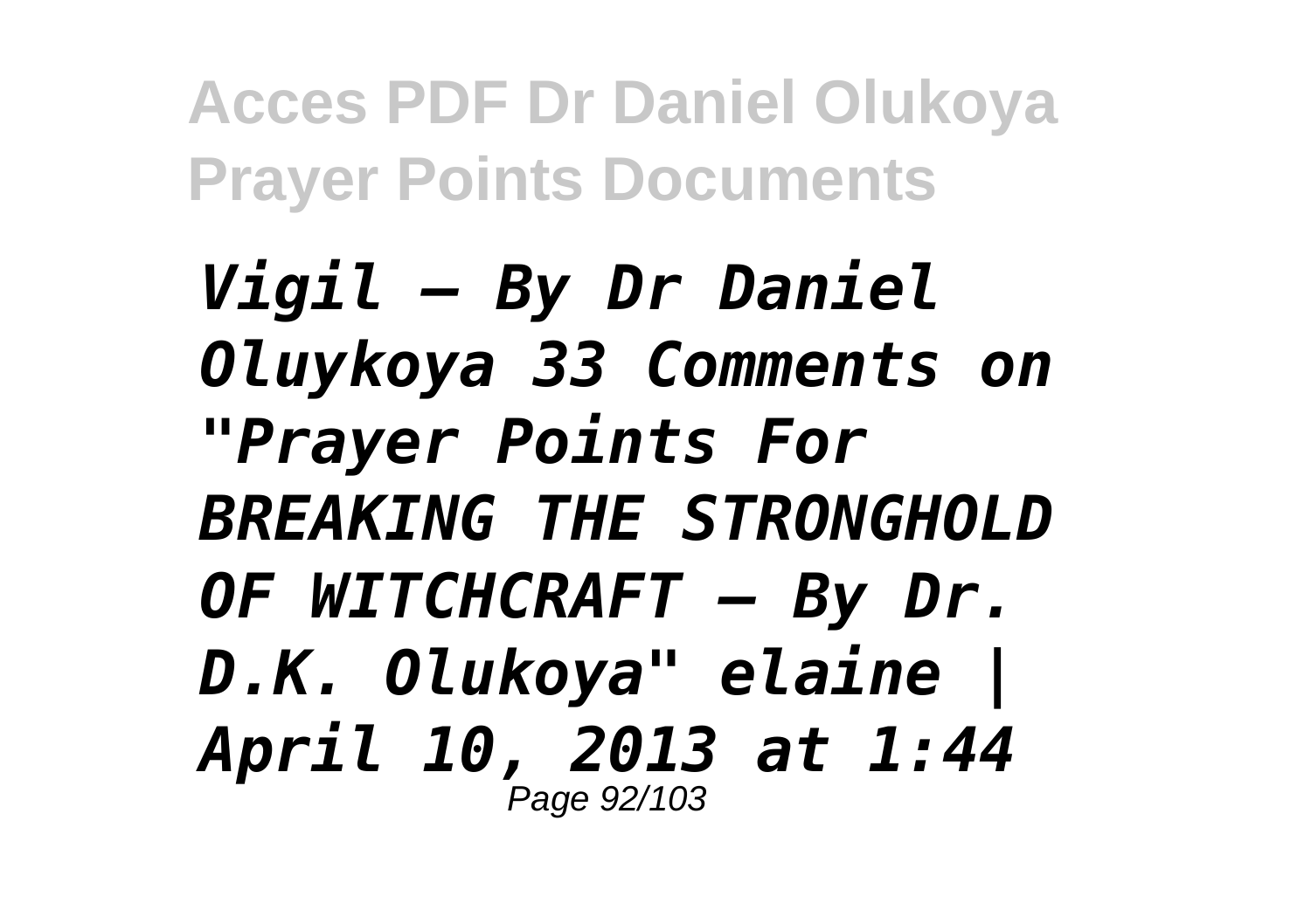*Vigil – By Dr Daniel Oluykoya 33 Comments on "Prayer Points For BREAKING THE STRONGHOLD OF WITCHCRAFT – By Dr. D.K. Olukoya" elaine | April 10, 2013 at 1:44*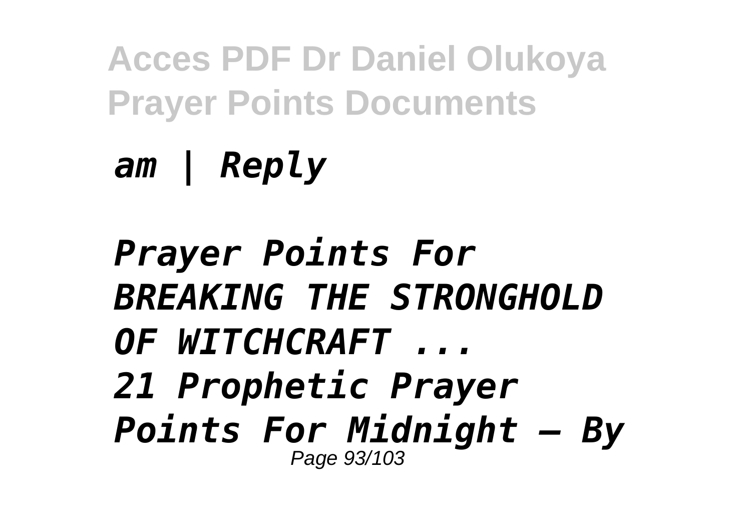*am | Reply*

*Prayer Points For BREAKING THE STRONGHOLD OF WITCHCRAFT ...*

*21 Prophetic Prayer Points For Midnight – By*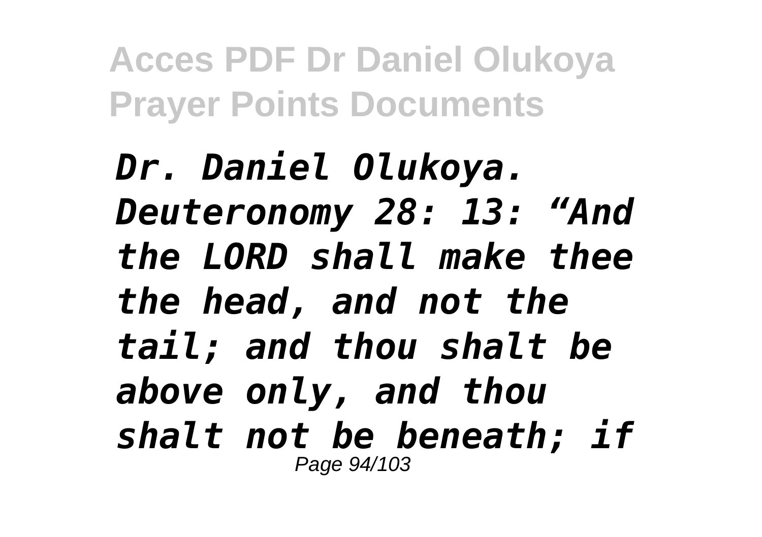*Dr. Daniel Olukoya. Deuteronomy 28: 13: "And the LORD shall make thee the head, and not the tail; and thou shalt be above only, and thou shalt not be beneath; if*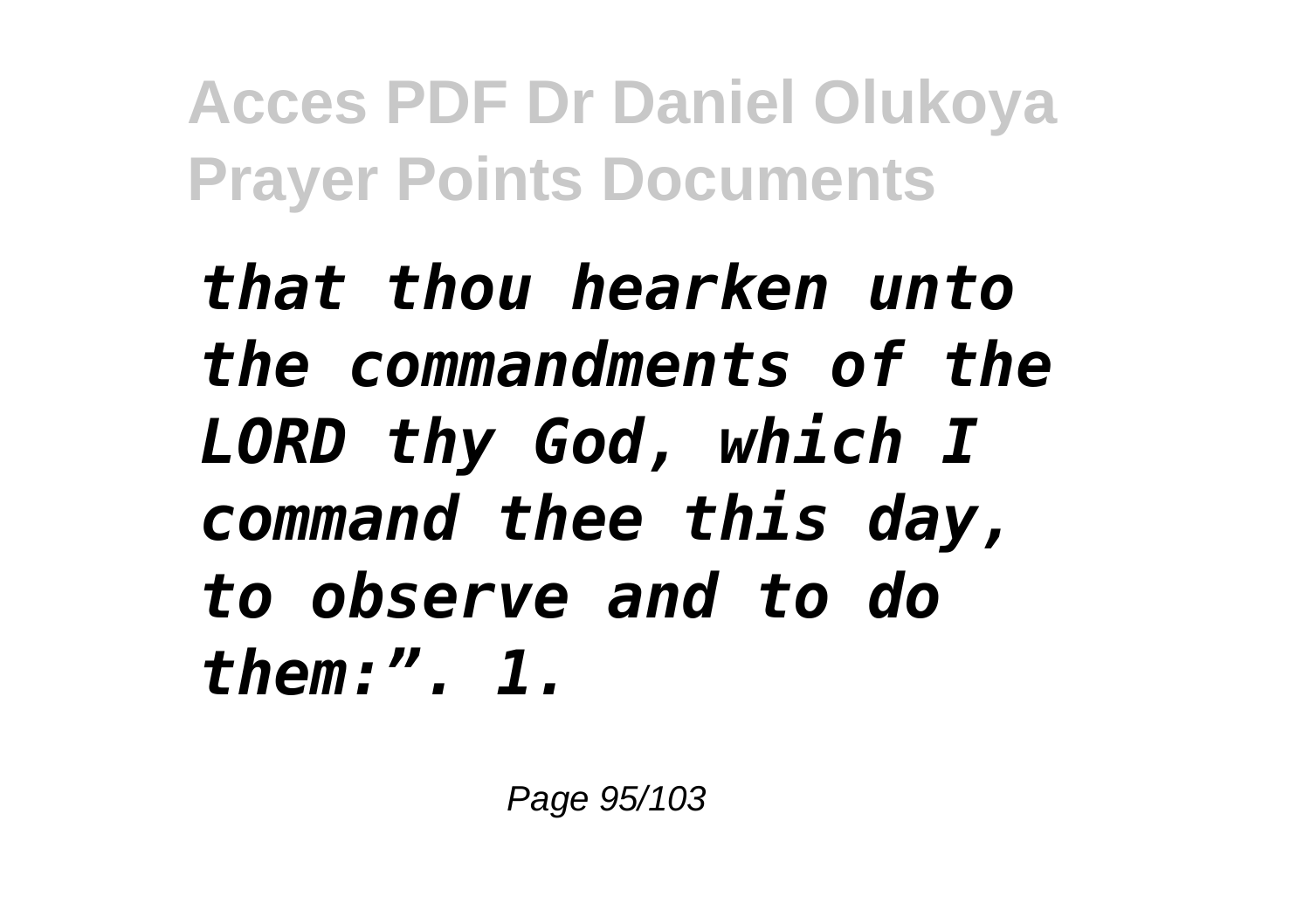*that thou hearken unto the commandments of the LORD thy God, which I command thee this day, to observe and to do them:". 1.*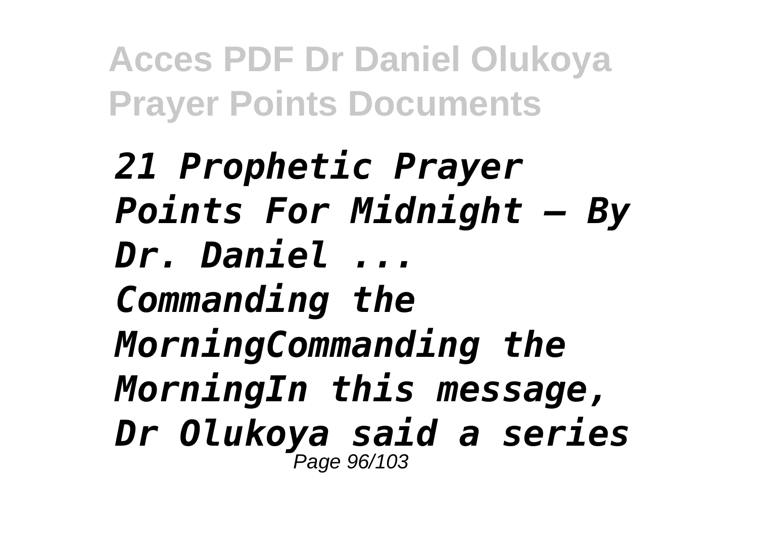*21 Prophetic Prayer Points For Midnight – By Dr. Daniel ... Commanding the MorningCommanding the MorningIn this message, Dr Olukoya said a series*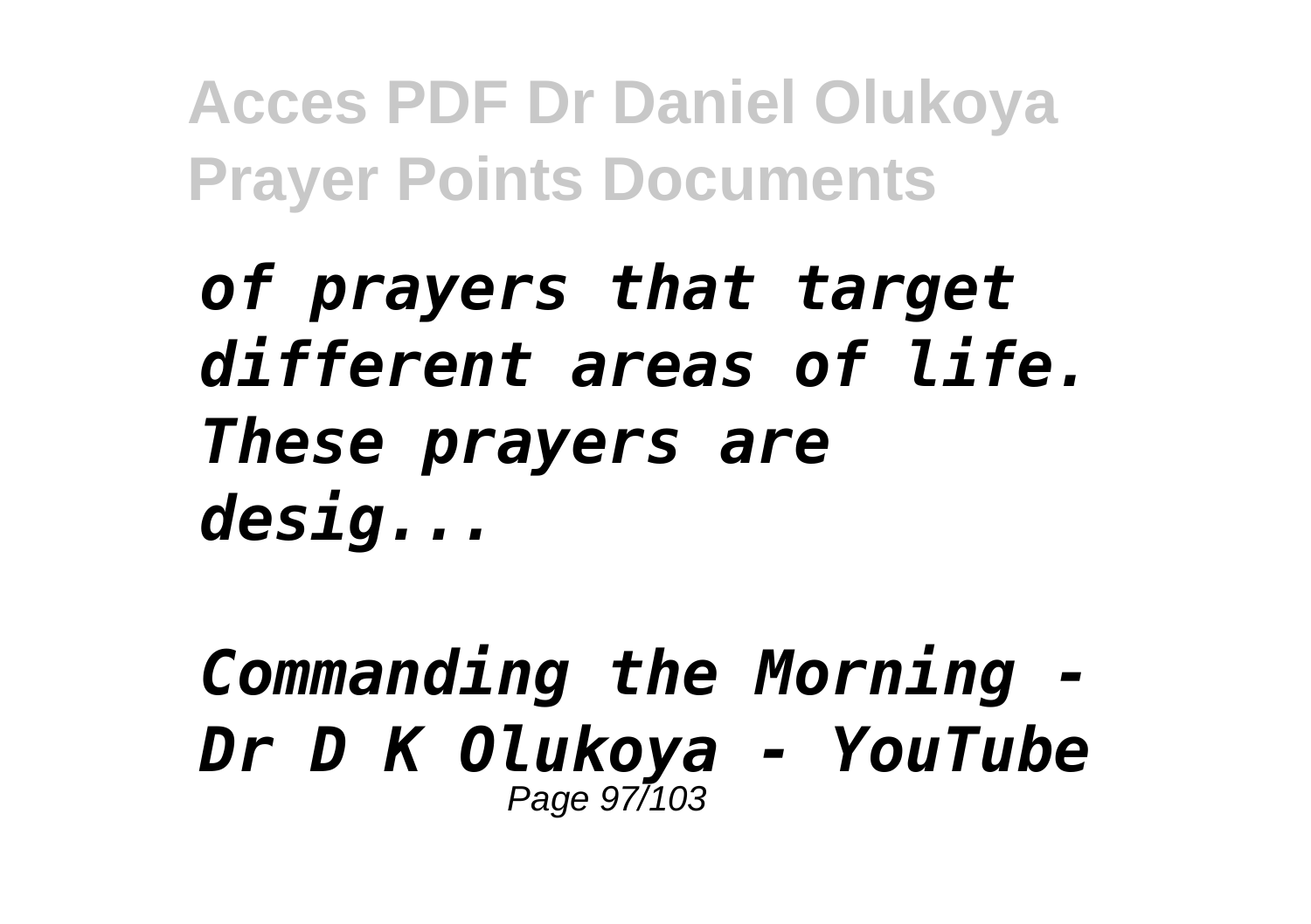*of prayers that target different areas of life. These prayers are desig...*

*Commanding the Morning - Dr D K Olukoya - YouTube*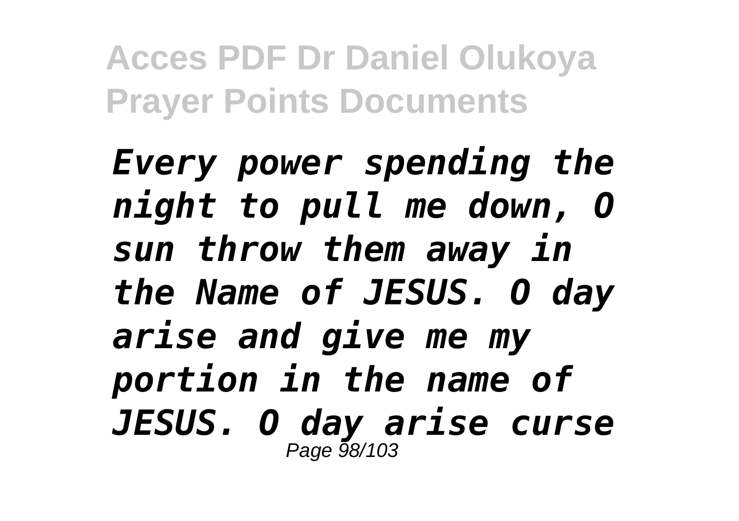*Every power spending the night to pull me down, O sun throw them away in the Name of JESUS. O day arise and give me my portion in the name of JESUS. O day arise curse*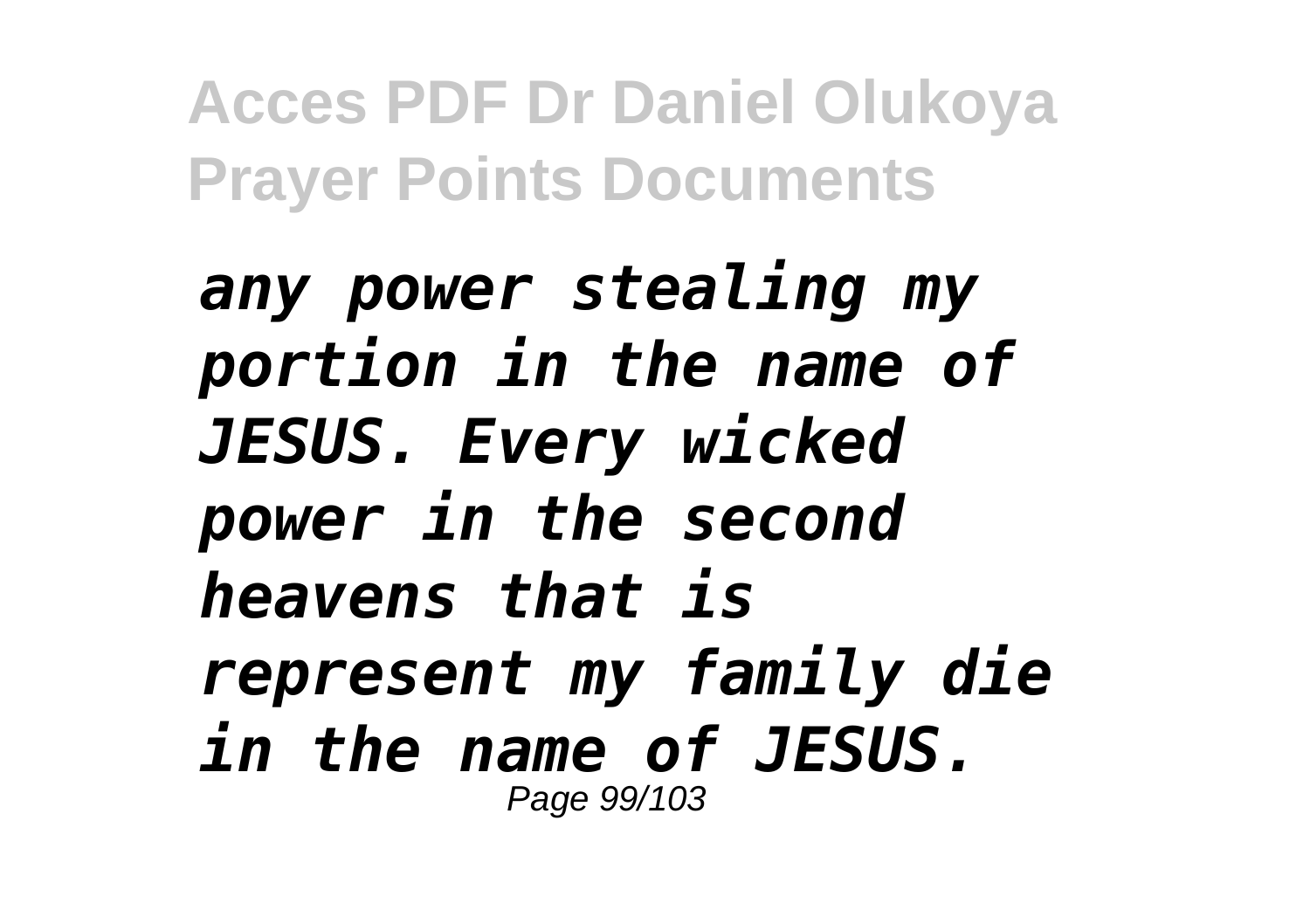*any power stealing my portion in the name of JESUS. Every wicked power in the second heavens that is represent my family die in the name of JESUS.*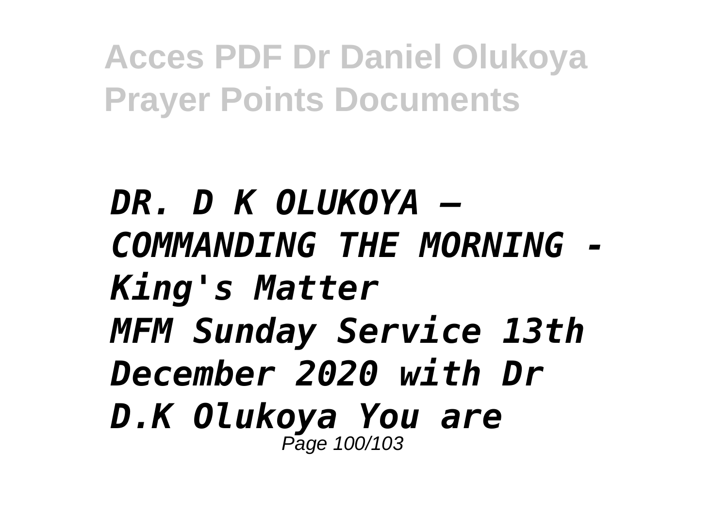***DR. D K OLUKOYA – COMMANDING THE MORNING - King's Matter***
***MFM Sunday Service 13th December 2020 with Dr D.K Olukoya You are***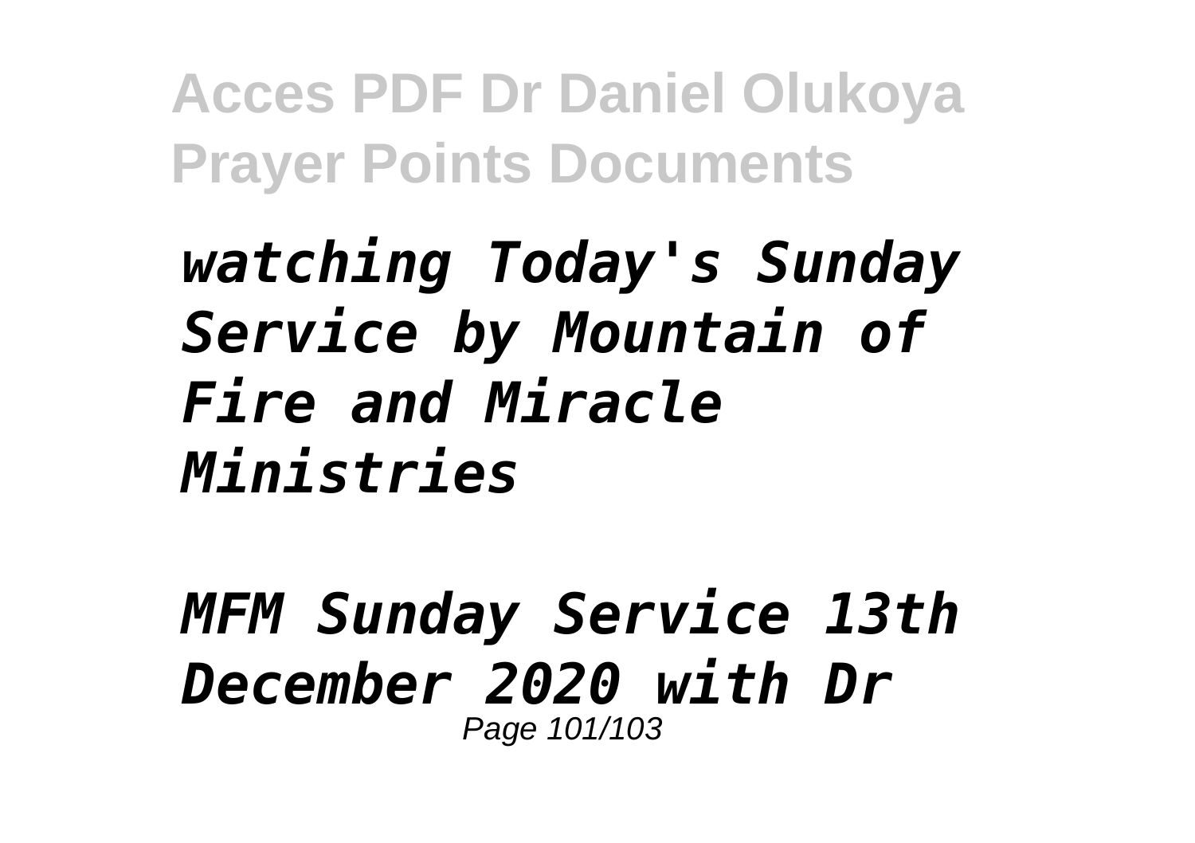*watching Today's Sunday Service by Mountain of Fire and Miracle Ministries*

*MFM Sunday Service 13th December 2020 with Dr*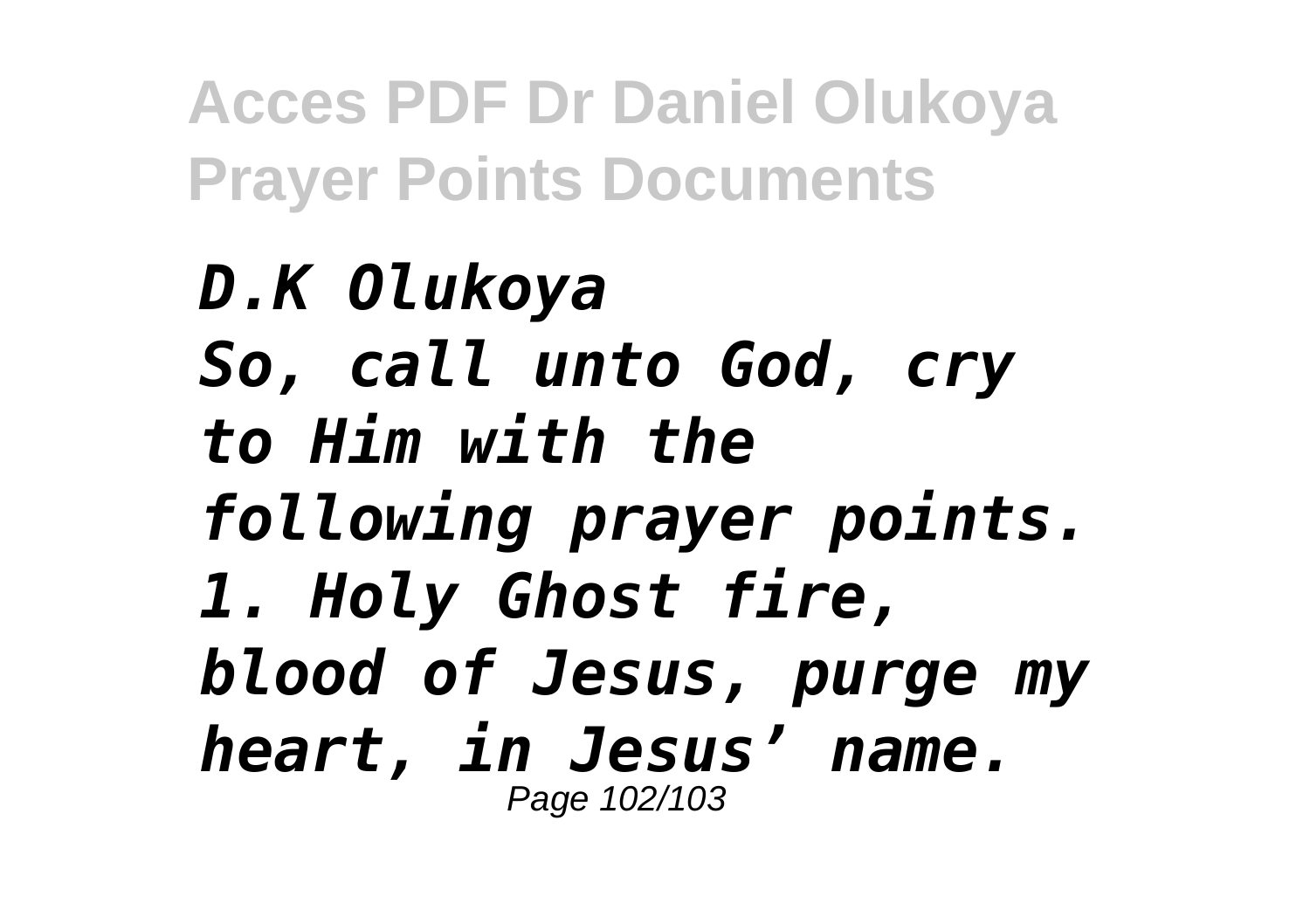*D.K Olukoya*

*So, call unto God, cry to Him with the following prayer points.*

*1. Holy Ghost fire, blood of Jesus, purge my heart, in Jesus' name.*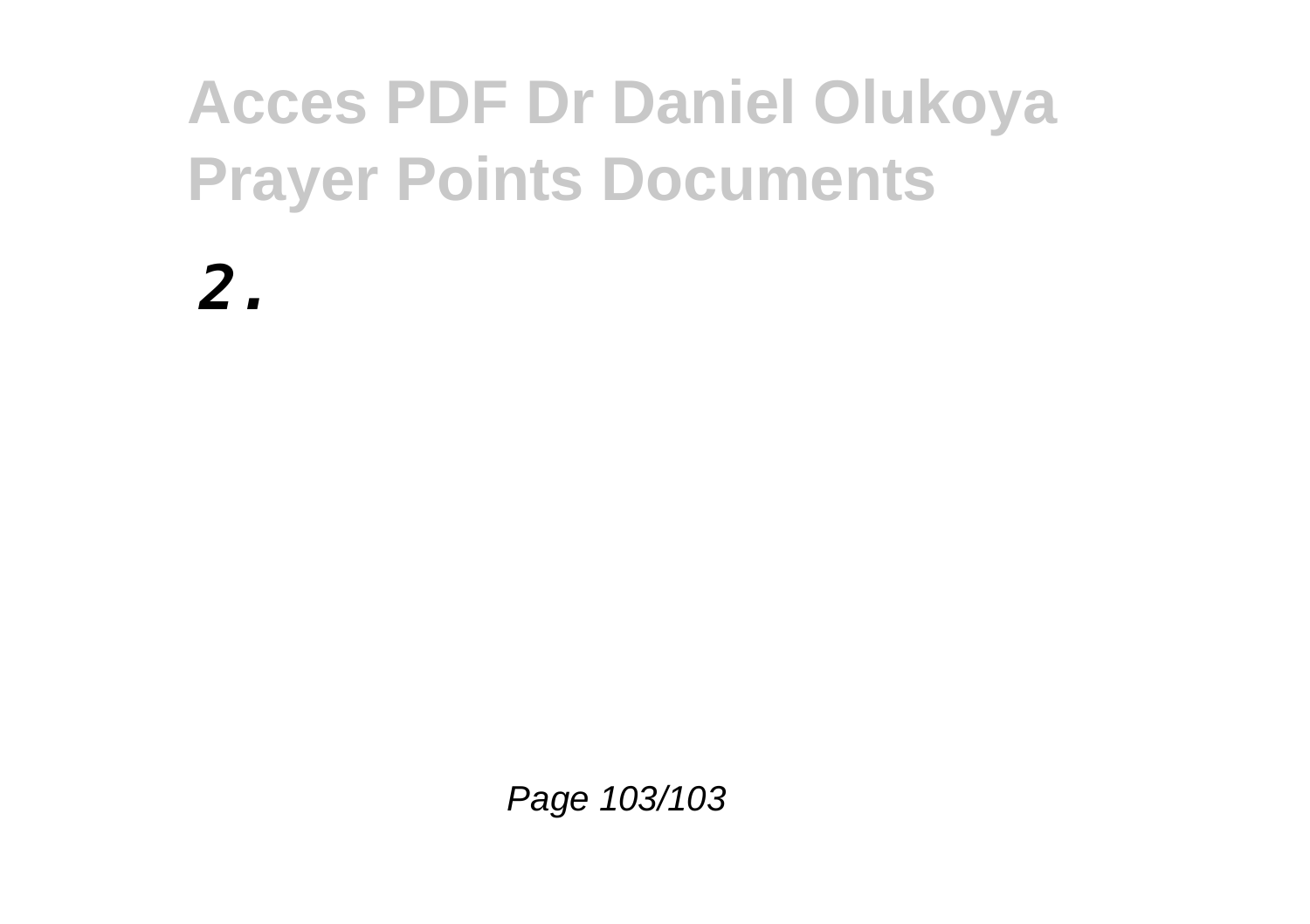*2.*